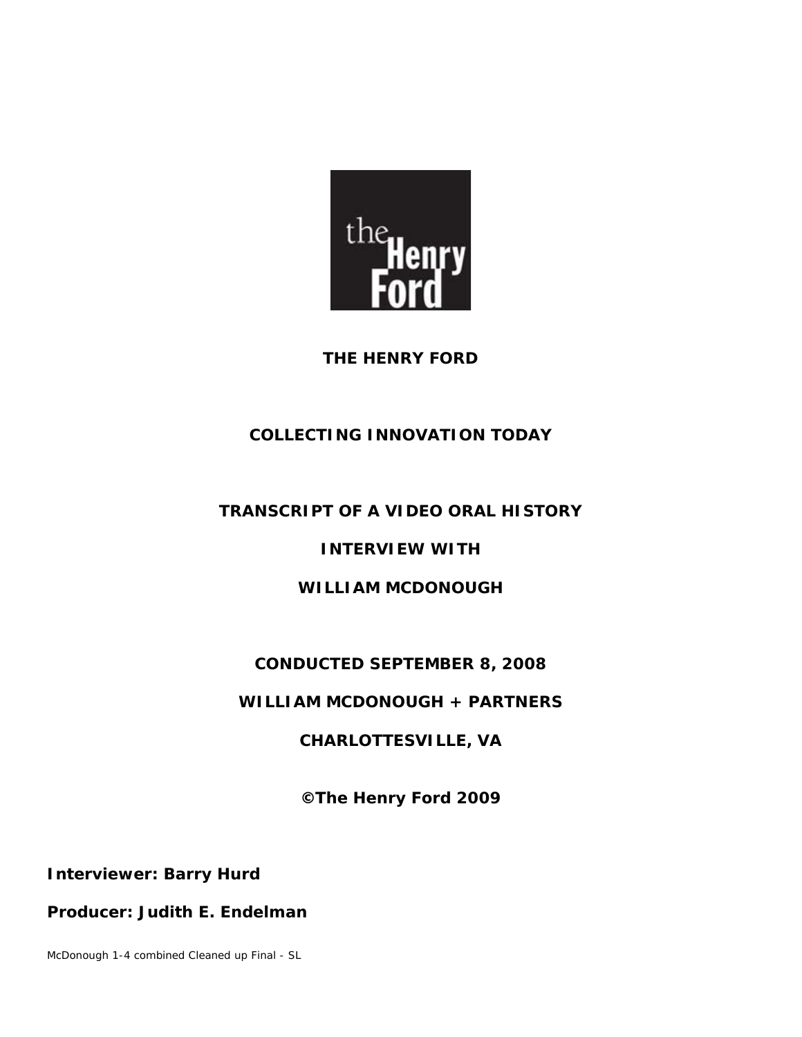# THE HENRY FORD

## COLLECTING INNOVATION TODAY

## TRANSCRIPT OF A VIDEO ORAL HISTORY

## INTERVIEW WITH

## WILLIAM MCDONOUGH

**CONDUCTED SEPTEMBER 8, 2008**

**WILLIAM MCDONOUGH + PARTNERS**

**CHARLOTTESVILLE, VA**

**©The Henry Ford 2009**

**Interviewer: Barry Hurd**

**Producer: Judith E. Endelman**

McDonough 1-4 combined Cleaned up Final - SL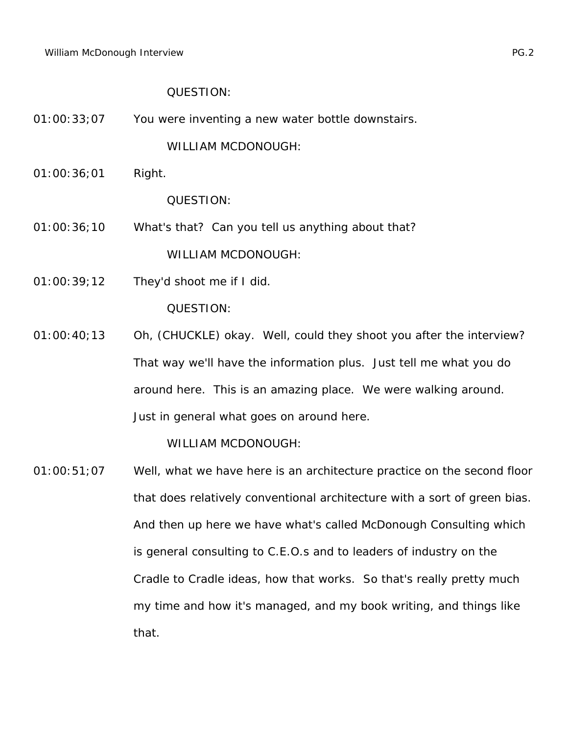QUESTION:

01:00:33;07 You were inventing a new water bottle downstairs.

WILLIAM MCDONOUGH:

01:00:36;01 Right.

QUESTION:

01:00:36;10 What's that? Can you tell us anything about that?

WILLIAM MCDONOUGH:

01:00:39;12 They'd shoot me if I did.

QUESTION:

01:00:40;13 Oh, (CHUCKLE) okay. Well, could they shoot you after the interview? That way we'll have the information plus. Just tell me what you do around here. This is an amazing place. We were walking around. Just in general what goes on around here.

WILLIAM MCDONOUGH:

01:00:51;07 Well, what we have here is an architecture practice on the second floor that does relatively conventional architecture with a sort of green bias. And then up here we have what's called McDonough Consulting which is general consulting to C.E.O.s and to leaders of industry on the Cradle to Cradle ideas, how that works. So that's really pretty much my time and how it's managed, and my book writing, and things like that.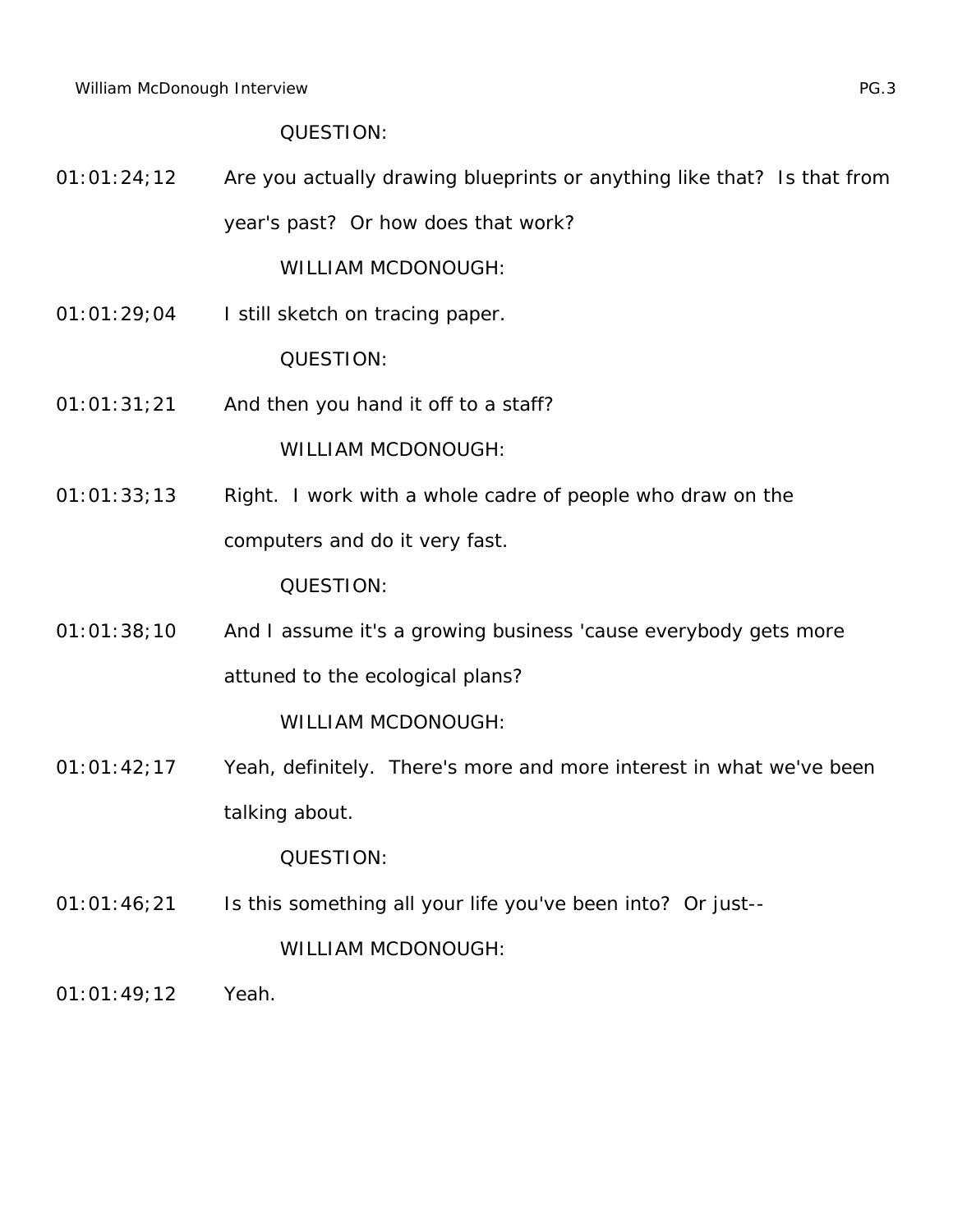QUESTION:

01:01:24;12 Are you actually drawing blueprints or anything like that? Is that from year's past? Or how does that work?

WILLIAM MCDONOUGH:

01:01:29;04 I still sketch on tracing paper.

QUESTION:

01:01:31;21 And then you hand it off to a staff?

WILLIAM MCDONOUGH:

01:01:33;13 Right. I work with a whole cadre of people who draw on the computers and do it very fast.

QUESTION:

01:01:38;10 And I assume it's a growing business 'cause everybody gets more attuned to the ecological plans?

WILLIAM MCDONOUGH:

01:01:42;17 Yeah, definitely. There's more and more interest in what we've been talking about.

QUESTION:

01:01:46;21 Is this something all your life you've been into? Or just--

WILLIAM MCDONOUGH:

01:01:49;12 Yeah.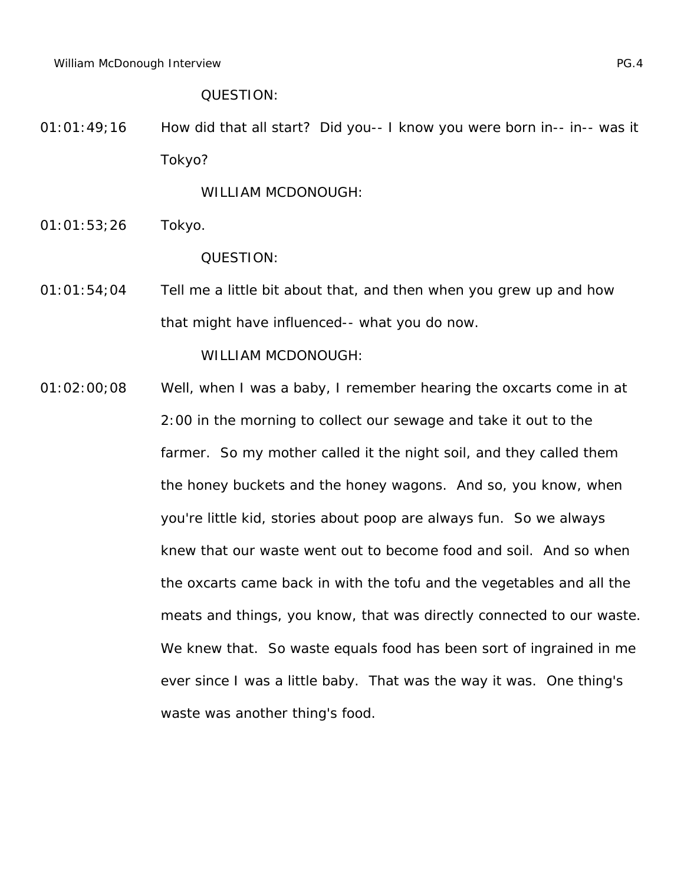QUESTION:

01:01:49;16 How did that all start? Did you-- I know you were born in-- in-- was it Tokyo?

WILLIAM MCDONOUGH:

01:01:53;26 Tokyo.

QUESTION:

01:01:54;04 Tell me a little bit about that, and then when you grew up and how that might have influenced-- what you do now.

WILLIAM MCDONOUGH:

01:02:00;08 Well, when I was a baby, I remember hearing the oxcarts come in at 2:00 in the morning to collect our sewage and take it out to the farmer. So my mother called it the night soil, and they called them the honey buckets and the honey wagons. And so, you know, when you're little kid, stories about poop are always fun. So we always knew that our waste went out to become food and soil. And so when the oxcarts came back in with the tofu and the vegetables and all the meats and things, you know, that was directly connected to our waste. We knew that. So waste equals food has been sort of ingrained in me ever since I was a little baby. That was the way it was. One thing's waste was another thing's food.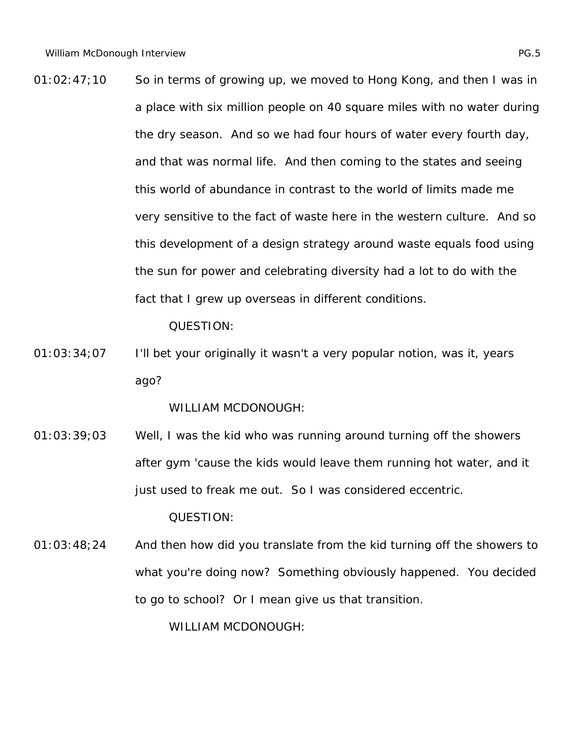01:02:47;10 So in terms of growing up, we moved to Hong Kong, and then I was in a place with six million people on 40 square miles with no water during the dry season. And so we had four hours of water every fourth day, and that was normal life. And then coming to the states and seeing this world of abundance in contrast to the world of limits made me very sensitive to the fact of waste here in the western culture. And so this development of a design strategy around waste equals food using the sun for power and celebrating diversity had a lot to do with the fact that I grew up overseas in different conditions.

QUESTION:

01:03:34;07 I'll bet your originally it wasn't a very popular notion, was it, years ago?

WILLIAM MCDONOUGH:

01:03:39;03 Well, I was the kid who was running around turning off the showers after gym 'cause the kids would leave them running hot water, and it just used to freak me out. So I was considered eccentric.

QUESTION:

01:03:48;24 And then how did you translate from the kid turning off the showers to what you're doing now? Something obviously happened. You decided to go to school? Or I mean give us that transition.

WILLIAM MCDONOUGH: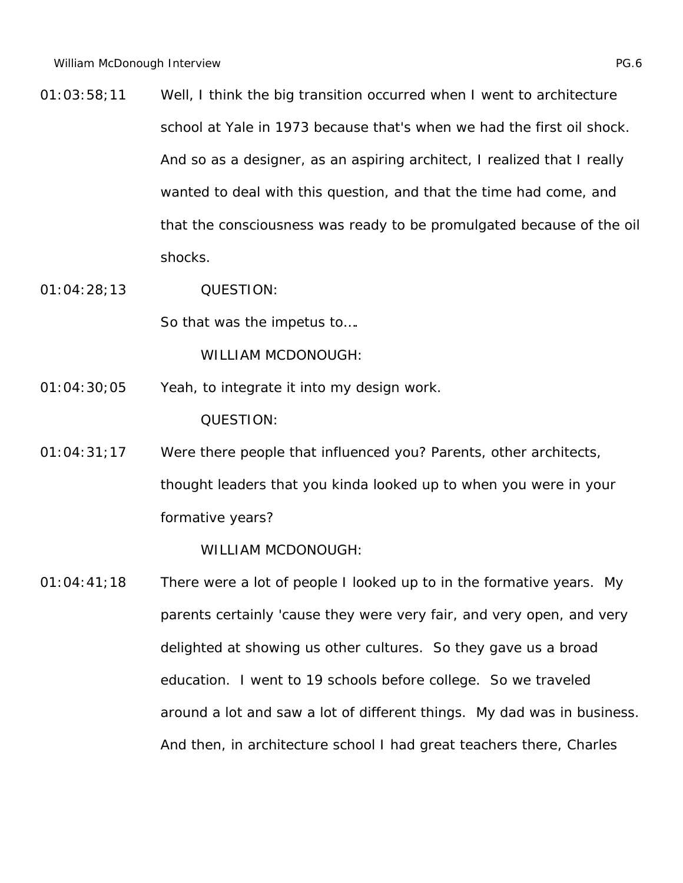01:03:58;11 Well, I think the big transition occurred when I went to architecture school at Yale in 1973 because that's when we had the first oil shock. And so as a designer, as an aspiring architect, I realized that I really wanted to deal with this question, and that the time had come, and that the consciousness was ready to be promulgated because of the oil shocks.

01:04:28;13 QUESTION:

So that was the impetus to….

WILLIAM MCDONOUGH:

01:04:30;05 Yeah, to integrate it into my design work.

QUESTION:

01:04:31;17 Were there people that influenced you? Parents, other architects, thought leaders that you kinda looked up to when you were in your formative years?

WILLIAM MCDONOUGH:

01:04:41;18 There were a lot of people I looked up to in the formative years. My parents certainly 'cause they were very fair, and very open, and very delighted at showing us other cultures. So they gave us a broad education. I went to 19 schools before college. So we traveled around a lot and saw a lot of different things. My dad was in business. And then, in architecture school I had great teachers there, Charles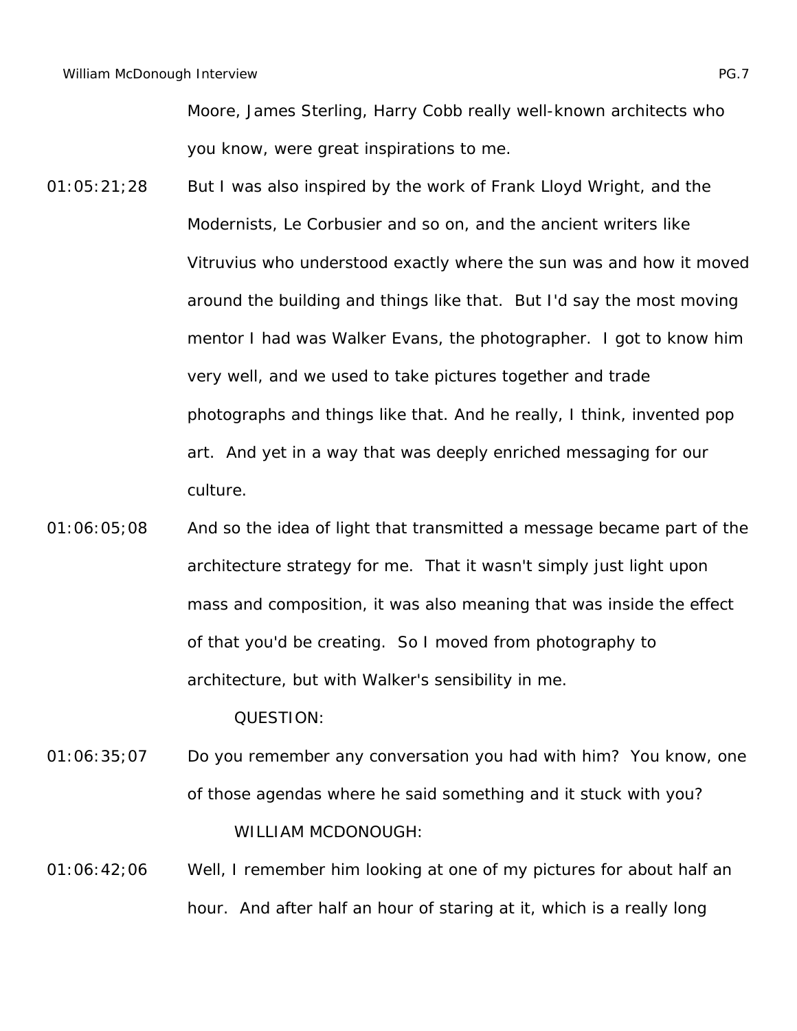Moore, James Sterling, Harry Cobb really well-known architects who you know, were great inspirations to me.

01:05:21;28 But I was also inspired by the work of Frank Lloyd Wright, and the Modernists, Le Corbusier and so on, and the ancient writers like Vitruvius who understood exactly where the sun was and how it moved around the building and things like that. But I'd say the most moving mentor I had was Walker Evans, the photographer. I got to know him very well, and we used to take pictures together and trade photographs and things like that. And he really, I think, invented pop art. And yet in a way that was deeply enriched messaging for our culture.

01:06:05;08 And so the idea of light that transmitted a message became part of the architecture strategy for me. That it wasn't simply just light upon mass and composition, it was also meaning that was inside the effect of that you'd be creating. So I moved from photography to architecture, but with Walker's sensibility in me.

QUESTION:

01:06:35;07 Do you remember any conversation you had with him? You know, one of those agendas where he said something and it stuck with you?

WILLIAM MCDONOUGH:

01:06:42;06 Well, I remember him looking at one of my pictures for about half an hour. And after half an hour of staring at it, which is a really long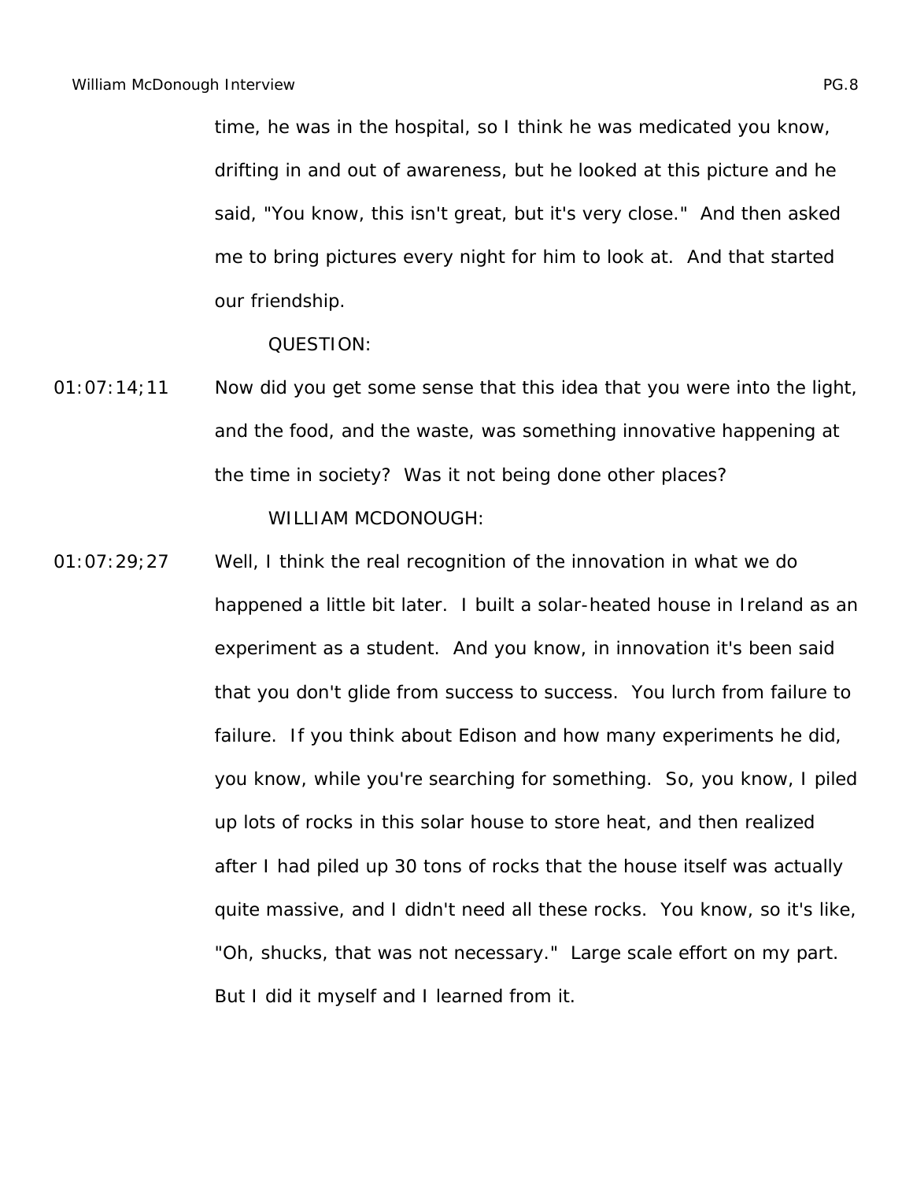time, he was in the hospital, so I think he was medicated you know, drifting in and out of awareness, but he looked at this picture and he said, "You know, this isn't great, but it's very close." And then asked me to bring pictures every night for him to look at. And that started our friendship.

QUESTION:

01:07:14;11 Now did you get some sense that this idea that you were into the light, and the food, and the waste, was something innovative happening at the time in society? Was it not being done other places?

WILLIAM MCDONOUGH:

01:07:29;27 Well, I think the real recognition of the innovation in what we do happened a little bit later. I built a solar-heated house in Ireland as an experiment as a student. And you know, in innovation it's been said that you don't glide from success to success. You lurch from failure to failure. If you think about Edison and how many experiments he did, you know, while you're searching for something. So, you know, I piled up lots of rocks in this solar house to store heat, and then realized after I had piled up 30 tons of rocks that the house itself was actually quite massive, and I didn't need all these rocks. You know, so it's like, "Oh, shucks, that was not necessary." Large scale effort on my part. But I did it myself and I learned from it.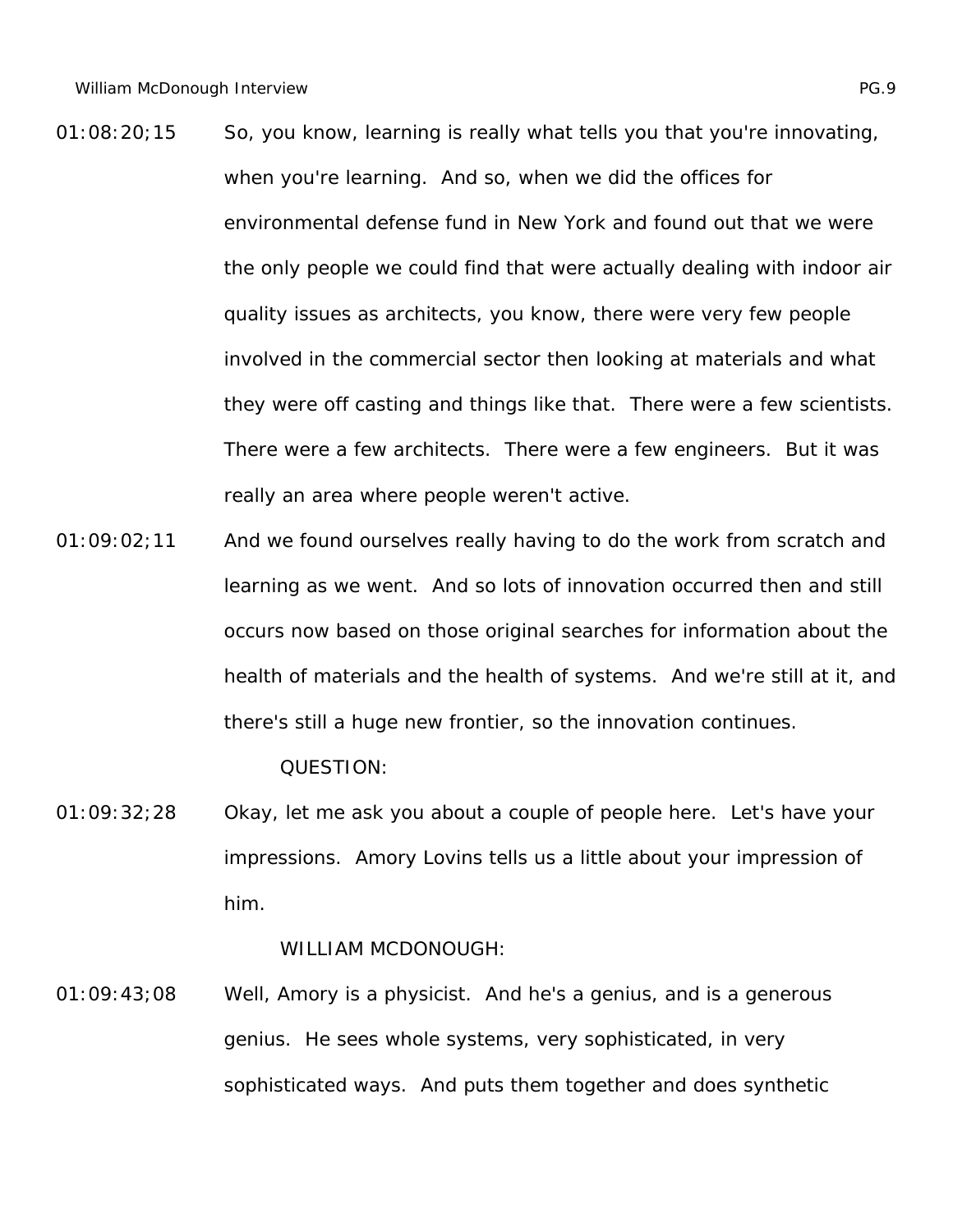01:08:20;15 So, you know, learning is really what tells you that you're innovating, when you're learning. And so, when we did the offices for environmental defense fund in New York and found out that we were the only people we could find that were actually dealing with indoor air quality issues as architects, you know, there were very few people involved in the commercial sector then looking at materials and what they were off casting and things like that. There were a few scientists. There were a few architects. There were a few engineers. But it was really an area where people weren't active.

01:09:02;11 And we found ourselves really having to do the work from scratch and learning as we went. And so lots of innovation occurred then and still occurs now based on those original searches for information about the health of materials and the health of systems. And we're still at it, and there's still a huge new frontier, so the innovation continues.

QUESTION:

01:09:32;28 Okay, let me ask you about a couple of people here. Let's have your impressions. Amory Lovins tells us a little about your impression of him.

WILLIAM MCDONOUGH:

01:09:43;08 Well, Amory is a physicist. And he's a genius, and is a generous genius. He sees whole systems, very sophisticated, in very sophisticated ways. And puts them together and does synthetic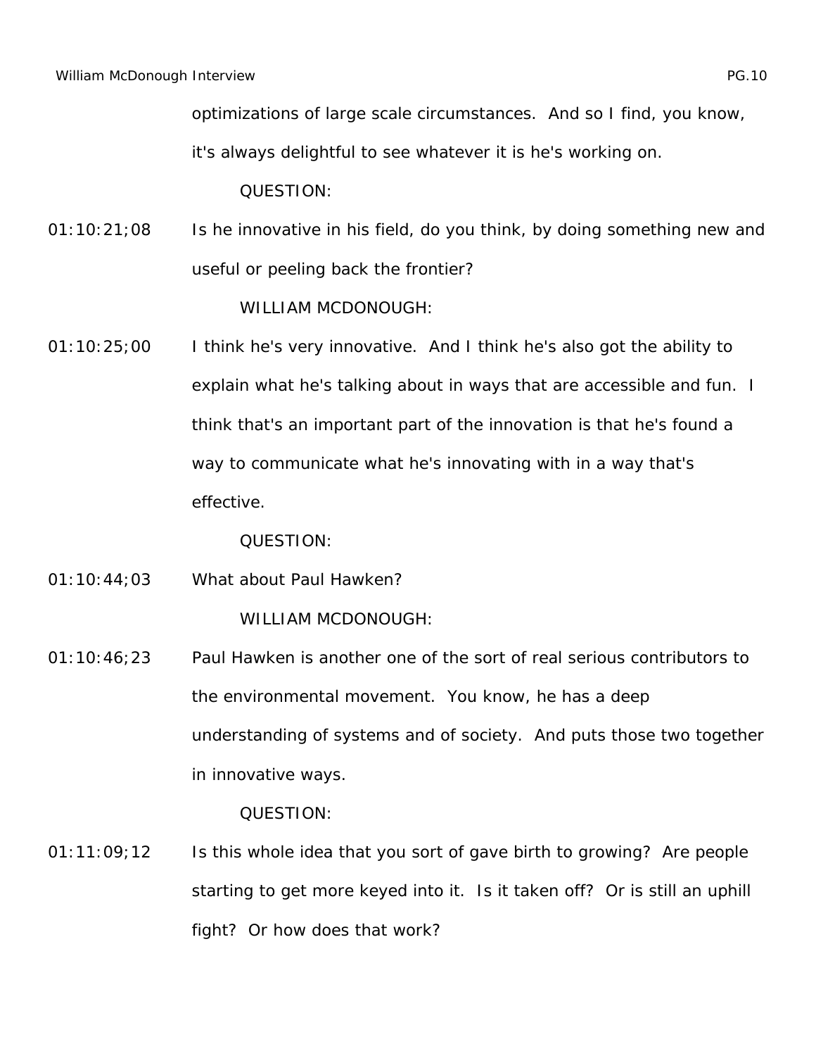optimizations of large scale circumstances.  And so I find, you know, it's always delightful to see whatever it is he's working on.

QUESTION:

01:10:21;08 Is he innovative in his field, do you think, by doing something new and useful or peeling back the frontier?

WILLIAM MCDONOUGH:

01:10:25;00 I think he's very innovative.  And I think he's also got the ability to explain what he's talking about in ways that are accessible and fun.  I think that's an important part of the innovation is that he's found a way to communicate what he's innovating with in a way that's effective.

QUESTION:

01:10:44;03 What about Paul Hawken?

WILLIAM MCDONOUGH:

01:10:46;23 Paul Hawken is another one of the sort of real serious contributors to the environmental movement.  You know, he has a deep understanding of systems and of society.  And puts those two together in innovative ways.

QUESTION:

01:11:09;12 Is this whole idea that you sort of gave birth to growing?  Are people starting to get more keyed into it.  Is it taken off?  Or is still an uphill fight?  Or how does that work?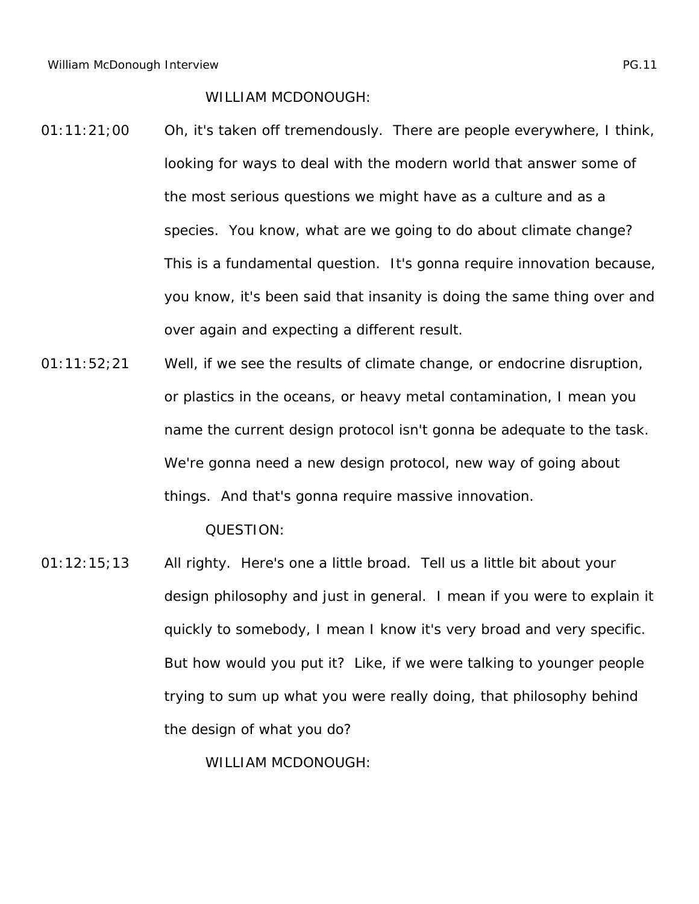WILLIAM MCDONOUGH:

01:11:21;00 Oh, it's taken off tremendously. There are people everywhere, I think, looking for ways to deal with the modern world that answer some of the most serious questions we might have as a culture and as a species. You know, what are we going to do about climate change? This is a fundamental question. It's gonna require innovation because, you know, it's been said that insanity is doing the same thing over and over again and expecting a different result.

01:11:52;21 Well, if we see the results of climate change, or endocrine disruption, or plastics in the oceans, or heavy metal contamination, I mean you name the current design protocol isn't gonna be adequate to the task. We're gonna need a new design protocol, new way of going about things. And that's gonna require massive innovation.

QUESTION:

01:12:15;13 All righty. Here's one a little broad. Tell us a little bit about your design philosophy and just in general. I mean if you were to explain it quickly to somebody, I mean I know it's very broad and very specific. But how would you put it? Like, if we were talking to younger people trying to sum up what you were really doing, that philosophy behind the design of what you do?

WILLIAM MCDONOUGH: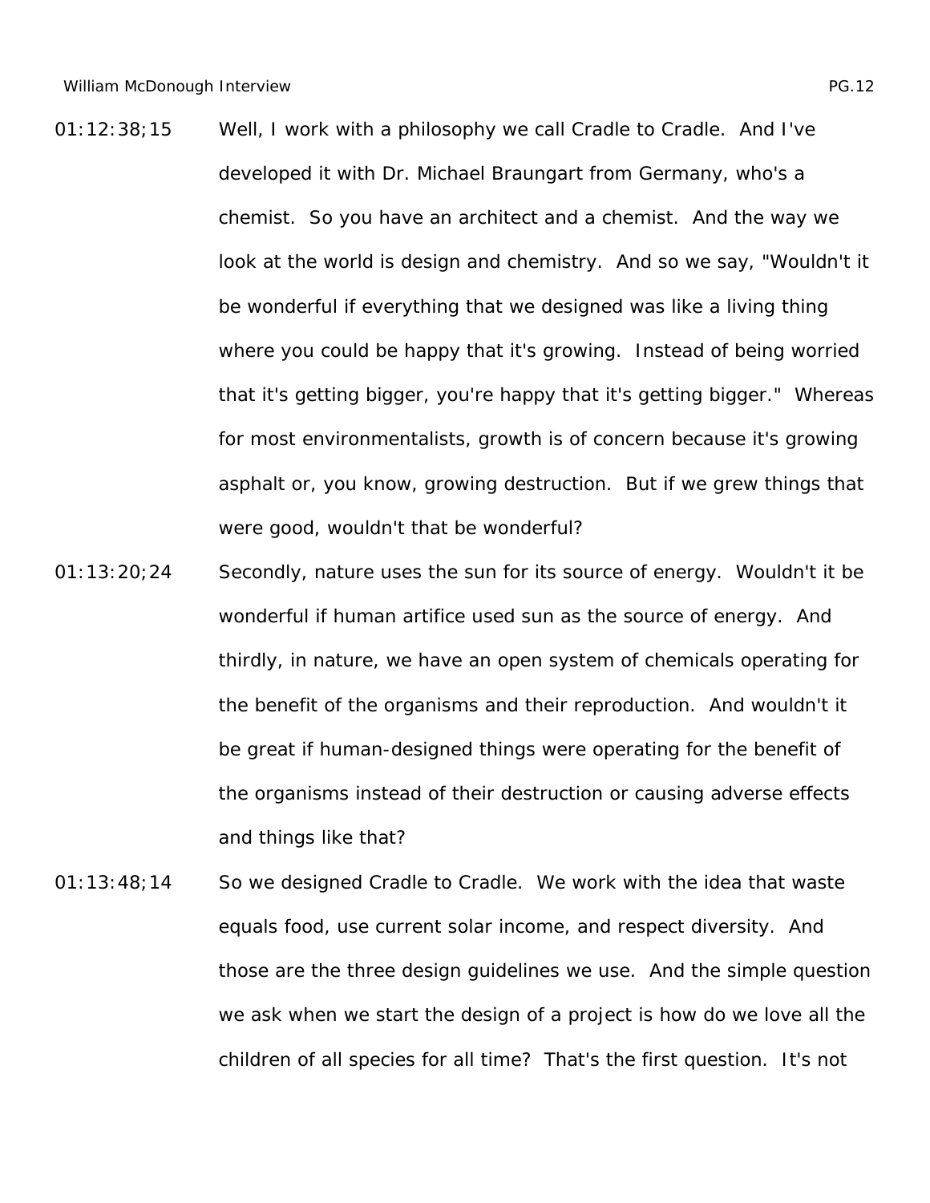01:12:38;15 Well, I work with a philosophy we call Cradle to Cradle. And I've developed it with Dr. Michael Braungart from Germany, who's a chemist. So you have an architect and a chemist. And the way we look at the world is design and chemistry. And so we say, "Wouldn't it be wonderful if everything that we designed was like a living thing where you could be happy that it's growing. Instead of being worried that it's getting bigger, you're happy that it's getting bigger." Whereas for most environmentalists, growth is of concern because it's growing asphalt or, you know, growing destruction. But if we grew things that were good, wouldn't that be wonderful?

01:13:20;24 Secondly, nature uses the sun for its source of energy. Wouldn't it be wonderful if human artifice used sun as the source of energy. And thirdly, in nature, we have an open system of chemicals operating for the benefit of the organisms and their reproduction. And wouldn't it be great if human-designed things were operating for the benefit of the organisms instead of their destruction or causing adverse effects and things like that?

01:13:48;14 So we designed Cradle to Cradle. We work with the idea that waste equals food, use current solar income, and respect diversity. And those are the three design guidelines we use. And the simple question we ask when we start the design of a project is how do we love all the children of all species for all time? That's the first question. It's not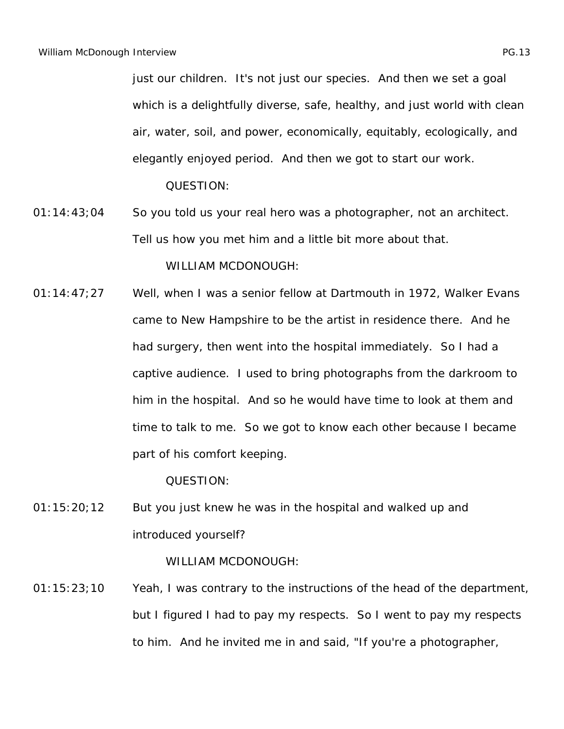just our children. It's not just our species. And then we set a goal which is a delightfully diverse, safe, healthy, and just world with clean air, water, soil, and power, economically, equitably, ecologically, and elegantly enjoyed period. And then we got to start our work.

QUESTION:

01:14:43;04 So you told us your real hero was a photographer, not an architect. Tell us how you met him and a little bit more about that.

WILLIAM MCDONOUGH:

01:14:47;27 Well, when I was a senior fellow at Dartmouth in 1972, Walker Evans came to New Hampshire to be the artist in residence there. And he had surgery, then went into the hospital immediately. So I had a captive audience. I used to bring photographs from the darkroom to him in the hospital. And so he would have time to look at them and time to talk to me. So we got to know each other because I became part of his comfort keeping.

QUESTION:

01:15:20;12 But you just knew he was in the hospital and walked up and introduced yourself?

WILLIAM MCDONOUGH:

01:15:23;10 Yeah, I was contrary to the instructions of the head of the department, but I figured I had to pay my respects. So I went to pay my respects to him. And he invited me in and said, "If you're a photographer,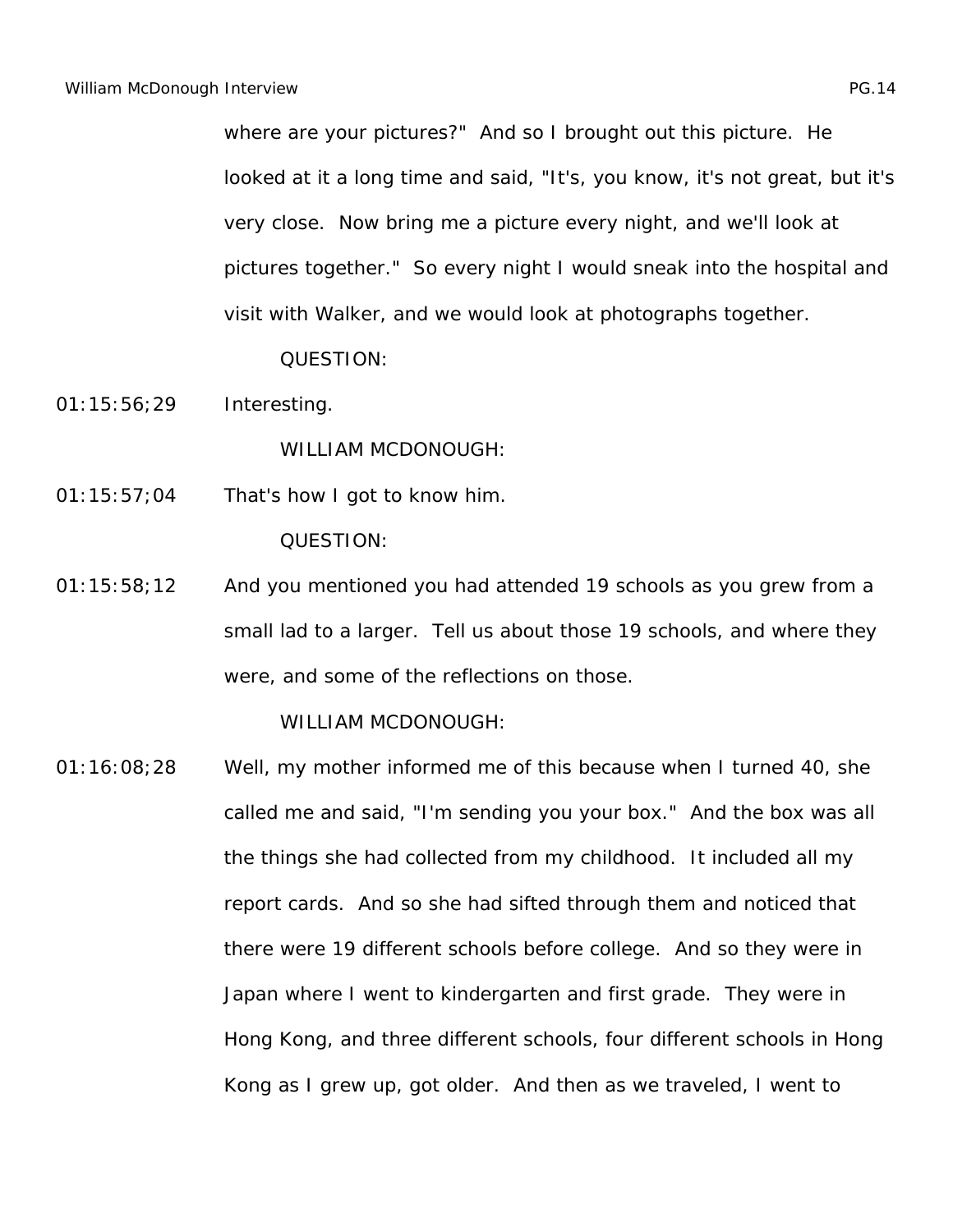where are your pictures?" And so I brought out this picture. He looked at it a long time and said, "It's, you know, it's not great, but it's very close. Now bring me a picture every night, and we'll look at pictures together." So every night I would sneak into the hospital and visit with Walker, and we would look at photographs together.

QUESTION:

01:15:56;29 Interesting.

WILLIAM MCDONOUGH:

01:15:57;04 That's how I got to know him.

QUESTION:

01:15:58;12 And you mentioned you had attended 19 schools as you grew from a small lad to a larger. Tell us about those 19 schools, and where they were, and some of the reflections on those.

WILLIAM MCDONOUGH:

01:16:08;28 Well, my mother informed me of this because when I turned 40, she called me and said, "I'm sending you your box." And the box was all the things she had collected from my childhood. It included all my report cards. And so she had sifted through them and noticed that there were 19 different schools before college. And so they were in Japan where I went to kindergarten and first grade. They were in Hong Kong, and three different schools, four different schools in Hong Kong as I grew up, got older. And then as we traveled, I went to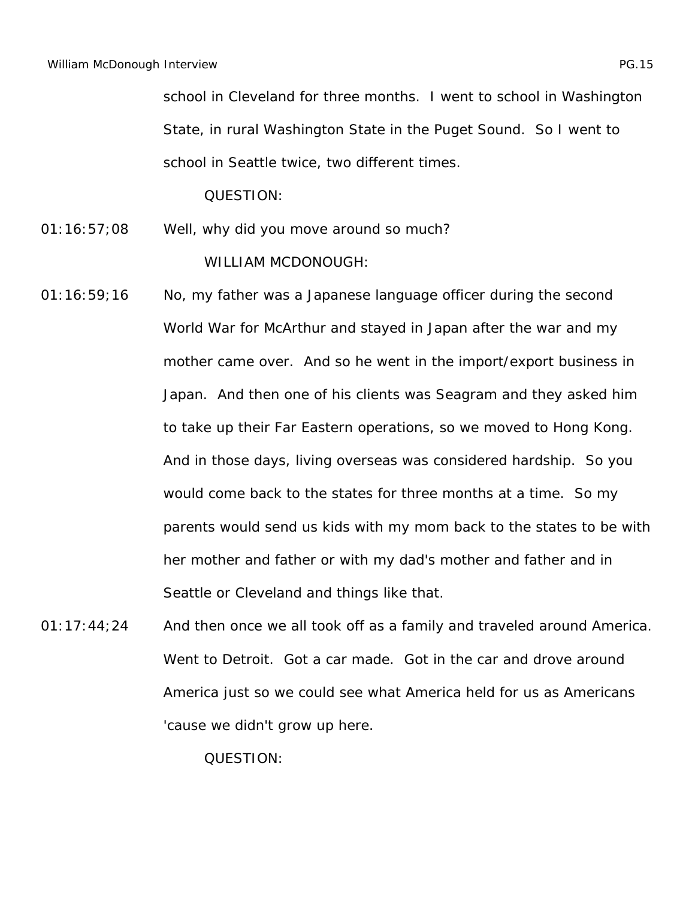school in Cleveland for three months. I went to school in Washington State, in rural Washington State in the Puget Sound. So I went to school in Seattle twice, two different times.

QUESTION:

01:16:57;08 Well, why did you move around so much?

WILLIAM MCDONOUGH:

01:16:59;16 No, my father was a Japanese language officer during the second World War for McArthur and stayed in Japan after the war and my mother came over. And so he went in the import/export business in Japan. And then one of his clients was Seagram and they asked him to take up their Far Eastern operations, so we moved to Hong Kong. And in those days, living overseas was considered hardship. So you would come back to the states for three months at a time. So my parents would send us kids with my mom back to the states to be with her mother and father or with my dad's mother and father and in Seattle or Cleveland and things like that.

01:17:44;24 And then once we all took off as a family and traveled around America. Went to Detroit. Got a car made. Got in the car and drove around America just so we could see what America held for us as Americans 'cause we didn't grow up here.

QUESTION: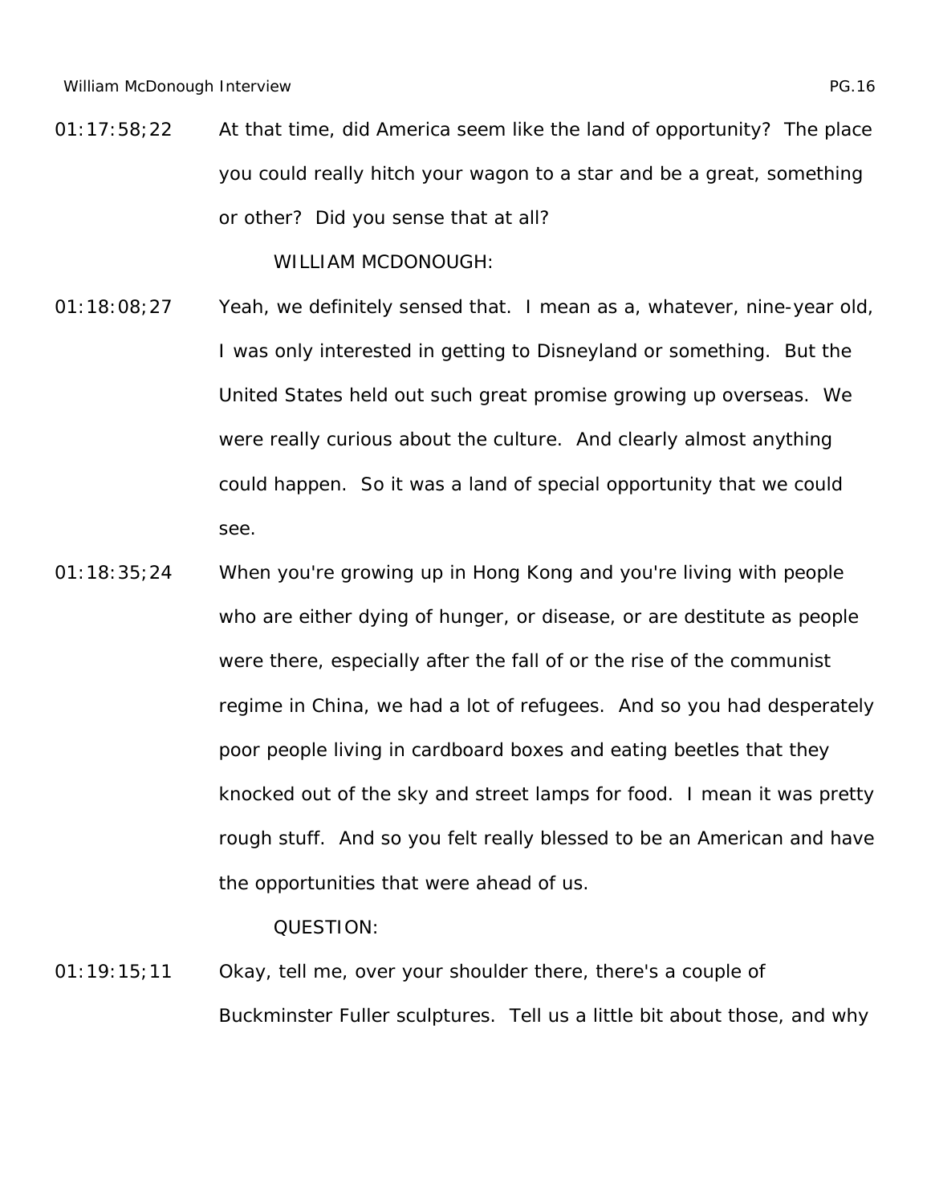01:17:58;22 At that time, did America seem like the land of opportunity? The place you could really hitch your wagon to a star and be a great, something or other? Did you sense that at all?

WILLIAM MCDONOUGH:

01:18:08;27 Yeah, we definitely sensed that. I mean as a, whatever, nine-year old, I was only interested in getting to Disneyland or something. But the United States held out such great promise growing up overseas. We were really curious about the culture. And clearly almost anything could happen. So it was a land of special opportunity that we could see.

01:18:35;24 When you're growing up in Hong Kong and you're living with people who are either dying of hunger, or disease, or are destitute as people were there, especially after the fall of or the rise of the communist regime in China, we had a lot of refugees. And so you had desperately poor people living in cardboard boxes and eating beetles that they knocked out of the sky and street lamps for food. I mean it was pretty rough stuff. And so you felt really blessed to be an American and have the opportunities that were ahead of us.

QUESTION:

01:19:15;11 Okay, tell me, over your shoulder there, there's a couple of Buckminster Fuller sculptures. Tell us a little bit about those, and why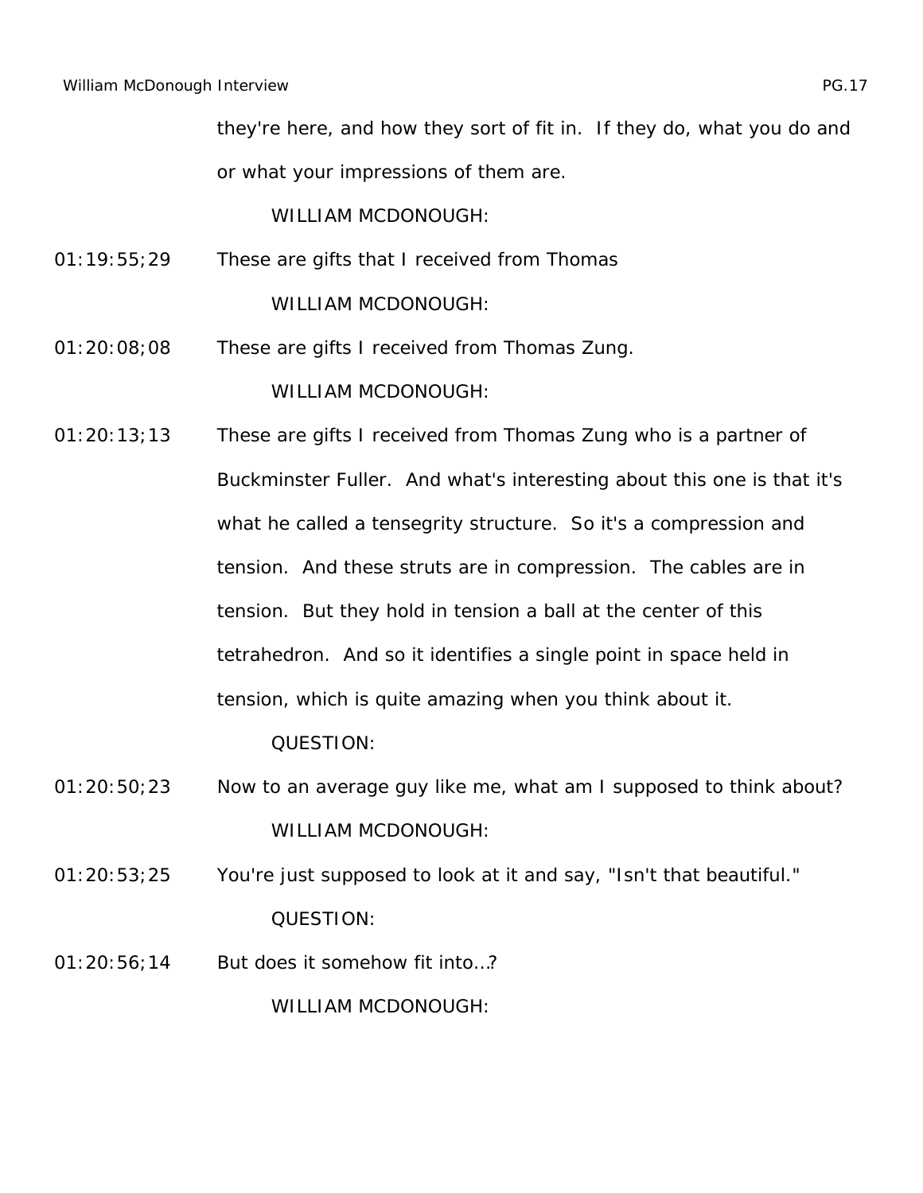they're here, and how they sort of fit in.  If they do, what you do and or what your impressions of them are.

WILLIAM MCDONOUGH:

01:19:55;29 These are gifts that I received from Thomas

WILLIAM MCDONOUGH:

01:20:08;08 These are gifts I received from Thomas Zung.

WILLIAM MCDONOUGH:

01:20:13;13 These are gifts I received from Thomas Zung who is a partner of Buckminster Fuller.  And what's interesting about this one is that it's what he called a tensegrity structure.  So it's a compression and tension.  And these struts are in compression.  The cables are in tension.  But they hold in tension a ball at the center of this tetrahedron.  And so it identifies a single point in space held in tension, which is quite amazing when you think about it.

QUESTION:

01:20:50;23 Now to an average guy like me, what am I supposed to think about?

WILLIAM MCDONOUGH:

01:20:53;25 You're just supposed to look at it and say, "Isn't that beautiful."

QUESTION:

01:20:56;14 But does it somehow fit into...?

WILLIAM MCDONOUGH: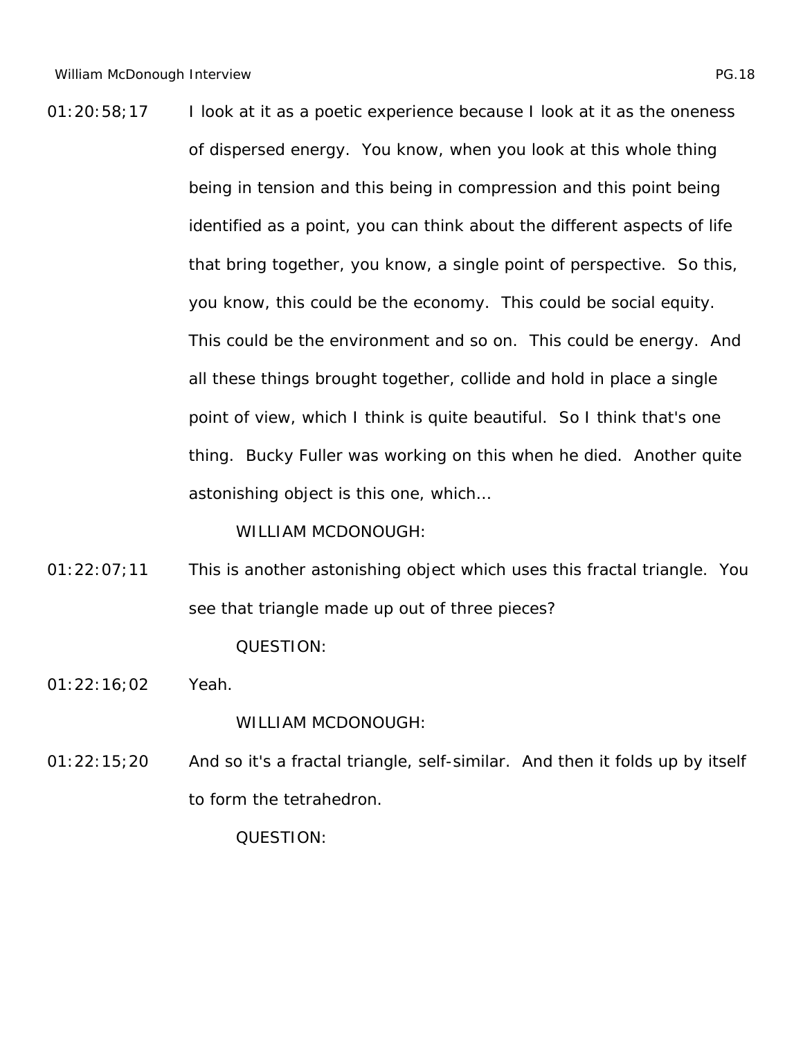01:20:58;17 I look at it as a poetic experience because I look at it as the oneness of dispersed energy. You know, when you look at this whole thing being in tension and this being in compression and this point being identified as a point, you can think about the different aspects of life that bring together, you know, a single point of perspective. So this, you know, this could be the economy. This could be social equity. This could be the environment and so on. This could be energy. And all these things brought together, collide and hold in place a single point of view, which I think is quite beautiful. So I think that's one thing. Bucky Fuller was working on this when he died. Another quite astonishing object is this one, which...

WILLIAM MCDONOUGH:

01:22:07;11 This is another astonishing object which uses this fractal triangle. You see that triangle made up out of three pieces?

QUESTION:

01:22:16;02 Yeah.

WILLIAM MCDONOUGH:

01:22:15;20 And so it's a fractal triangle, self-similar. And then it folds up by itself to form the tetrahedron.

QUESTION: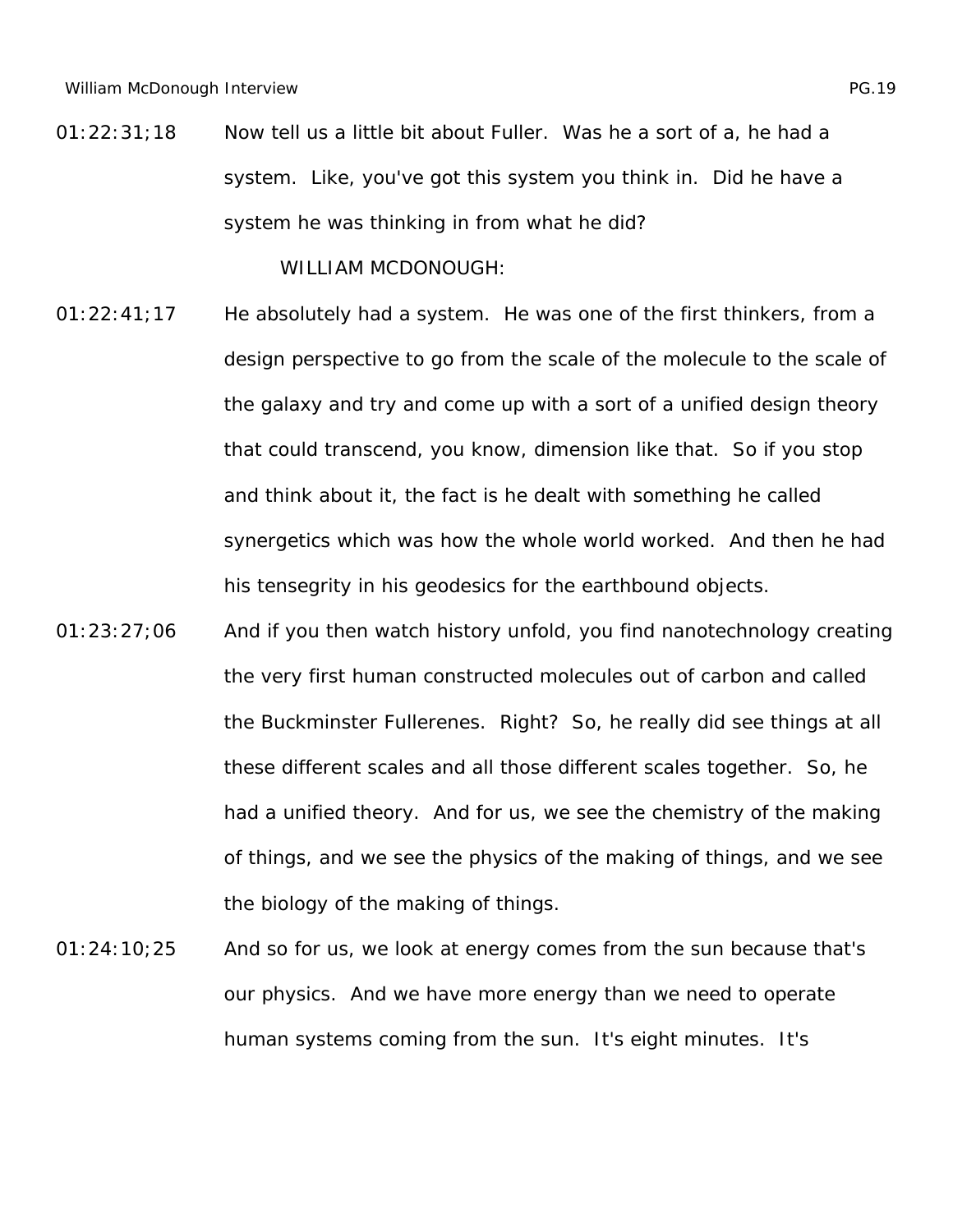01:22:31;18 Now tell us a little bit about Fuller. Was he a sort of a, he had a system. Like, you've got this system you think in. Did he have a system he was thinking in from what he did?

WILLIAM MCDONOUGH:

01:22:41;17 He absolutely had a system. He was one of the first thinkers, from a design perspective to go from the scale of the molecule to the scale of the galaxy and try and come up with a sort of a unified design theory that could transcend, you know, dimension like that. So if you stop and think about it, the fact is he dealt with something he called synergetics which was how the whole world worked. And then he had his tensegrity in his geodesics for the earthbound objects.

01:23:27;06 And if you then watch history unfold, you find nanotechnology creating the very first human constructed molecules out of carbon and called the Buckminster Fullerenes. Right? So, he really did see things at all these different scales and all those different scales together. So, he had a unified theory. And for us, we see the chemistry of the making of things, and we see the physics of the making of things, and we see the biology of the making of things.

01:24:10;25 And so for us, we look at energy comes from the sun because that's our physics. And we have more energy than we need to operate human systems coming from the sun. It's eight minutes. It's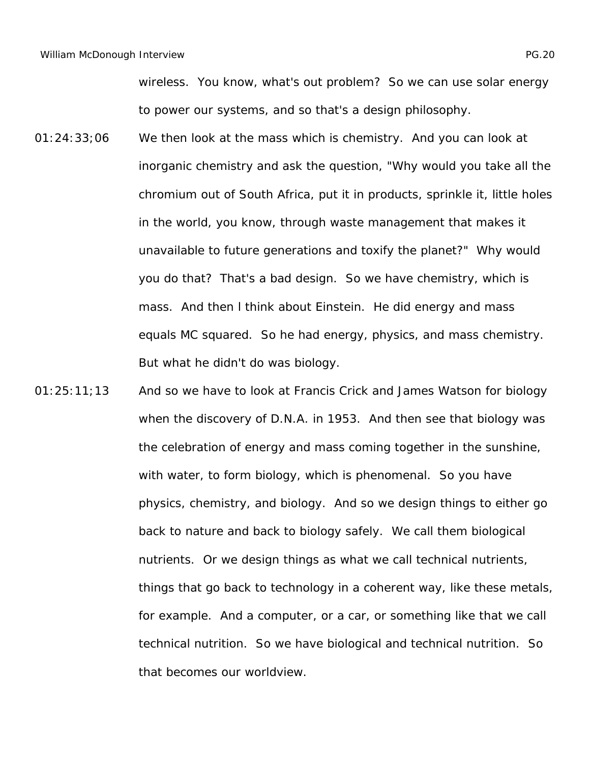wireless. You know, what's out problem? So we can use solar energy to power our systems, and so that's a design philosophy.

01:24:33;06 We then look at the mass which is chemistry. And you can look at inorganic chemistry and ask the question, "Why would you take all the chromium out of South Africa, put it in products, sprinkle it, little holes in the world, you know, through waste management that makes it unavailable to future generations and toxify the planet?" Why would you do that? That's a bad design. So we have chemistry, which is mass. And then I think about Einstein. He did energy and mass equals MC squared. So he had energy, physics, and mass chemistry. But what he didn't do was biology.

01:25:11;13 And so we have to look at Francis Crick and James Watson for biology when the discovery of D.N.A. in 1953. And then see that biology was the celebration of energy and mass coming together in the sunshine, with water, to form biology, which is phenomenal. So you have physics, chemistry, and biology. And so we design things to either go back to nature and back to biology safely. We call them biological nutrients. Or we design things as what we call technical nutrients, things that go back to technology in a coherent way, like these metals, for example. And a computer, or a car, or something like that we call technical nutrition. So we have biological and technical nutrition. So that becomes our worldview.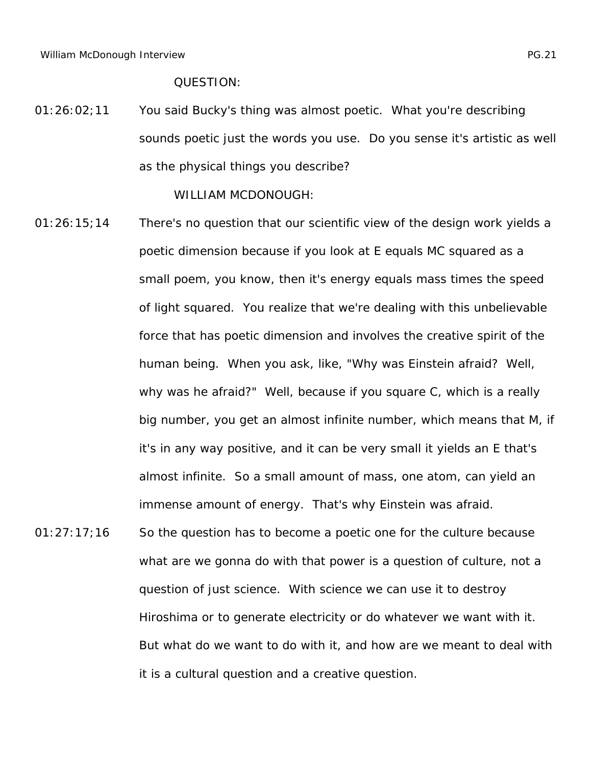QUESTION:

01:26:02;11 You said Bucky's thing was almost poetic. What you're describing sounds poetic just the words you use. Do you sense it's artistic as well as the physical things you describe?

WILLIAM MCDONOUGH:

01:26:15;14 There's no question that our scientific view of the design work yields a poetic dimension because if you look at E equals MC squared as a small poem, you know, then it's energy equals mass times the speed of light squared. You realize that we're dealing with this unbelievable force that has poetic dimension and involves the creative spirit of the human being. When you ask, like, "Why was Einstein afraid? Well, why was he afraid?" Well, because if you square C, which is a really big number, you get an almost infinite number, which means that M, if it's in any way positive, and it can be very small it yields an E that's almost infinite. So a small amount of mass, one atom, can yield an immense amount of energy. That's why Einstein was afraid.

01:27:17;16 So the question has to become a poetic one for the culture because what are we gonna do with that power is a question of culture, not a question of just science. With science we can use it to destroy Hiroshima or to generate electricity or do whatever we want with it. But what do we want to do with it, and how are we meant to deal with it is a cultural question and a creative question.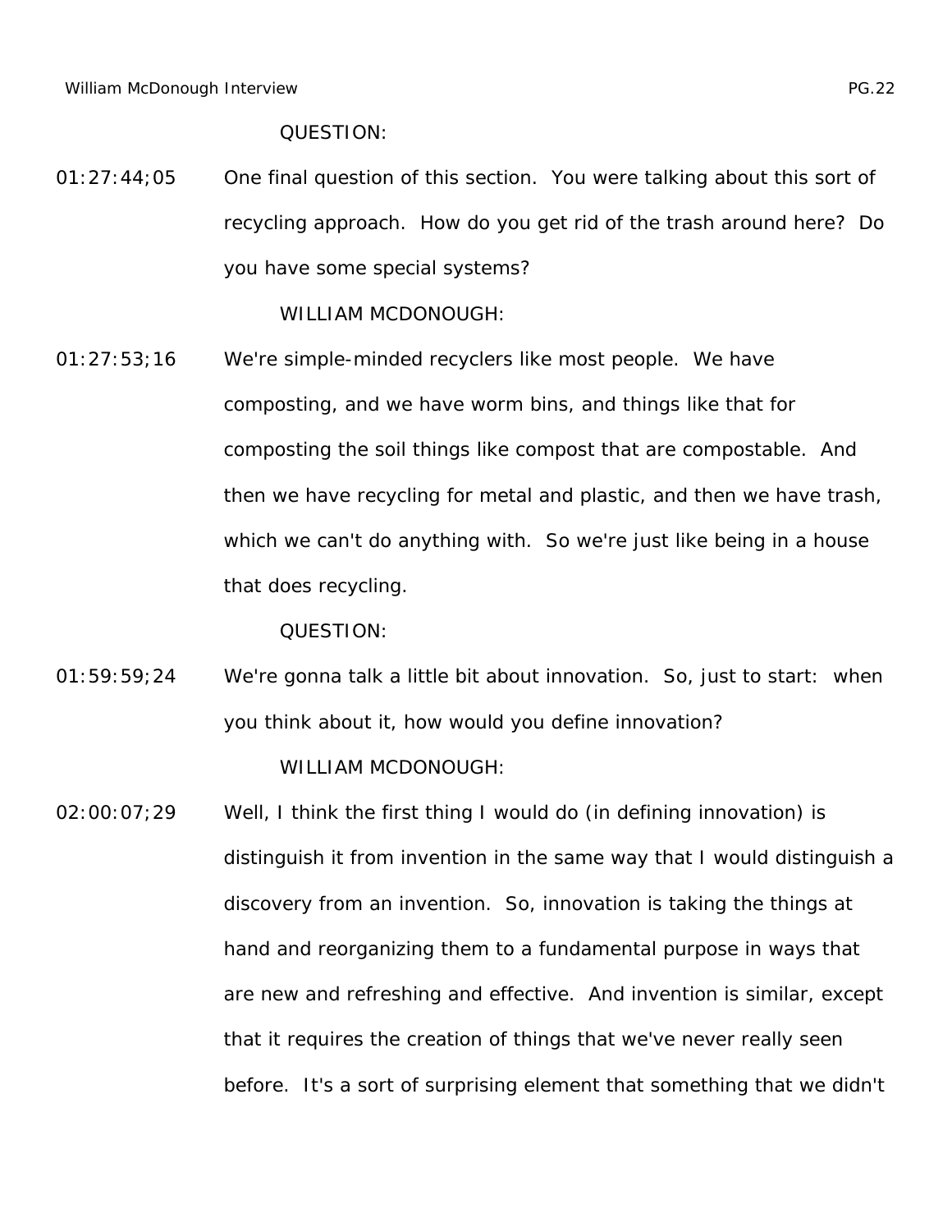QUESTION:

01:27:44;05 One final question of this section. You were talking about this sort of recycling approach. How do you get rid of the trash around here? Do you have some special systems?

WILLIAM MCDONOUGH:

01:27:53;16 We're simple-minded recyclers like most people. We have composting, and we have worm bins, and things like that for composting the soil things like compost that are compostable. And then we have recycling for metal and plastic, and then we have trash, which we can't do anything with. So we're just like being in a house that does recycling.

QUESTION:

01:59:59;24 We're gonna talk a little bit about innovation. So, just to start: when you think about it, how would you define innovation?

WILLIAM MCDONOUGH:

02:00:07;29 Well, I think the first thing I would do (in defining innovation) is distinguish it from invention in the same way that I would distinguish a discovery from an invention. So, innovation is taking the things at hand and reorganizing them to a fundamental purpose in ways that are new and refreshing and effective. And invention is similar, except that it requires the creation of things that we've never really seen before. It's a sort of surprising element that something that we didn't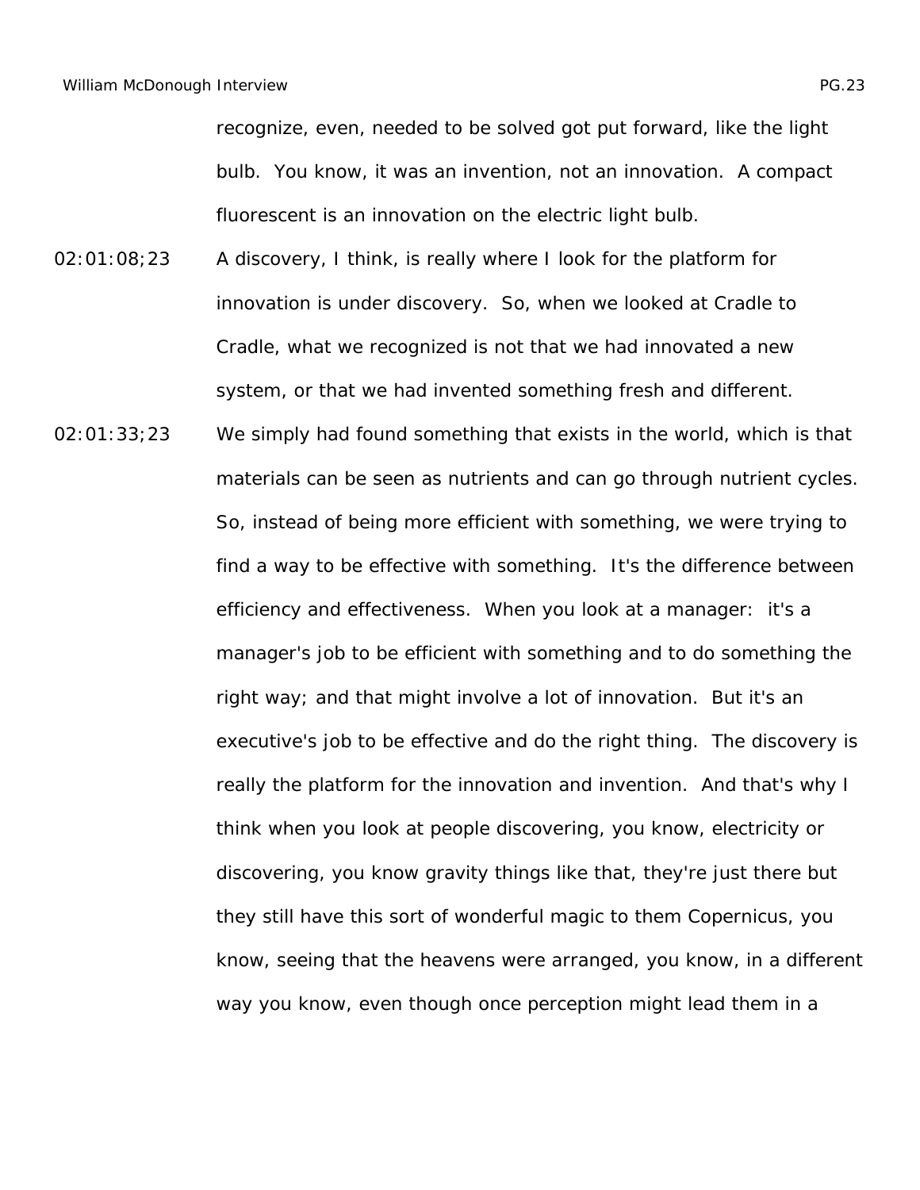recognize, even, needed to be solved got put forward, like the light bulb. You know, it was an invention, not an innovation. A compact fluorescent is an innovation on the electric light bulb.

02:01:08;23 A discovery, I think, is really where I look for the platform for innovation is under discovery. So, when we looked at Cradle to Cradle, what we recognized is not that we had innovated a new system, or that we had invented something fresh and different.

02:01:33;23 We simply had found something that exists in the world, which is that materials can be seen as nutrients and can go through nutrient cycles. So, instead of being more efficient with something, we were trying to find a way to be effective with something. It's the difference between efficiency and effectiveness. When you look at a manager: it's a manager's job to be efficient with something and to do something the right way; and that might involve a lot of innovation. But it's an executive's job to be effective and do the right thing. The discovery is really the platform for the innovation and invention. And that's why I think when you look at people discovering, you know, electricity or discovering, you know gravity things like that, they're just there but they still have this sort of wonderful magic to them Copernicus, you know, seeing that the heavens were arranged, you know, in a different way you know, even though once perception might lead them in a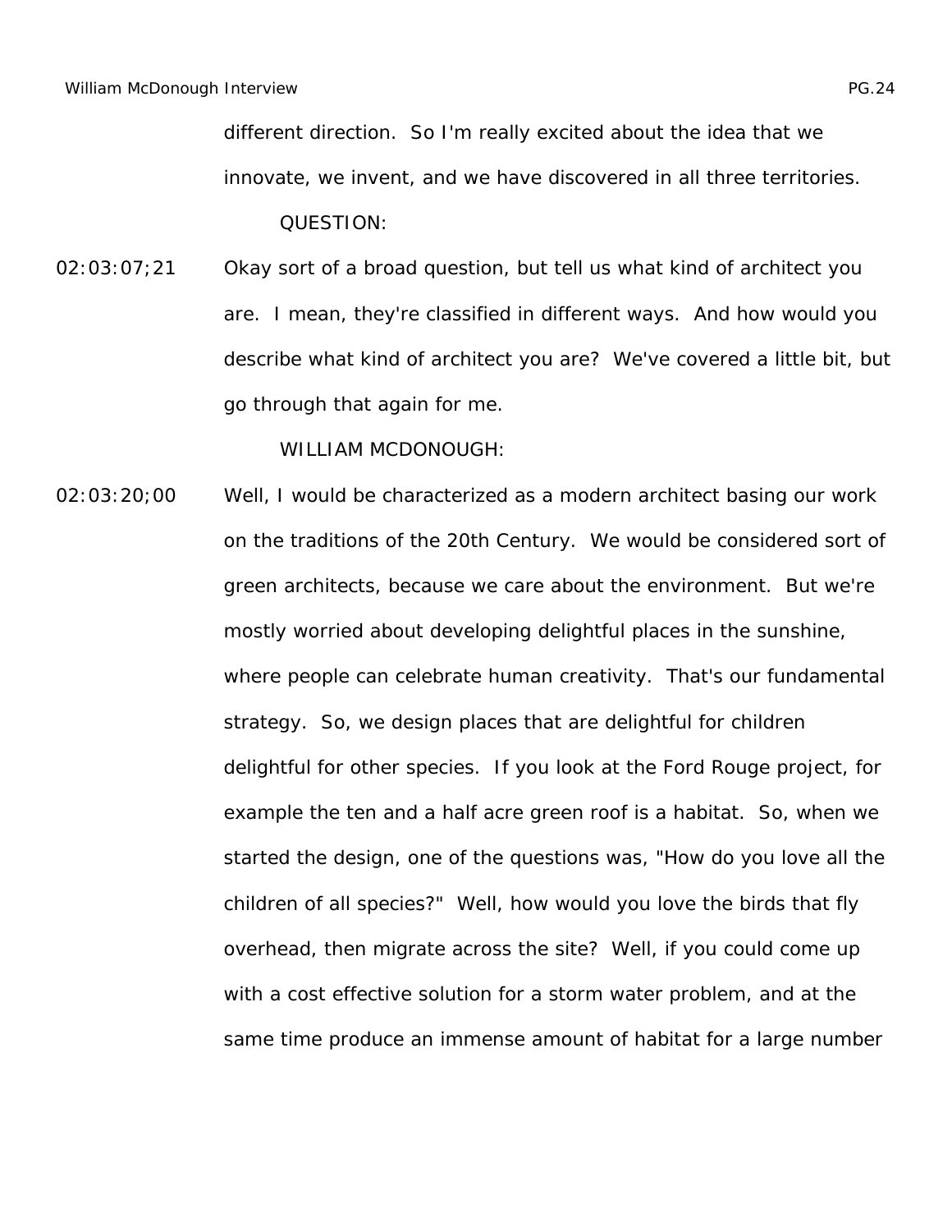different direction. So I'm really excited about the idea that we innovate, we invent, and we have discovered in all three territories.

QUESTION:

02:03:07;21 Okay sort of a broad question, but tell us what kind of architect you are. I mean, they're classified in different ways. And how would you describe what kind of architect you are? We've covered a little bit, but go through that again for me.

WILLIAM MCDONOUGH:

02:03:20;00 Well, I would be characterized as a modern architect basing our work on the traditions of the 20th Century. We would be considered sort of green architects, because we care about the environment. But we're mostly worried about developing delightful places in the sunshine, where people can celebrate human creativity. That's our fundamental strategy. So, we design places that are delightful for children delightful for other species. If you look at the Ford Rouge project, for example the ten and a half acre green roof is a habitat. So, when we started the design, one of the questions was, "How do you love all the children of all species?" Well, how would you love the birds that fly overhead, then migrate across the site? Well, if you could come up with a cost effective solution for a storm water problem, and at the same time produce an immense amount of habitat for a large number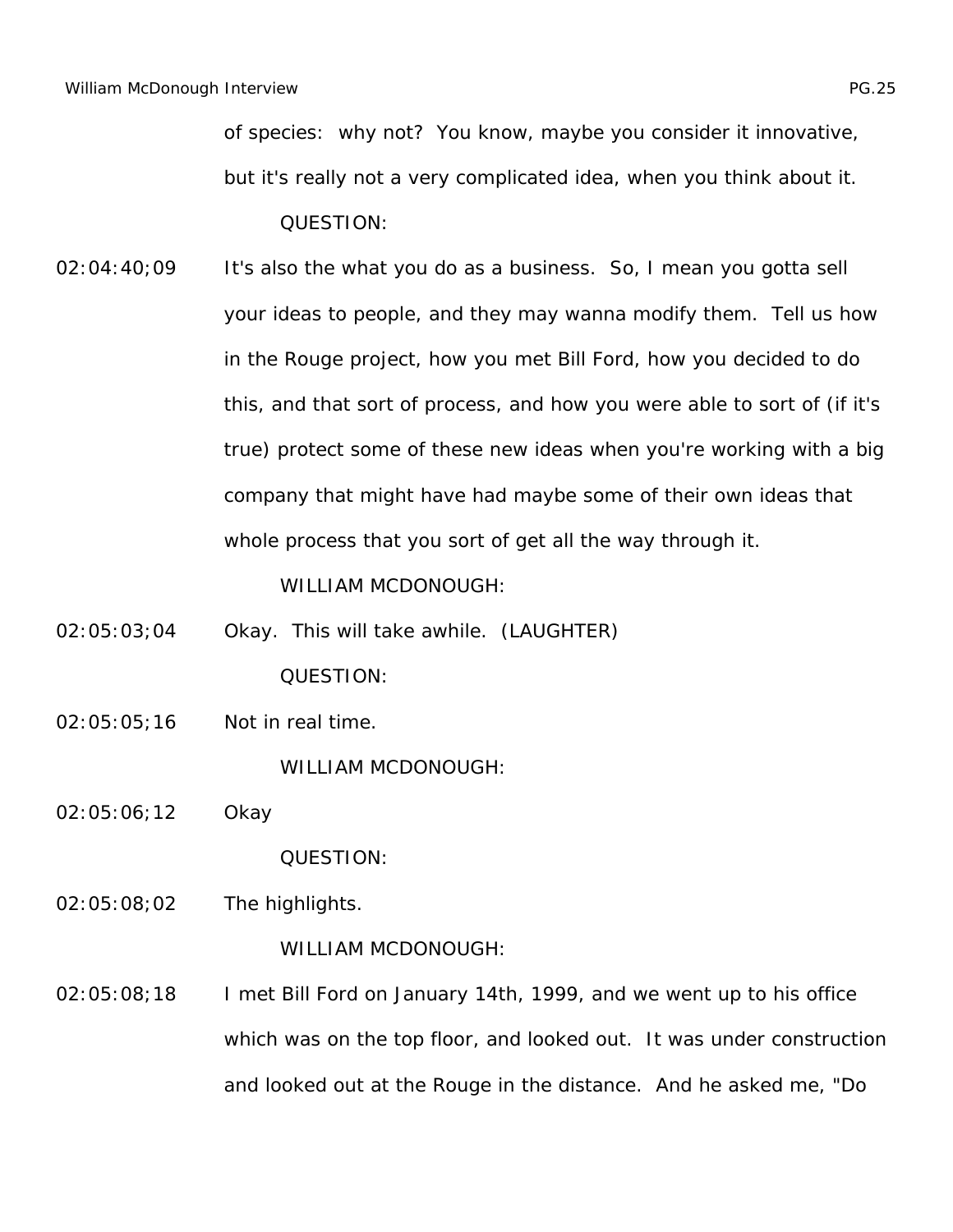of species: why not? You know, maybe you consider it innovative, but it's really not a very complicated idea, when you think about it.

QUESTION:

02:04:40;09 It's also the what you do as a business. So, I mean you gotta sell your ideas to people, and they may wanna modify them. Tell us how in the Rouge project, how you met Bill Ford, how you decided to do this, and that sort of process, and how you were able to sort of (if it's true) protect some of these new ideas when you're working with a big company that might have had maybe some of their own ideas that whole process that you sort of get all the way through it.

WILLIAM MCDONOUGH:

02:05:03;04 Okay. This will take awhile. (LAUGHTER)

QUESTION:

02:05:05;16 Not in real time.

WILLIAM MCDONOUGH:

02:05:06;12 Okay

QUESTION:

02:05:08;02 The highlights.

WILLIAM MCDONOUGH:

02:05:08;18 I met Bill Ford on January 14th, 1999, and we went up to his office which was on the top floor, and looked out. It was under construction and looked out at the Rouge in the distance. And he asked me, "Do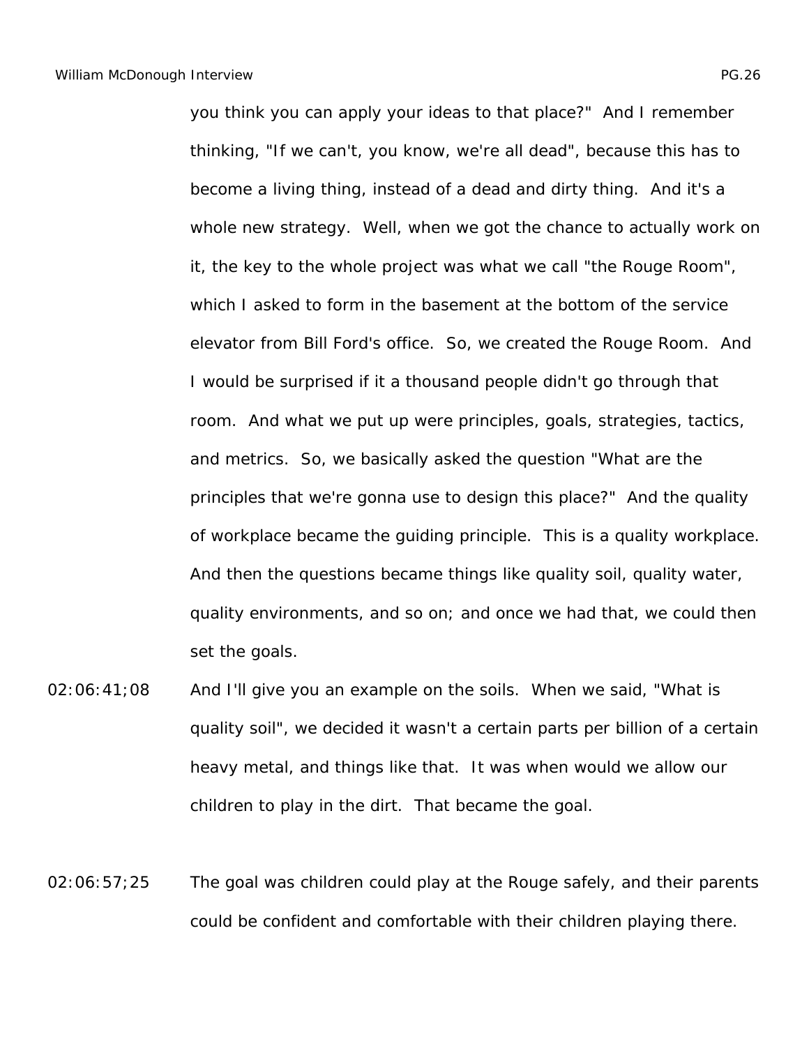you think you can apply your ideas to that place?" And I remember thinking, "If we can't, you know, we're all dead", because this has to become a living thing, instead of a dead and dirty thing. And it's a whole new strategy. Well, when we got the chance to actually work on it, the key to the whole project was what we call "the Rouge Room", which I asked to form in the basement at the bottom of the service elevator from Bill Ford's office. So, we created the Rouge Room. And I would be surprised if it a thousand people didn't go through that room. And what we put up were principles, goals, strategies, tactics, and metrics. So, we basically asked the question "What are the principles that we're gonna use to design this place?" And the quality of workplace became the guiding principle. This is a quality workplace. And then the questions became things like quality soil, quality water, quality environments, and so on; and once we had that, we could then set the goals.

02:06:41;08 And I'll give you an example on the soils. When we said, "What is quality soil", we decided it wasn't a certain parts per billion of a certain heavy metal, and things like that. It was when would we allow our children to play in the dirt. That became the goal.

02:06:57;25 The goal was children could play at the Rouge safely, and their parents could be confident and comfortable with their children playing there.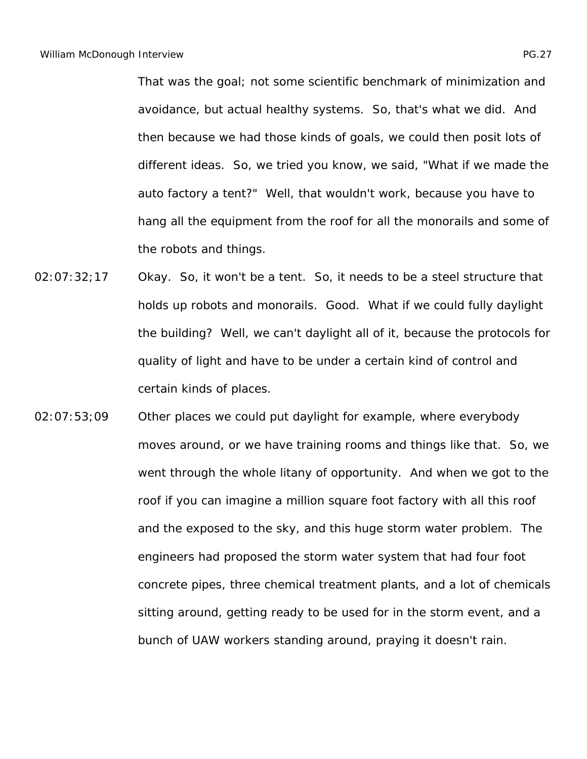That was the goal; not some scientific benchmark of minimization and avoidance, but actual healthy systems. So, that's what we did. And then because we had those kinds of goals, we could then posit lots of different ideas. So, we tried you know, we said, "What if we made the auto factory a tent?" Well, that wouldn't work, because you have to hang all the equipment from the roof for all the monorails and some of the robots and things.

02:07:32;17 Okay. So, it won't be a tent. So, it needs to be a steel structure that holds up robots and monorails. Good. What if we could fully daylight the building? Well, we can't daylight all of it, because the protocols for quality of light and have to be under a certain kind of control and certain kinds of places.

02:07:53;09 Other places we could put daylight for example, where everybody moves around, or we have training rooms and things like that. So, we went through the whole litany of opportunity. And when we got to the roof if you can imagine a million square foot factory with all this roof and the exposed to the sky, and this huge storm water problem. The engineers had proposed the storm water system that had four foot concrete pipes, three chemical treatment plants, and a lot of chemicals sitting around, getting ready to be used for in the storm event, and a bunch of UAW workers standing around, praying it doesn't rain.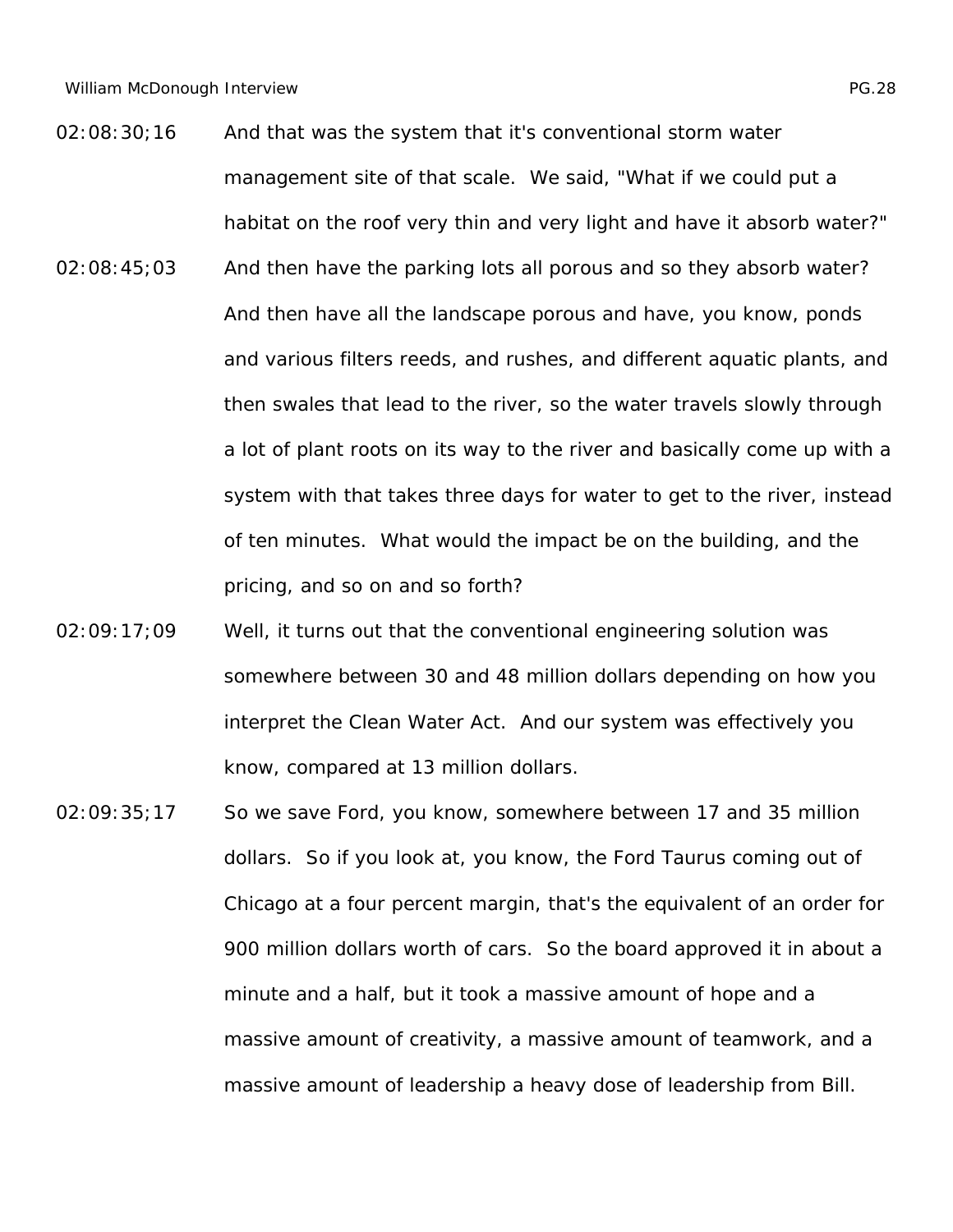02:08:30;16 And that was the system that it's conventional storm water management site of that scale. We said, "What if we could put a habitat on the roof very thin and very light and have it absorb water?"

02:08:45;03 And then have the parking lots all porous and so they absorb water? And then have all the landscape porous and have, you know, ponds and various filters reeds, and rushes, and different aquatic plants, and then swales that lead to the river, so the water travels slowly through a lot of plant roots on its way to the river and basically come up with a system with that takes three days for water to get to the river, instead of ten minutes. What would the impact be on the building, and the pricing, and so on and so forth?

02:09:17;09 Well, it turns out that the conventional engineering solution was somewhere between 30 and 48 million dollars depending on how you interpret the Clean Water Act. And our system was effectively you know, compared at 13 million dollars.

02:09:35;17 So we save Ford, you know, somewhere between 17 and 35 million dollars. So if you look at, you know, the Ford Taurus coming out of Chicago at a four percent margin, that's the equivalent of an order for 900 million dollars worth of cars. So the board approved it in about a minute and a half, but it took a massive amount of hope and a massive amount of creativity, a massive amount of teamwork, and a massive amount of leadership a heavy dose of leadership from Bill.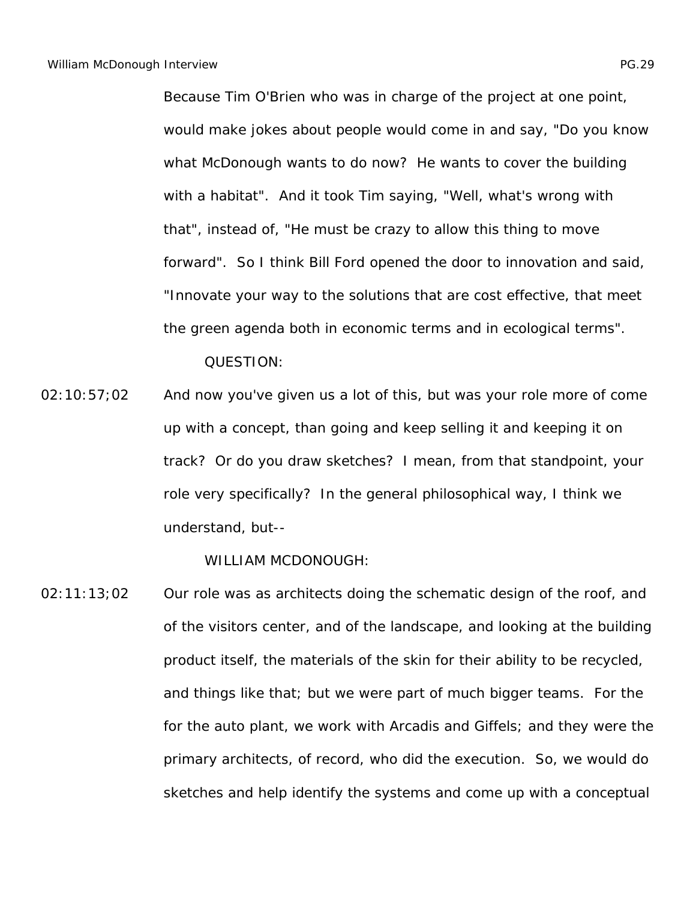Because Tim O'Brien who was in charge of the project at one point, would make jokes about people would come in and say, "Do you know what McDonough wants to do now? He wants to cover the building with a habitat". And it took Tim saying, "Well, what's wrong with that", instead of, "He must be crazy to allow this thing to move forward". So I think Bill Ford opened the door to innovation and said, "Innovate your way to the solutions that are cost effective, that meet the green agenda both in economic terms and in ecological terms".

QUESTION:

02:10:57;02 And now you've given us a lot of this, but was your role more of come up with a concept, than going and keep selling it and keeping it on track? Or do you draw sketches? I mean, from that standpoint, your role very specifically? In the general philosophical way, I think we understand, but--

WILLIAM MCDONOUGH:

02:11:13;02 Our role was as architects doing the schematic design of the roof, and of the visitors center, and of the landscape, and looking at the building product itself, the materials of the skin for their ability to be recycled, and things like that; but we were part of much bigger teams. For the for the auto plant, we work with Arcadis and Giffels; and they were the primary architects, of record, who did the execution. So, we would do sketches and help identify the systems and come up with a conceptual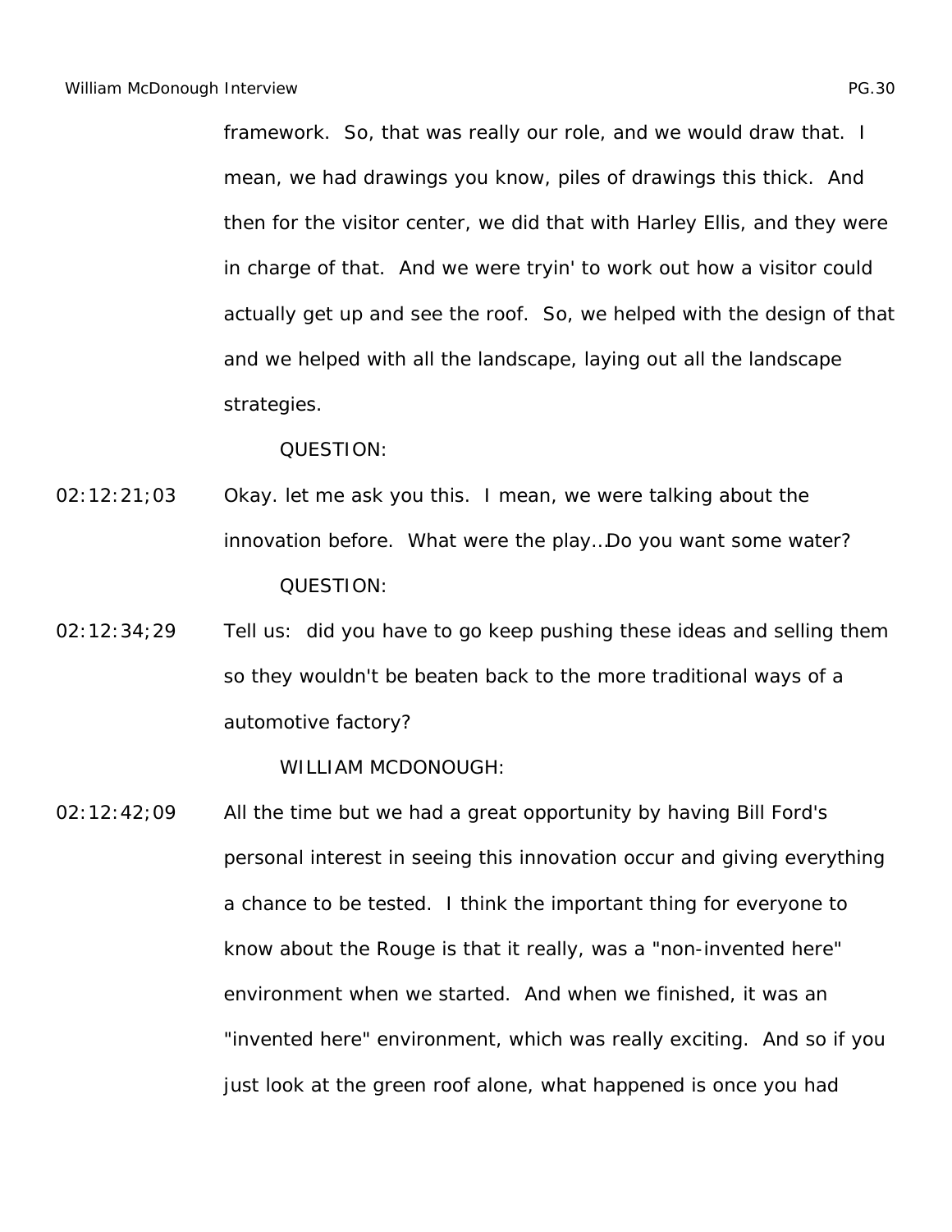framework. So, that was really our role, and we would draw that. I mean, we had drawings you know, piles of drawings this thick. And then for the visitor center, we did that with Harley Ellis, and they were in charge of that. And we were tryin' to work out how a visitor could actually get up and see the roof. So, we helped with the design of that and we helped with all the landscape, laying out all the landscape strategies.

QUESTION:

02:12:21;03 Okay. let me ask you this. I mean, we were talking about the innovation before. What were the play…Do you want some water?

QUESTION:

02:12:34;29 Tell us: did you have to go keep pushing these ideas and selling them so they wouldn't be beaten back to the more traditional ways of a automotive factory?

WILLIAM MCDONOUGH:

02:12:42;09 All the time but we had a great opportunity by having Bill Ford's personal interest in seeing this innovation occur and giving everything a chance to be tested. I think the important thing for everyone to know about the Rouge is that it really, was a "non-invented here" environment when we started. And when we finished, it was an "invented here" environment, which was really exciting. And so if you just look at the green roof alone, what happened is once you had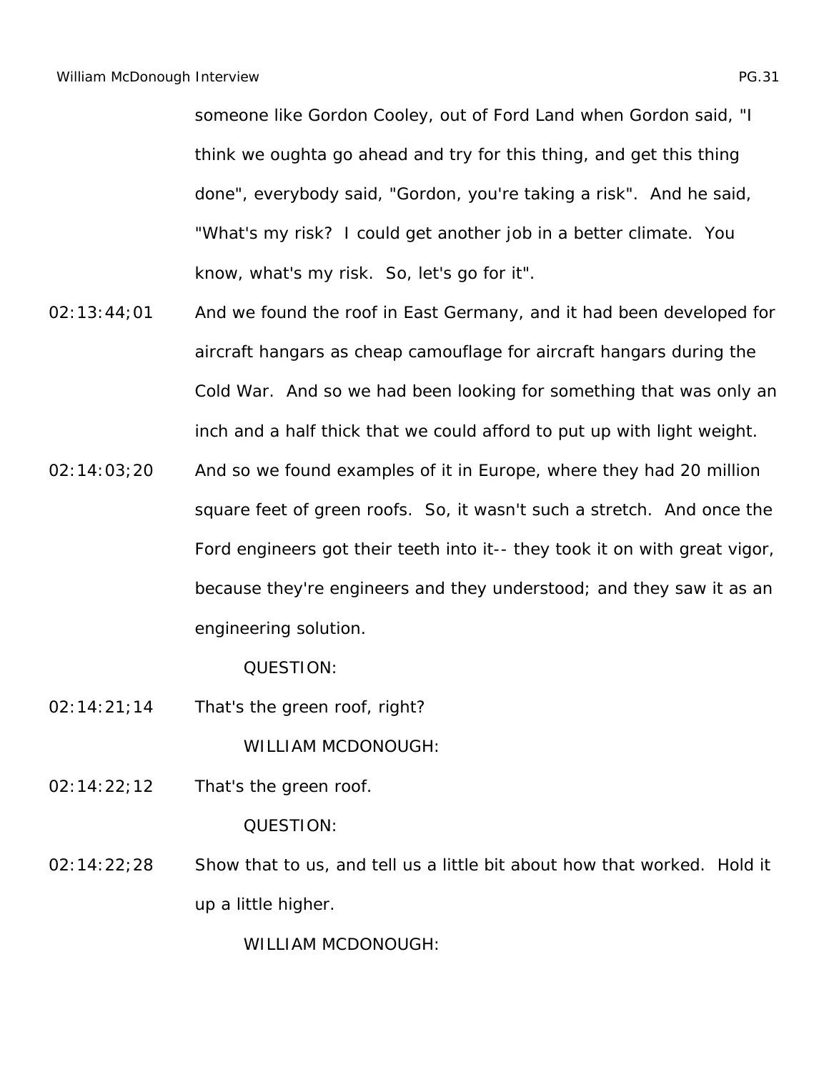someone like Gordon Cooley, out of Ford Land when Gordon said, "I think we oughta go ahead and try for this thing, and get this thing done", everybody said, "Gordon, you're taking a risk". And he said, "What's my risk? I could get another job in a better climate. You know, what's my risk. So, let's go for it".

02:13:44;01 And we found the roof in East Germany, and it had been developed for aircraft hangars as cheap camouflage for aircraft hangars during the Cold War. And so we had been looking for something that was only an inch and a half thick that we could afford to put up with light weight.

02:14:03;20 And so we found examples of it in Europe, where they had 20 million square feet of green roofs. So, it wasn't such a stretch. And once the Ford engineers got their teeth into it-- they took it on with great vigor, because they're engineers and they understood; and they saw it as an engineering solution.

QUESTION:

02:14:21;14 That's the green roof, right?

WILLIAM MCDONOUGH:

02:14:22;12 That's the green roof.

QUESTION:

02:14:22;28 Show that to us, and tell us a little bit about how that worked. Hold it up a little higher.

WILLIAM MCDONOUGH: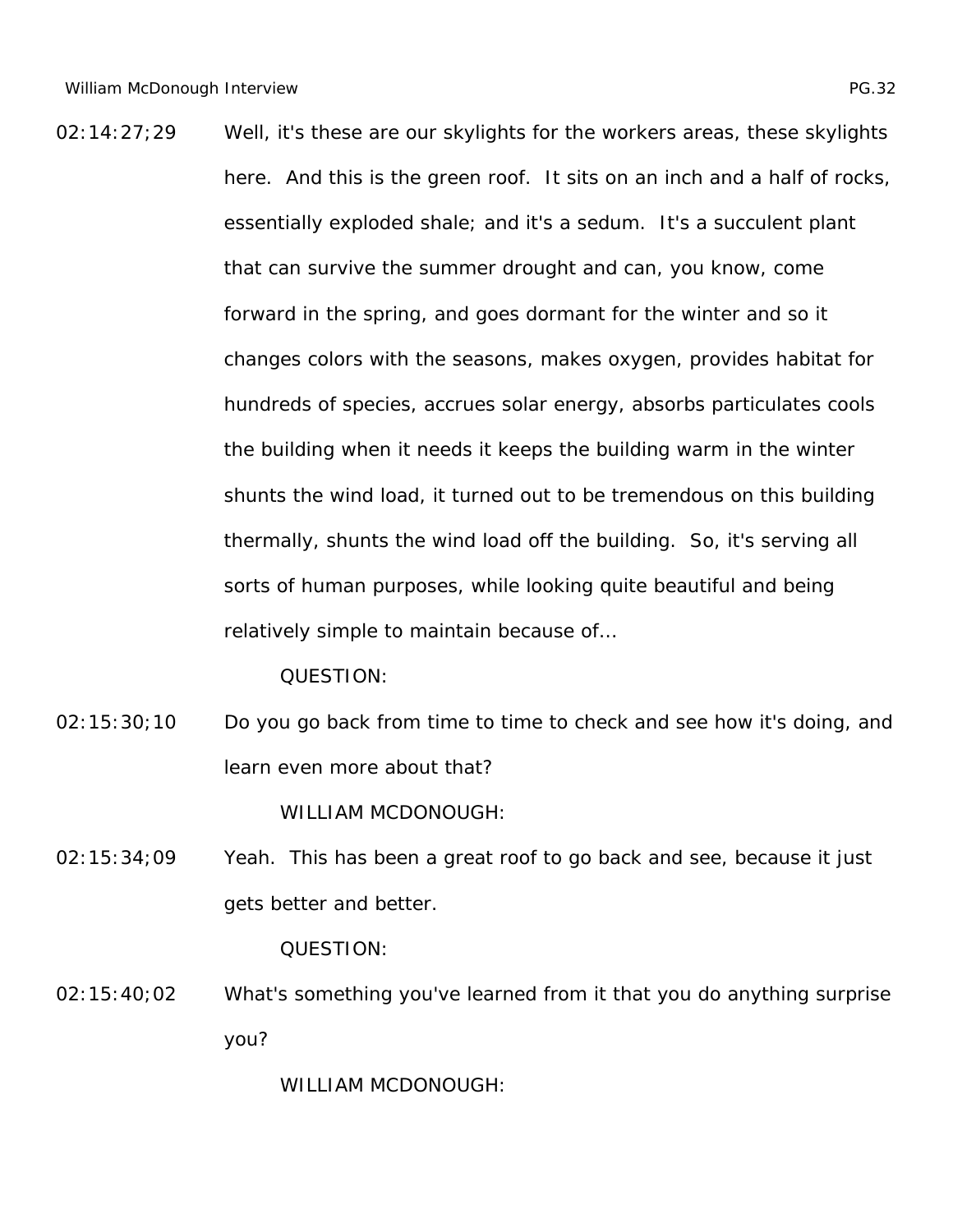02:14:27;29 Well, it's these are our skylights for the workers areas, these skylights here. And this is the green roof. It sits on an inch and a half of rocks, essentially exploded shale; and it's a sedum. It's a succulent plant that can survive the summer drought and can, you know, come forward in the spring, and goes dormant for the winter and so it changes colors with the seasons, makes oxygen, provides habitat for hundreds of species, accrues solar energy, absorbs particulates cools the building when it needs it keeps the building warm in the winter shunts the wind load, it turned out to be tremendous on this building thermally, shunts the wind load off the building. So, it's serving all sorts of human purposes, while looking quite beautiful and being relatively simple to maintain because of…

QUESTION:

02:15:30;10 Do you go back from time to time to check and see how it's doing, and learn even more about that?

WILLIAM MCDONOUGH:

02:15:34;09 Yeah. This has been a great roof to go back and see, because it just gets better and better.

QUESTION:

02:15:40;02 What's something you've learned from it that you do anything surprise you?

WILLIAM MCDONOUGH: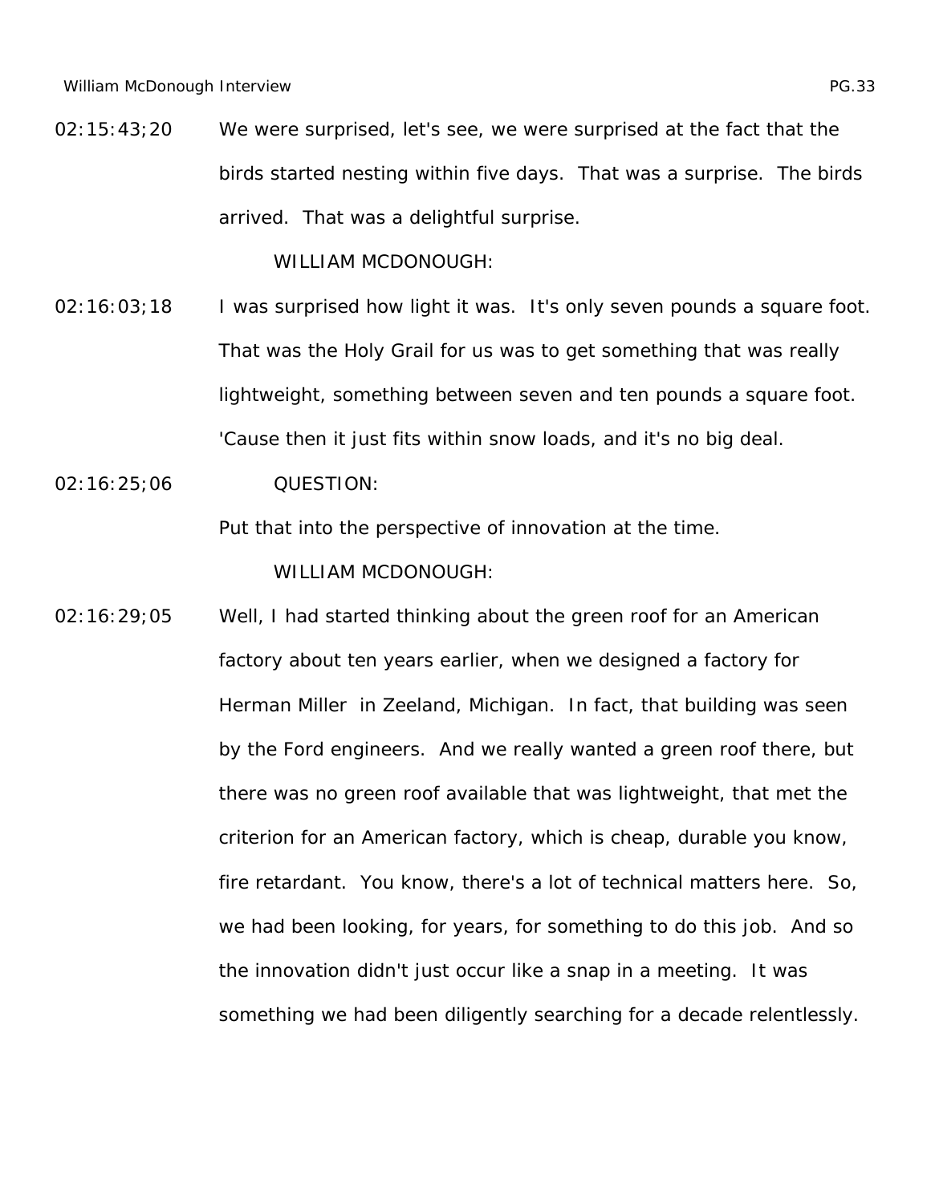02:15:43;20 We were surprised, let's see, we were surprised at the fact that the birds started nesting within five days. That was a surprise. The birds arrived. That was a delightful surprise.

WILLIAM MCDONOUGH:

02:16:03;18 I was surprised how light it was. It's only seven pounds a square foot. That was the Holy Grail for us was to get something that was really lightweight, something between seven and ten pounds a square foot. 'Cause then it just fits within snow loads, and it's no big deal.

02:16:25;06 QUESTION:

Put that into the perspective of innovation at the time.

WILLIAM MCDONOUGH:

02:16:29;05 Well, I had started thinking about the green roof for an American factory about ten years earlier, when we designed a factory for Herman Miller in Zeeland, Michigan. In fact, that building was seen by the Ford engineers. And we really wanted a green roof there, but there was no green roof available that was lightweight, that met the criterion for an American factory, which is cheap, durable you know, fire retardant. You know, there's a lot of technical matters here. So, we had been looking, for years, for something to do this job. And so the innovation didn't just occur like a snap in a meeting. It was something we had been diligently searching for a decade relentlessly.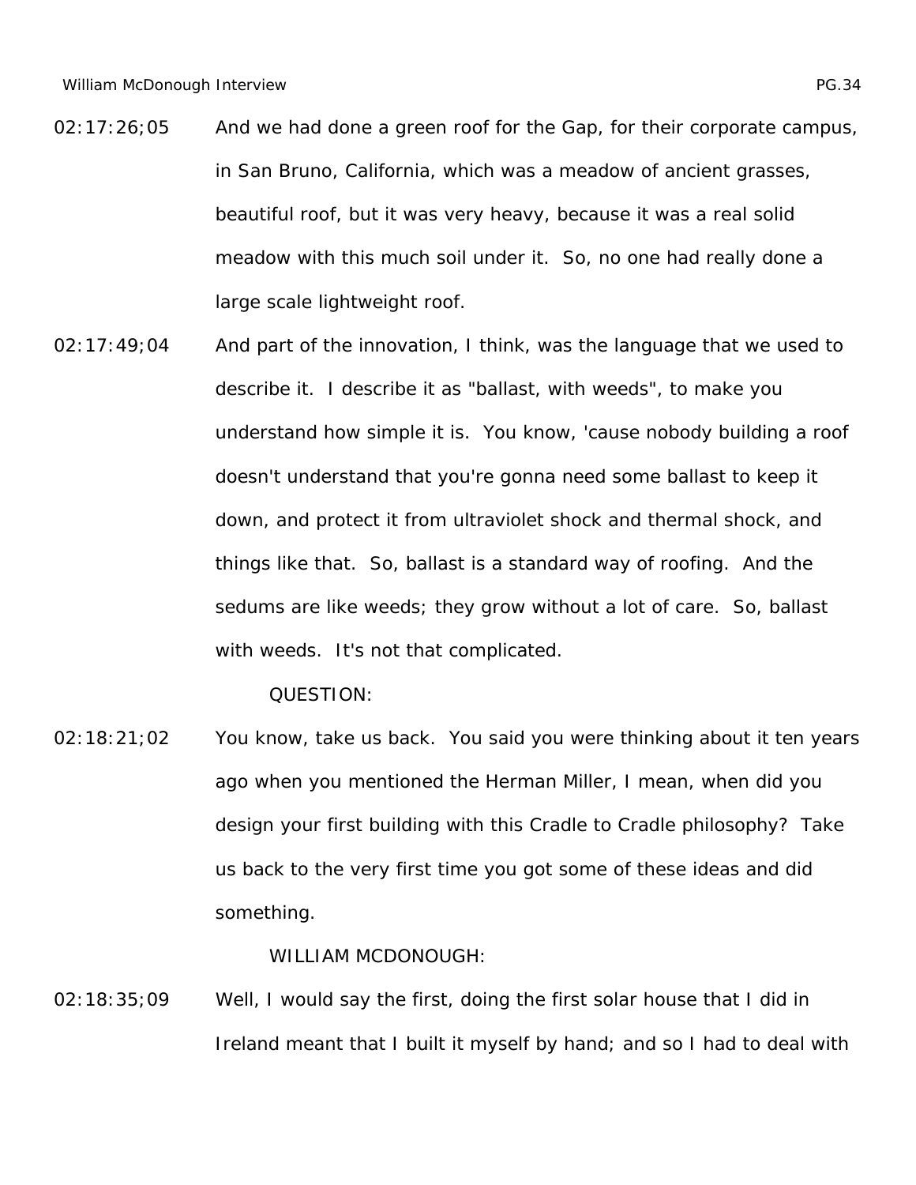02:17:26;05 And we had done a green roof for the Gap, for their corporate campus, in San Bruno, California, which was a meadow of ancient grasses, beautiful roof, but it was very heavy, because it was a real solid meadow with this much soil under it. So, no one had really done a large scale lightweight roof.

02:17:49;04 And part of the innovation, I think, was the language that we used to describe it. I describe it as "ballast, with weeds", to make you understand how simple it is. You know, 'cause nobody building a roof doesn't understand that you're gonna need some ballast to keep it down, and protect it from ultraviolet shock and thermal shock, and things like that. So, ballast is a standard way of roofing. And the sedums are like weeds; they grow without a lot of care. So, ballast with weeds. It's not that complicated.

QUESTION:

02:18:21;02 You know, take us back. You said you were thinking about it ten years ago when you mentioned the Herman Miller, I mean, when did you design your first building with this Cradle to Cradle philosophy? Take us back to the very first time you got some of these ideas and did something.

WILLIAM MCDONOUGH:

02:18:35;09 Well, I would say the first, doing the first solar house that I did in Ireland meant that I built it myself by hand; and so I had to deal with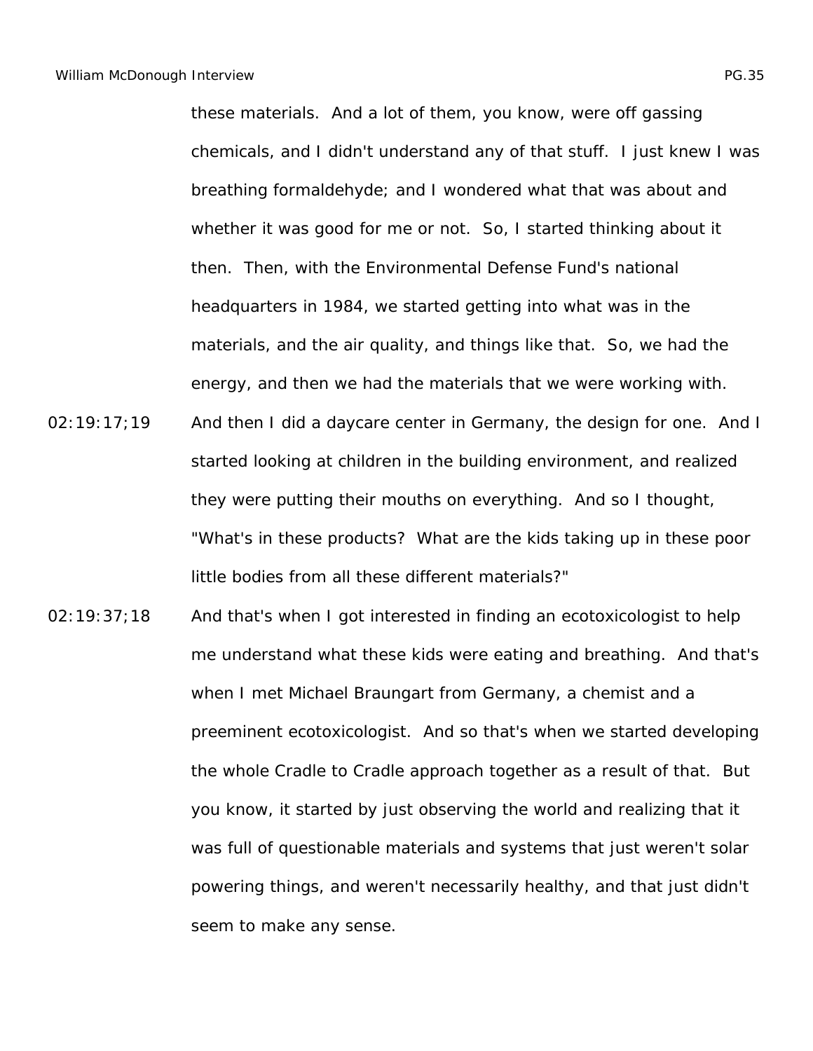these materials. And a lot of them, you know, were off gassing chemicals, and I didn't understand any of that stuff. I just knew I was breathing formaldehyde; and I wondered what that was about and whether it was good for me or not. So, I started thinking about it then. Then, with the Environmental Defense Fund's national headquarters in 1984, we started getting into what was in the materials, and the air quality, and things like that. So, we had the energy, and then we had the materials that we were working with.

02:19:17;19 And then I did a daycare center in Germany, the design for one. And I started looking at children in the building environment, and realized they were putting their mouths on everything. And so I thought, "What's in these products? What are the kids taking up in these poor little bodies from all these different materials?"

02:19:37;18 And that's when I got interested in finding an ecotoxicologist to help me understand what these kids were eating and breathing. And that's when I met Michael Braungart from Germany, a chemist and a preeminent ecotoxicologist. And so that's when we started developing the whole Cradle to Cradle approach together as a result of that. But you know, it started by just observing the world and realizing that it was full of questionable materials and systems that just weren't solar powering things, and weren't necessarily healthy, and that just didn't seem to make any sense.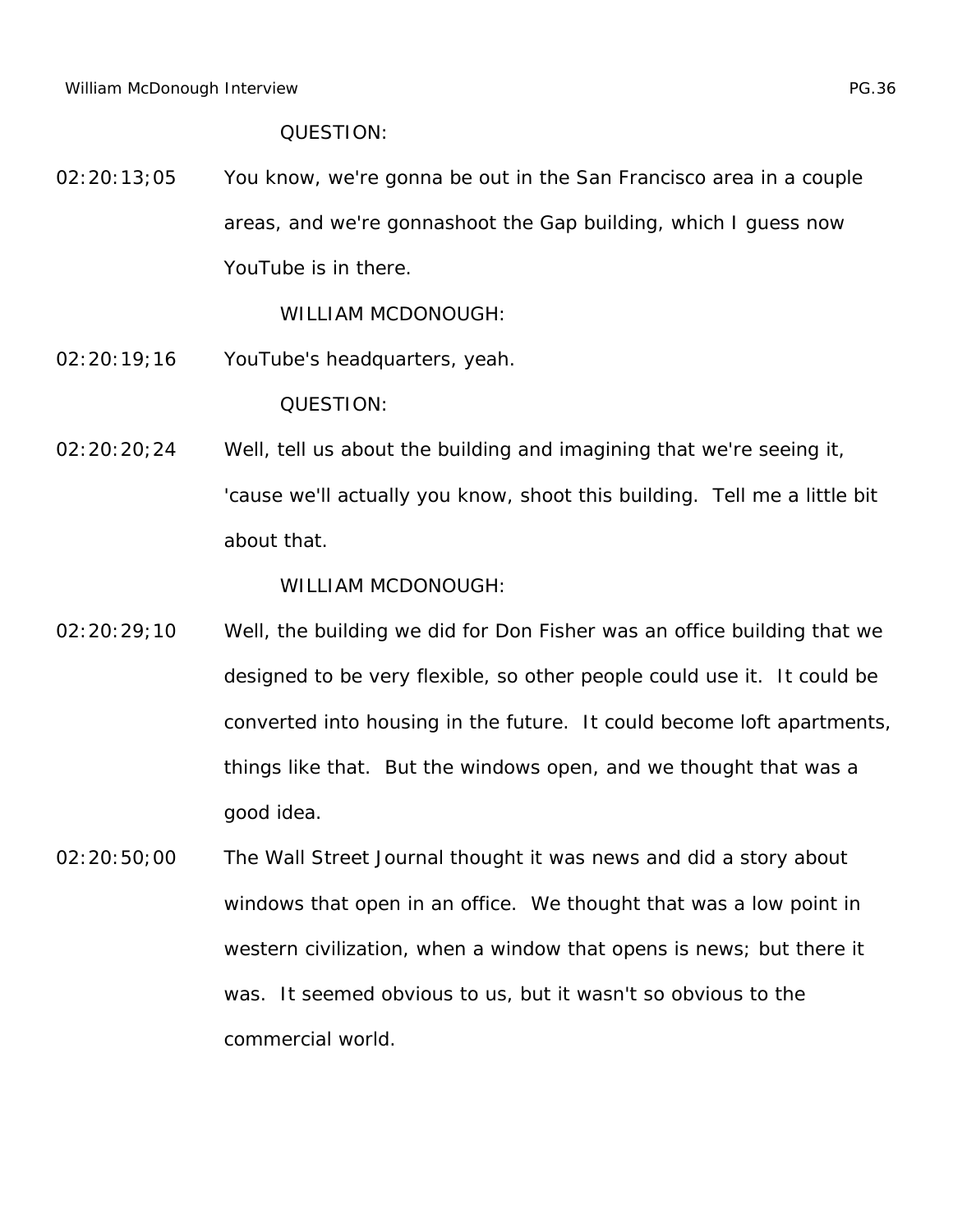QUESTION:

02:20:13;05 You know, we're gonna be out in the San Francisco area in a couple areas, and we're gonnashoot the Gap building, which I guess now YouTube is in there.

WILLIAM MCDONOUGH:

02:20:19;16 YouTube's headquarters, yeah.

QUESTION:

02:20:20;24 Well, tell us about the building and imagining that we're seeing it, 'cause we'll actually you know, shoot this building. Tell me a little bit about that.

WILLIAM MCDONOUGH:

02:20:29;10 Well, the building we did for Don Fisher was an office building that we designed to be very flexible, so other people could use it. It could be converted into housing in the future. It could become loft apartments, things like that. But the windows open, and we thought that was a good idea.

02:20:50;00 The Wall Street Journal thought it was news and did a story about windows that open in an office. We thought that was a low point in western civilization, when a window that opens is news; but there it was. It seemed obvious to us, but it wasn't so obvious to the commercial world.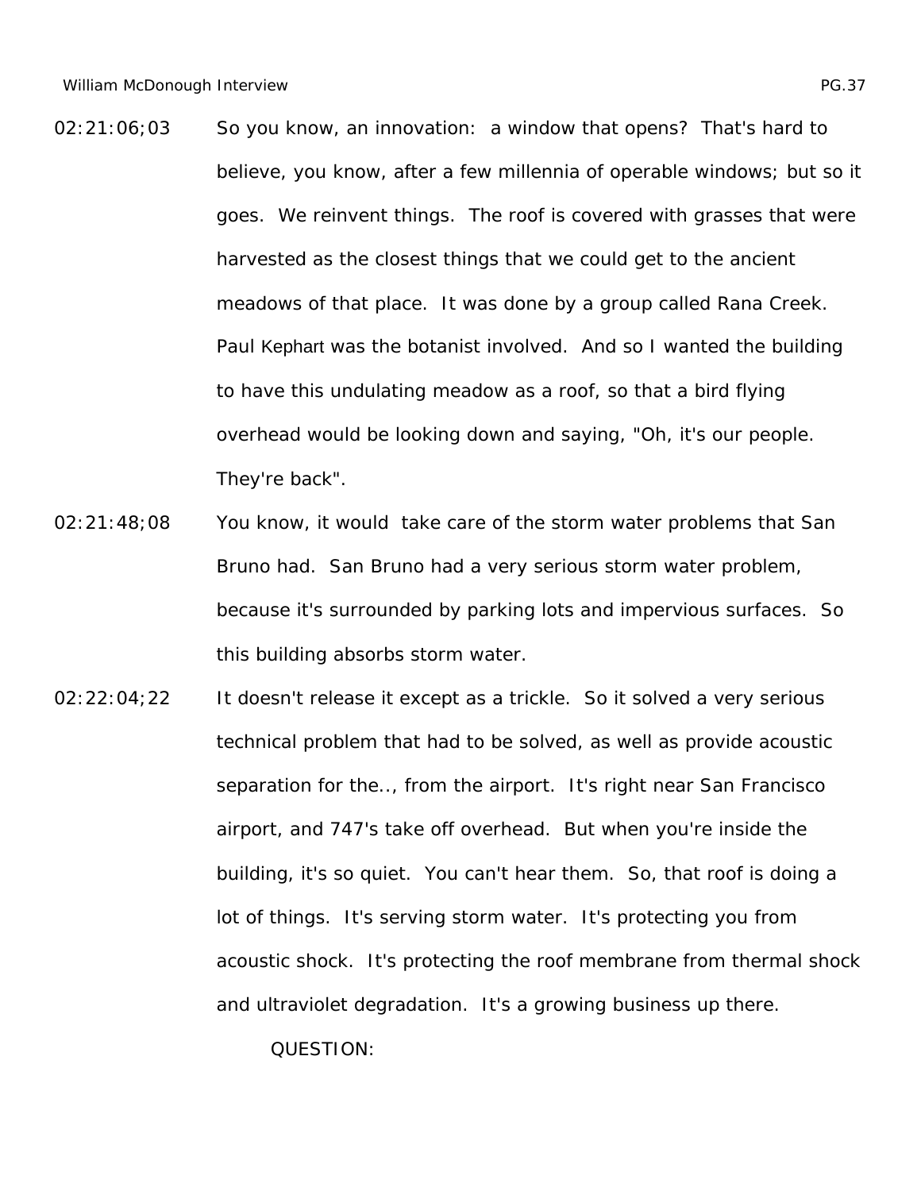02:21:06;03 So you know, an innovation: a window that opens? That's hard to believe, you know, after a few millennia of operable windows; but so it goes. We reinvent things. The roof is covered with grasses that were harvested as the closest things that we could get to the ancient meadows of that place. It was done by a group called Rana Creek. Paul Kephart was the botanist involved. And so I wanted the building to have this undulating meadow as a roof, so that a bird flying overhead would be looking down and saying, "Oh, it's our people. They're back".

02:21:48;08 You know, it would take care of the storm water problems that San Bruno had. San Bruno had a very serious storm water problem, because it's surrounded by parking lots and impervious surfaces. So this building absorbs storm water.

02:22:04;22 It doesn't release it except as a trickle. So it solved a very serious technical problem that had to be solved, as well as provide acoustic separation for the.., from the airport. It's right near San Francisco airport, and 747's take off overhead. But when you're inside the building, it's so quiet. You can't hear them. So, that roof is doing a lot of things. It's serving storm water. It's protecting you from acoustic shock. It's protecting the roof membrane from thermal shock and ultraviolet degradation. It's a growing business up there.

QUESTION: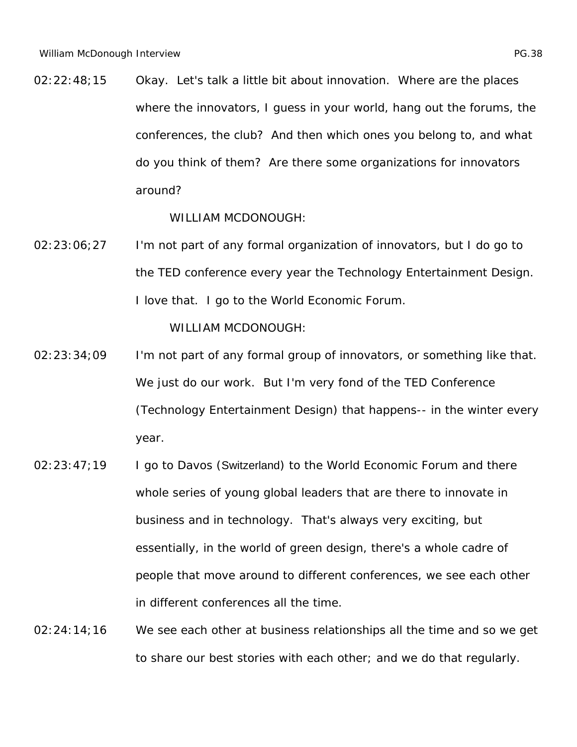02:22:48;15 Okay. Let's talk a little bit about innovation. Where are the places where the innovators, I guess in your world, hang out the forums, the conferences, the club? And then which ones you belong to, and what do you think of them? Are there some organizations for innovators around?

WILLIAM MCDONOUGH:

02:23:06;27 I'm not part of any formal organization of innovators, but I do go to the TED conference every year the Technology Entertainment Design. I love that. I go to the World Economic Forum.

WILLIAM MCDONOUGH:

02:23:34;09 I'm not part of any formal group of innovators, or something like that. We just do our work. But I'm very fond of the TED Conference (Technology Entertainment Design) that happens-- in the winter every year.

02:23:47;19 I go to Davos (Switzerland) to the World Economic Forum and there whole series of young global leaders that are there to innovate in business and in technology. That's always very exciting, but essentially, in the world of green design, there's a whole cadre of people that move around to different conferences, we see each other in different conferences all the time.

02:24:14;16 We see each other at business relationships all the time and so we get to share our best stories with each other; and we do that regularly.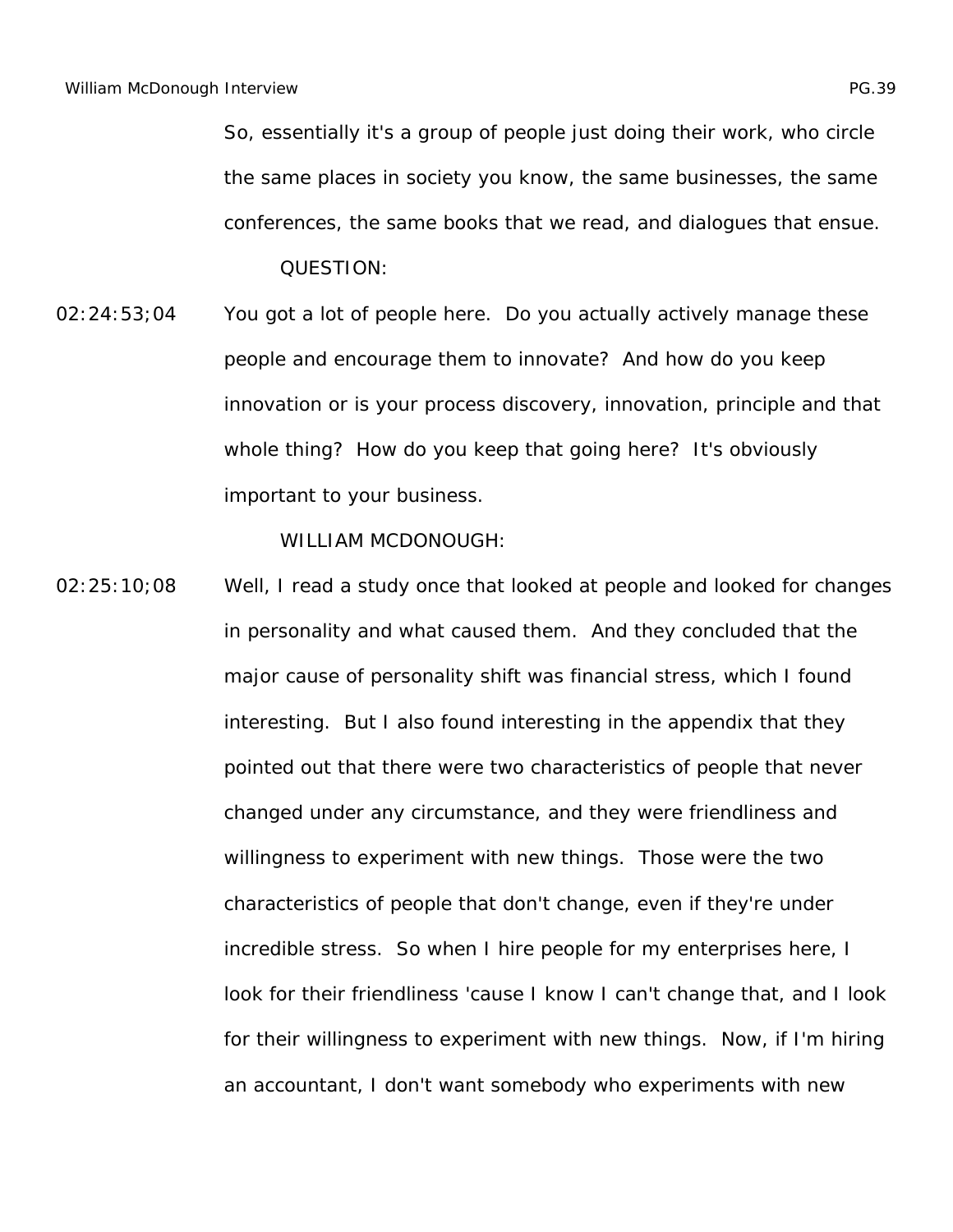So, essentially it's a group of people just doing their work, who circle the same places in society you know, the same businesses, the same conferences, the same books that we read, and dialogues that ensue.

QUESTION:

02:24:53;04 You got a lot of people here. Do you actually actively manage these people and encourage them to innovate? And how do you keep innovation or is your process discovery, innovation, principle and that whole thing? How do you keep that going here? It's obviously important to your business.

WILLIAM MCDONOUGH:

02:25:10;08 Well, I read a study once that looked at people and looked for changes in personality and what caused them. And they concluded that the major cause of personality shift was financial stress, which I found interesting. But I also found interesting in the appendix that they pointed out that there were two characteristics of people that never changed under any circumstance, and they were friendliness and willingness to experiment with new things. Those were the two characteristics of people that don't change, even if they're under incredible stress. So when I hire people for my enterprises here, I look for their friendliness 'cause I know I can't change that, and I look for their willingness to experiment with new things. Now, if I'm hiring an accountant, I don't want somebody who experiments with new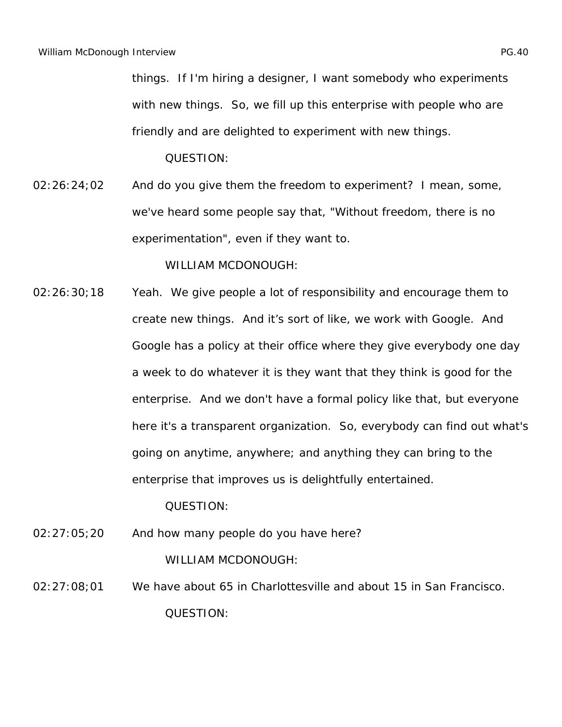things. If I'm hiring a designer, I want somebody who experiments with new things. So, we fill up this enterprise with people who are friendly and are delighted to experiment with new things.

QUESTION:

02:26:24;02 And do you give them the freedom to experiment? I mean, some, we've heard some people say that, "Without freedom, there is no experimentation", even if they want to.

WILLIAM MCDONOUGH:

02:26:30;18 Yeah. We give people a lot of responsibility and encourage them to create new things. And it's sort of like, we work with Google. And Google has a policy at their office where they give everybody one day a week to do whatever it is they want that they think is good for the enterprise. And we don't have a formal policy like that, but everyone here it's a transparent organization. So, everybody can find out what's going on anytime, anywhere; and anything they can bring to the enterprise that improves us is delightfully entertained.

QUESTION:

02:27:05;20 And how many people do you have here?

WILLIAM MCDONOUGH:

02:27:08;01 We have about 65 in Charlottesville and about 15 in San Francisco.

QUESTION: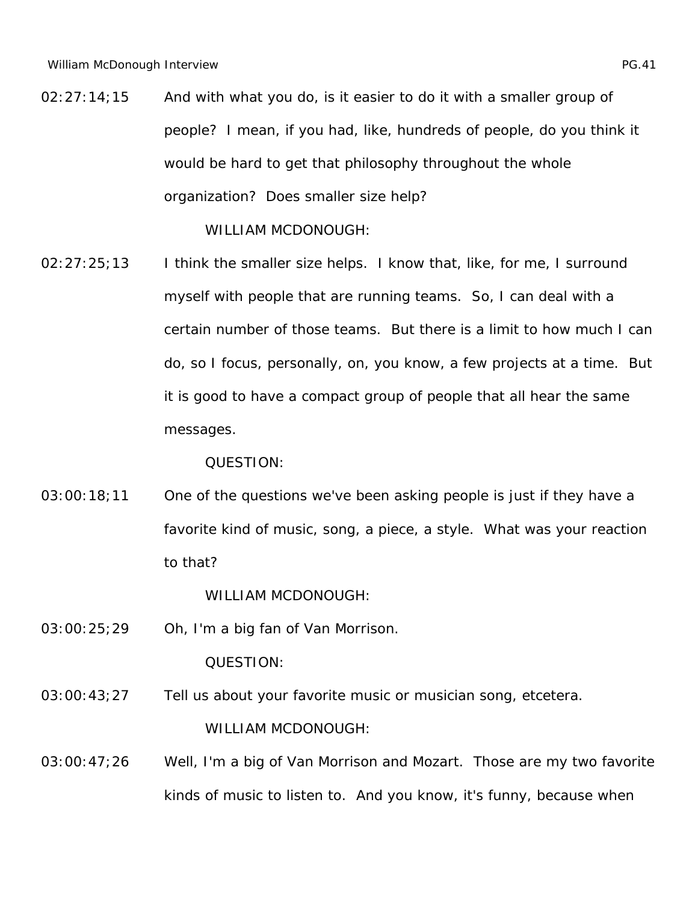02:27:14;15 And with what you do, is it easier to do it with a smaller group of people? I mean, if you had, like, hundreds of people, do you think it would be hard to get that philosophy throughout the whole organization? Does smaller size help?

WILLIAM MCDONOUGH:

02:27:25;13 I think the smaller size helps. I know that, like, for me, I surround myself with people that are running teams. So, I can deal with a certain number of those teams. But there is a limit to how much I can do, so I focus, personally, on, you know, a few projects at a time. But it is good to have a compact group of people that all hear the same messages.

QUESTION:

03:00:18;11 One of the questions we've been asking people is just if they have a favorite kind of music, song, a piece, a style. What was your reaction to that?

WILLIAM MCDONOUGH:

03:00:25;29 Oh, I'm a big fan of Van Morrison.

QUESTION:

03:00:43;27 Tell us about your favorite music or musician song, etcetera.

WILLIAM MCDONOUGH:

03:00:47;26 Well, I'm a big of Van Morrison and Mozart. Those are my two favorite kinds of music to listen to. And you know, it's funny, because when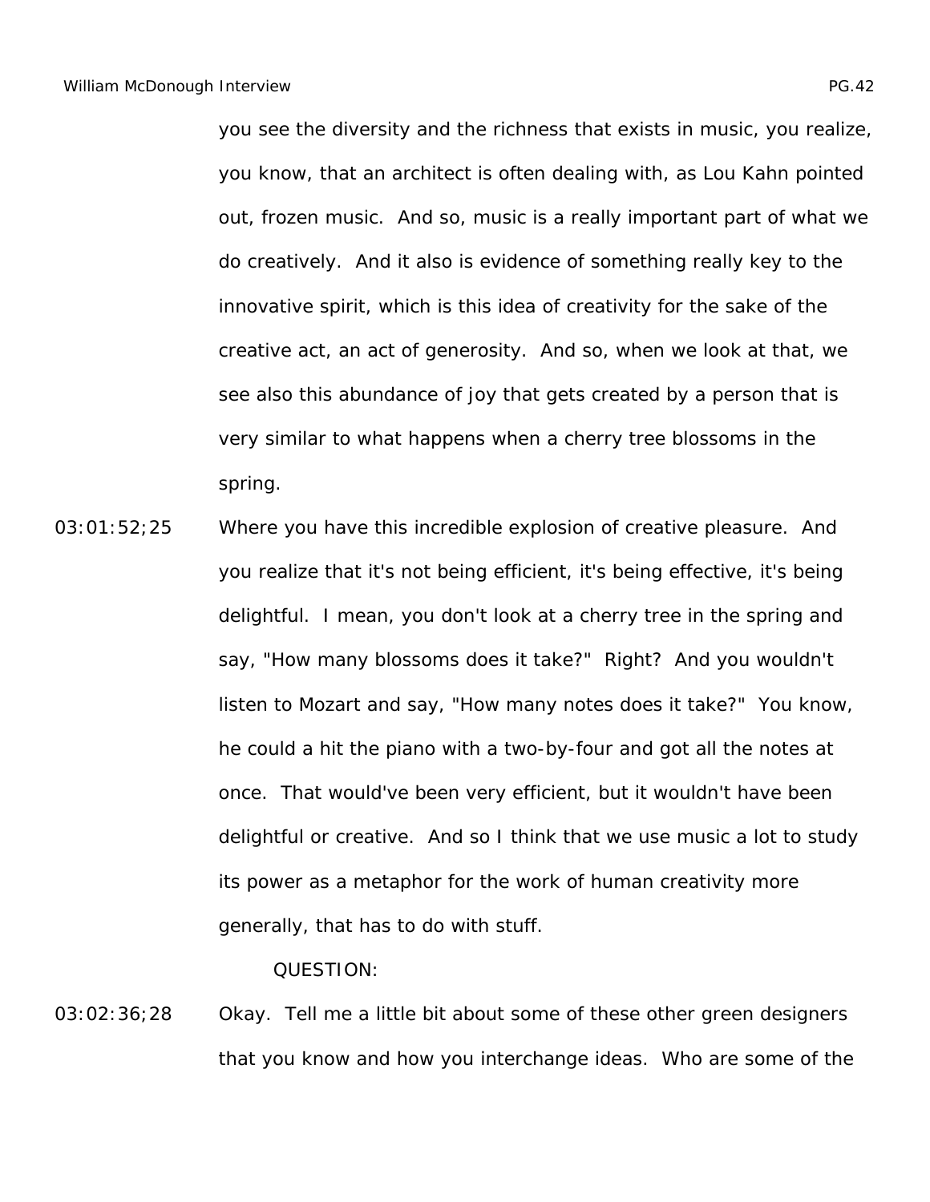you see the diversity and the richness that exists in music, you realize, you know, that an architect is often dealing with, as Lou Kahn pointed out, frozen music. And so, music is a really important part of what we do creatively. And it also is evidence of something really key to the innovative spirit, which is this idea of creativity for the sake of the creative act, an act of generosity. And so, when we look at that, we see also this abundance of joy that gets created by a person that is very similar to what happens when a cherry tree blossoms in the spring.

03:01:52;25 Where you have this incredible explosion of creative pleasure. And you realize that it's not being efficient, it's being effective, it's being delightful. I mean, you don't look at a cherry tree in the spring and say, "How many blossoms does it take?" Right? And you wouldn't listen to Mozart and say, "How many notes does it take?" You know, he could a hit the piano with a two-by-four and got all the notes at once. That would've been very efficient, but it wouldn't have been delightful or creative. And so I think that we use music a lot to study its power as a metaphor for the work of human creativity more generally, that has to do with stuff.

QUESTION:

03:02:36;28 Okay. Tell me a little bit about some of these other green designers that you know and how you interchange ideas. Who are some of the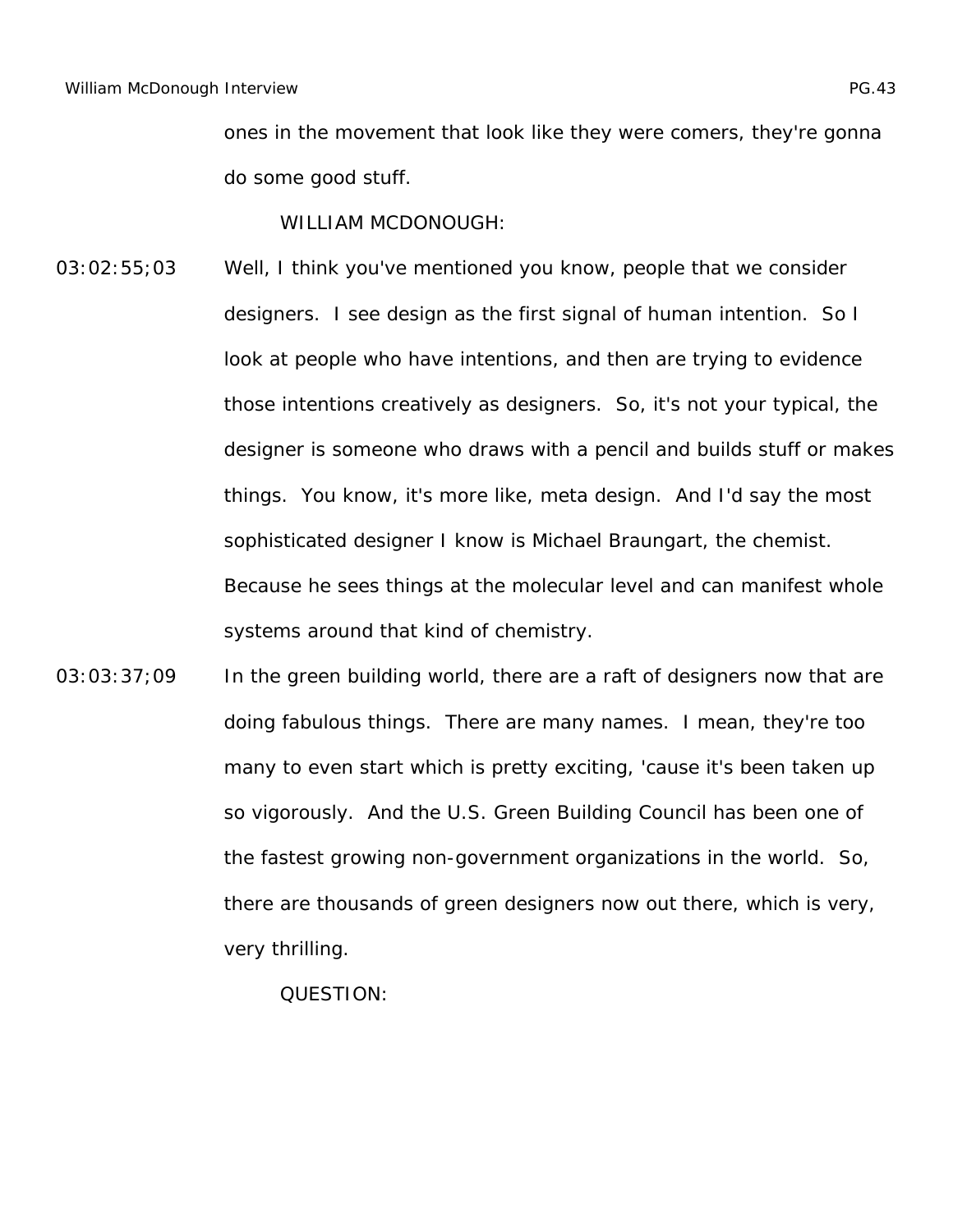ones in the movement that look like they were comers, they're gonna do some good stuff.

WILLIAM MCDONOUGH:

03:02:55;03 Well, I think you've mentioned you know, people that we consider designers. I see design as the first signal of human intention. So I look at people who have intentions, and then are trying to evidence those intentions creatively as designers. So, it's not your typical, the designer is someone who draws with a pencil and builds stuff or makes things. You know, it's more like, meta design. And I'd say the most sophisticated designer I know is Michael Braungart, the chemist. Because he sees things at the molecular level and can manifest whole systems around that kind of chemistry.

03:03:37;09 In the green building world, there are a raft of designers now that are doing fabulous things. There are many names. I mean, they're too many to even start which is pretty exciting, 'cause it's been taken up so vigorously. And the U.S. Green Building Council has been one of the fastest growing non-government organizations in the world. So, there are thousands of green designers now out there, which is very, very thrilling.

QUESTION: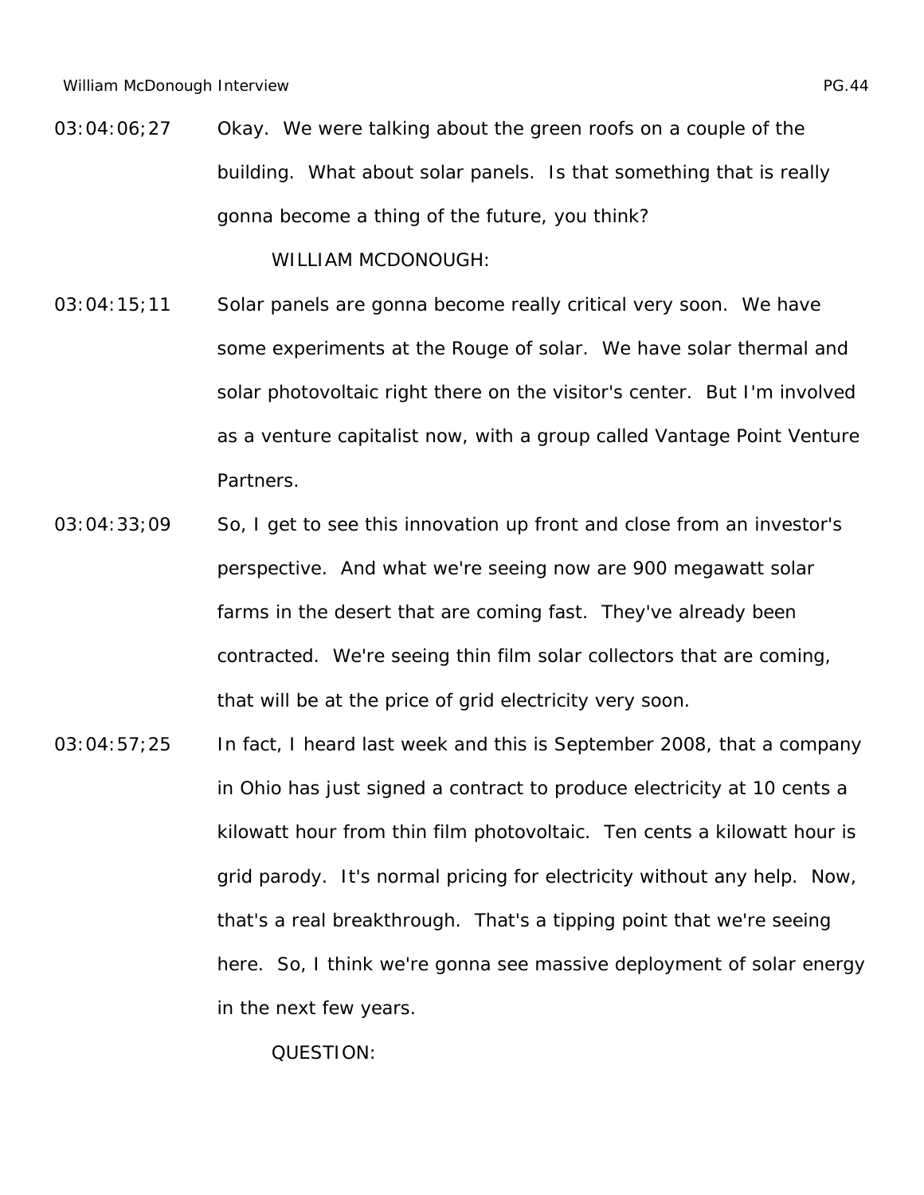03:04:06;27 Okay. We were talking about the green roofs on a couple of the building. What about solar panels. Is that something that is really gonna become a thing of the future, you think?

WILLIAM MCDONOUGH:

03:04:15;11 Solar panels are gonna become really critical very soon. We have some experiments at the Rouge of solar. We have solar thermal and solar photovoltaic right there on the visitor's center. But I'm involved as a venture capitalist now, with a group called Vantage Point Venture Partners.

03:04:33;09 So, I get to see this innovation up front and close from an investor's perspective. And what we're seeing now are 900 megawatt solar farms in the desert that are coming fast. They've already been contracted. We're seeing thin film solar collectors that are coming, that will be at the price of grid electricity very soon.

03:04:57;25 In fact, I heard last week and this is September 2008, that a company in Ohio has just signed a contract to produce electricity at 10 cents a kilowatt hour from thin film photovoltaic. Ten cents a kilowatt hour is grid parody. It's normal pricing for electricity without any help. Now, that's a real breakthrough. That's a tipping point that we're seeing here. So, I think we're gonna see massive deployment of solar energy in the next few years.

QUESTION: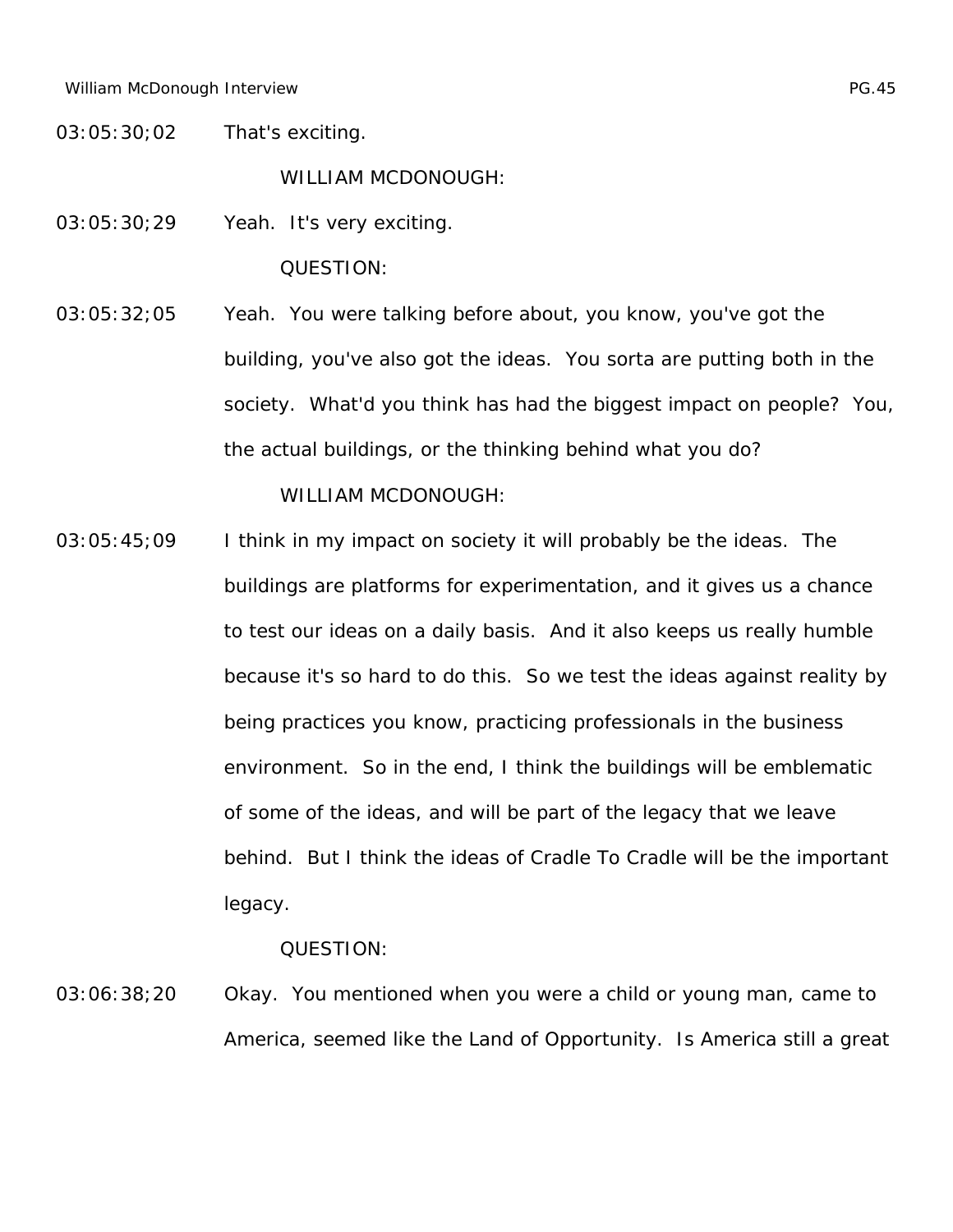03:05:30;02 That's exciting.

WILLIAM MCDONOUGH:

03:05:30;29 Yeah. It's very exciting.

QUESTION:

03:05:32;05 Yeah. You were talking before about, you know, you've got the building, you've also got the ideas. You sorta are putting both in the society. What'd you think has had the biggest impact on people? You, the actual buildings, or the thinking behind what you do?

WILLIAM MCDONOUGH:

03:05:45;09 I think in my impact on society it will probably be the ideas. The buildings are platforms for experimentation, and it gives us a chance to test our ideas on a daily basis. And it also keeps us really humble because it's so hard to do this. So we test the ideas against reality by being practices you know, practicing professionals in the business environment. So in the end, I think the buildings will be emblematic of some of the ideas, and will be part of the legacy that we leave behind. But I think the ideas of Cradle To Cradle will be the important legacy.

QUESTION:

03:06:38;20 Okay. You mentioned when you were a child or young man, came to America, seemed like the Land of Opportunity. Is America still a great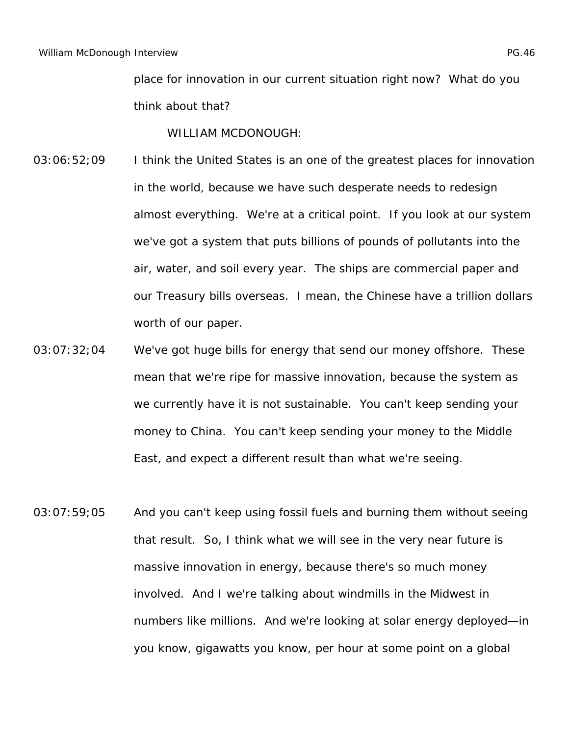place for innovation in our current situation right now? What do you think about that?

WILLIAM MCDONOUGH:

03:06:52;09 I think the United States is an one of the greatest places for innovation in the world, because we have such desperate needs to redesign almost everything. We're at a critical point. If you look at our system we've got a system that puts billions of pounds of pollutants into the air, water, and soil every year. The ships are commercial paper and our Treasury bills overseas. I mean, the Chinese have a trillion dollars worth of our paper.

03:07:32;04 We've got huge bills for energy that send our money offshore. These mean that we're ripe for massive innovation, because the system as we currently have it is not sustainable. You can't keep sending your money to China. You can't keep sending your money to the Middle East, and expect a different result than what we're seeing.

03:07:59;05 And you can't keep using fossil fuels and burning them without seeing that result. So, I think what we will see in the very near future is massive innovation in energy, because there's so much money involved. And I we're talking about windmills in the Midwest in numbers like millions. And we're looking at solar energy deployed—in you know, gigawatts you know, per hour at some point on a global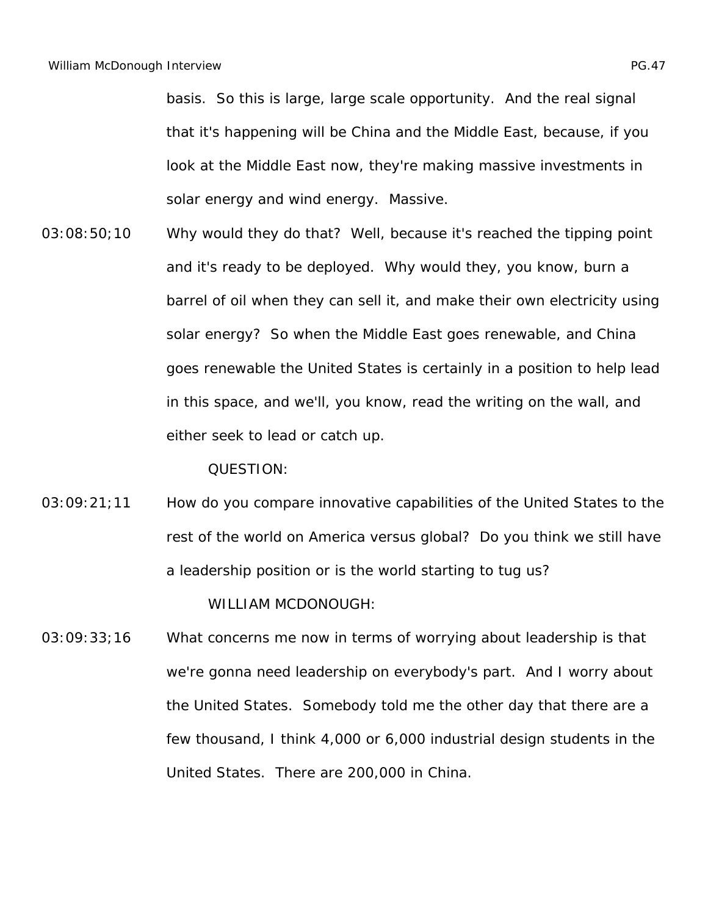basis. So this is large, large scale opportunity. And the real signal that it's happening will be China and the Middle East, because, if you look at the Middle East now, they're making massive investments in solar energy and wind energy. Massive.

03:08:50;10 Why would they do that? Well, because it's reached the tipping point and it's ready to be deployed. Why would they, you know, burn a barrel of oil when they can sell it, and make their own electricity using solar energy? So when the Middle East goes renewable, and China goes renewable the United States is certainly in a position to help lead in this space, and we'll, you know, read the writing on the wall, and either seek to lead or catch up.

QUESTION:

03:09:21;11 How do you compare innovative capabilities of the United States to the rest of the world on America versus global? Do you think we still have a leadership position or is the world starting to tug us?

WILLIAM MCDONOUGH:

03:09:33;16 What concerns me now in terms of worrying about leadership is that we're gonna need leadership on everybody's part. And I worry about the United States. Somebody told me the other day that there are a few thousand, I think 4,000 or 6,000 industrial design students in the United States. There are 200,000 in China.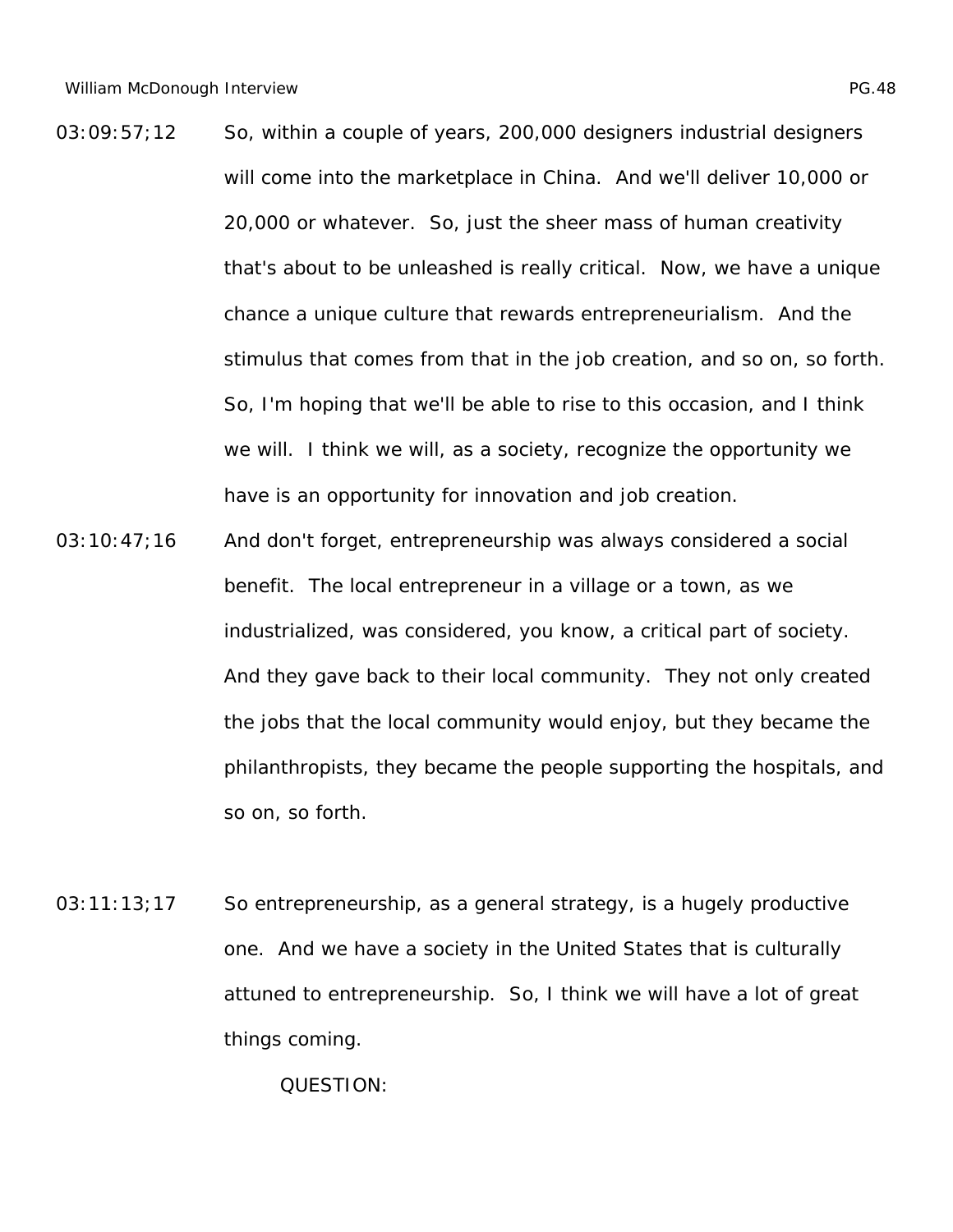03:09:57;12 So, within a couple of years, 200,000 designers industrial designers will come into the marketplace in China. And we'll deliver 10,000 or 20,000 or whatever. So, just the sheer mass of human creativity that's about to be unleashed is really critical. Now, we have a unique chance a unique culture that rewards entrepreneurialism. And the stimulus that comes from that in the job creation, and so on, so forth. So, I'm hoping that we'll be able to rise to this occasion, and I think we will. I think we will, as a society, recognize the opportunity we have is an opportunity for innovation and job creation.

03:10:47;16 And don't forget, entrepreneurship was always considered a social benefit. The local entrepreneur in a village or a town, as we industrialized, was considered, you know, a critical part of society. And they gave back to their local community. They not only created the jobs that the local community would enjoy, but they became the philanthropists, they became the people supporting the hospitals, and so on, so forth.

03:11:13;17 So entrepreneurship, as a general strategy, is a hugely productive one. And we have a society in the United States that is culturally attuned to entrepreneurship. So, I think we will have a lot of great things coming.

QUESTION: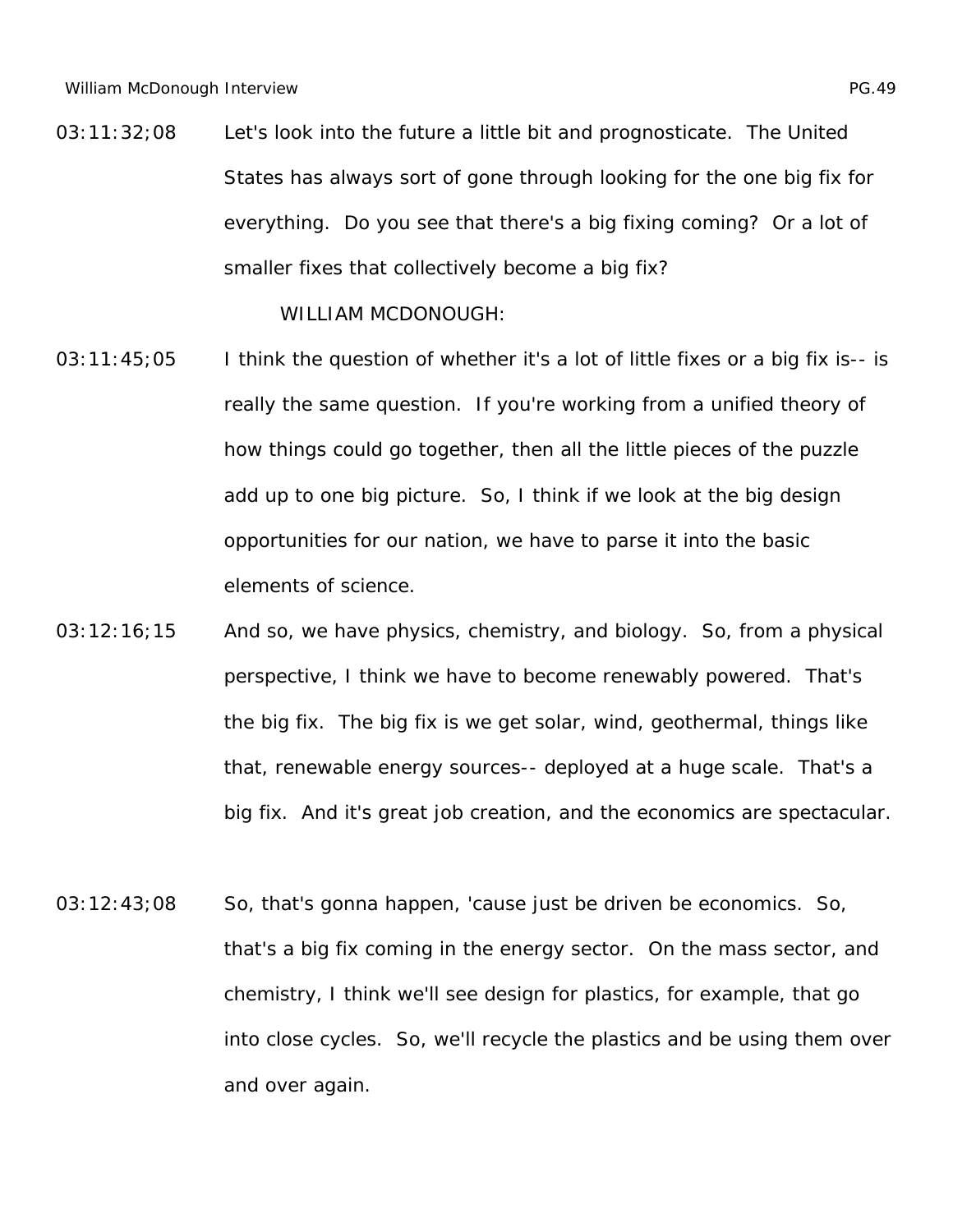03:11:32;08 Let's look into the future a little bit and prognosticate. The United States has always sort of gone through looking for the one big fix for everything. Do you see that there's a big fixing coming? Or a lot of smaller fixes that collectively become a big fix?

WILLIAM MCDONOUGH:

03:11:45;05 I think the question of whether it's a lot of little fixes or a big fix is-- is really the same question. If you're working from a unified theory of how things could go together, then all the little pieces of the puzzle add up to one big picture. So, I think if we look at the big design opportunities for our nation, we have to parse it into the basic elements of science.

03:12:16;15 And so, we have physics, chemistry, and biology. So, from a physical perspective, I think we have to become renewably powered. That's the big fix. The big fix is we get solar, wind, geothermal, things like that, renewable energy sources-- deployed at a huge scale. That's a big fix. And it's great job creation, and the economics are spectacular.

03:12:43;08 So, that's gonna happen, 'cause just be driven be economics. So, that's a big fix coming in the energy sector. On the mass sector, and chemistry, I think we'll see design for plastics, for example, that go into close cycles. So, we'll recycle the plastics and be using them over and over again.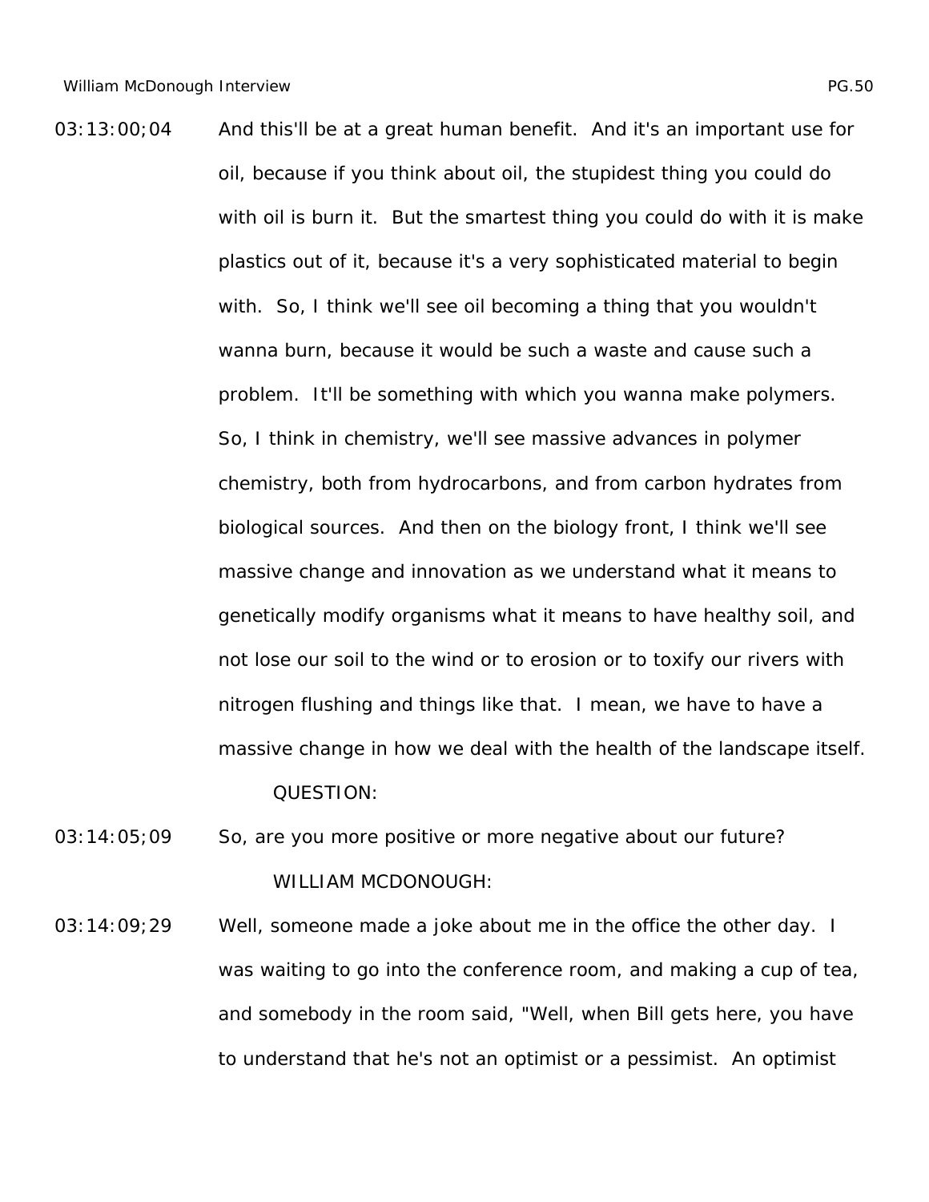03:13:00;04 And this'll be at a great human benefit. And it's an important use for oil, because if you think about oil, the stupidest thing you could do with oil is burn it. But the smartest thing you could do with it is make plastics out of it, because it's a very sophisticated material to begin with. So, I think we'll see oil becoming a thing that you wouldn't wanna burn, because it would be such a waste and cause such a problem. It'll be something with which you wanna make polymers. So, I think in chemistry, we'll see massive advances in polymer chemistry, both from hydrocarbons, and from carbon hydrates from biological sources. And then on the biology front, I think we'll see massive change and innovation as we understand what it means to genetically modify organisms what it means to have healthy soil, and not lose our soil to the wind or to erosion or to toxify our rivers with nitrogen flushing and things like that. I mean, we have to have a massive change in how we deal with the health of the landscape itself.

QUESTION:

03:14:05;09 So, are you more positive or more negative about our future?

WILLIAM MCDONOUGH:

03:14:09;29 Well, someone made a joke about me in the office the other day. I was waiting to go into the conference room, and making a cup of tea, and somebody in the room said, "Well, when Bill gets here, you have to understand that he's not an optimist or a pessimist. An optimist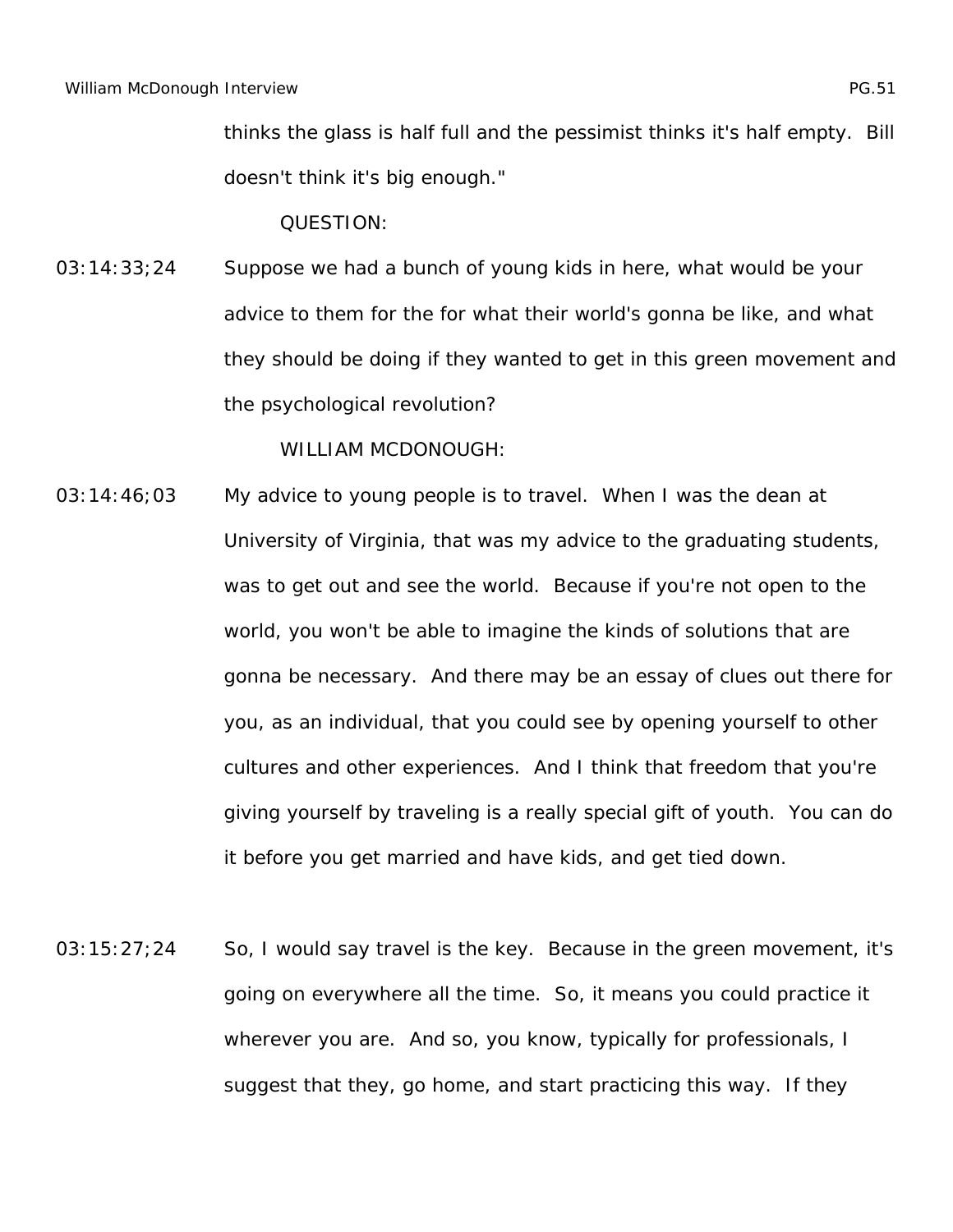thinks the glass is half full and the pessimist thinks it's half empty. Bill doesn't think it's big enough."

QUESTION:

03:14:33;24 Suppose we had a bunch of young kids in here, what would be your advice to them for the for what their world's gonna be like, and what they should be doing if they wanted to get in this green movement and the psychological revolution?

WILLIAM MCDONOUGH:

03:14:46;03 My advice to young people is to travel. When I was the dean at University of Virginia, that was my advice to the graduating students, was to get out and see the world. Because if you're not open to the world, you won't be able to imagine the kinds of solutions that are gonna be necessary. And there may be an essay of clues out there for you, as an individual, that you could see by opening yourself to other cultures and other experiences. And I think that freedom that you're giving yourself by traveling is a really special gift of youth. You can do it before you get married and have kids, and get tied down.

03:15:27;24 So, I would say travel is the key. Because in the green movement, it's going on everywhere all the time. So, it means you could practice it wherever you are. And so, you know, typically for professionals, I suggest that they, go home, and start practicing this way. If they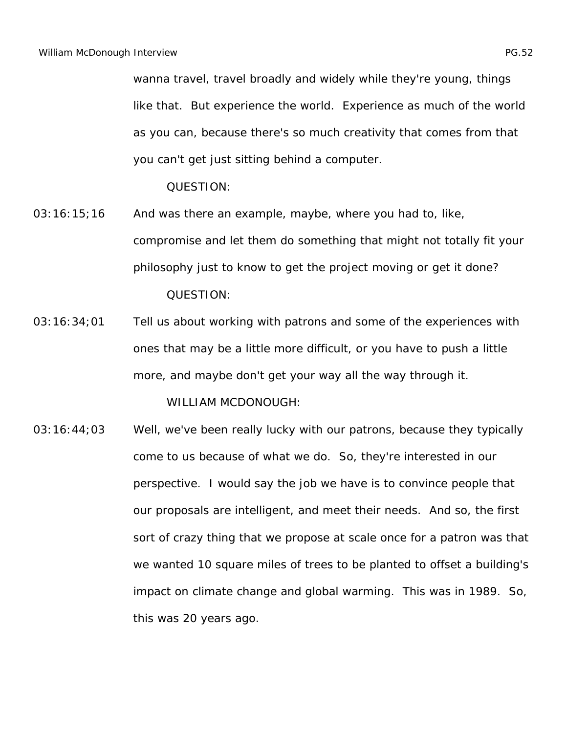wanna travel, travel broadly and widely while they're young, things like that. But experience the world. Experience as much of the world as you can, because there's so much creativity that comes from that you can't get just sitting behind a computer.

QUESTION:

03:16:15;16 And was there an example, maybe, where you had to, like, compromise and let them do something that might not totally fit your philosophy just to know to get the project moving or get it done?

QUESTION:

03:16:34;01 Tell us about working with patrons and some of the experiences with ones that may be a little more difficult, or you have to push a little more, and maybe don't get your way all the way through it.

WILLIAM MCDONOUGH:

03:16:44;03 Well, we've been really lucky with our patrons, because they typically come to us because of what we do. So, they're interested in our perspective. I would say the job we have is to convince people that our proposals are intelligent, and meet their needs. And so, the first sort of crazy thing that we propose at scale once for a patron was that we wanted 10 square miles of trees to be planted to offset a building's impact on climate change and global warming. This was in 1989. So, this was 20 years ago.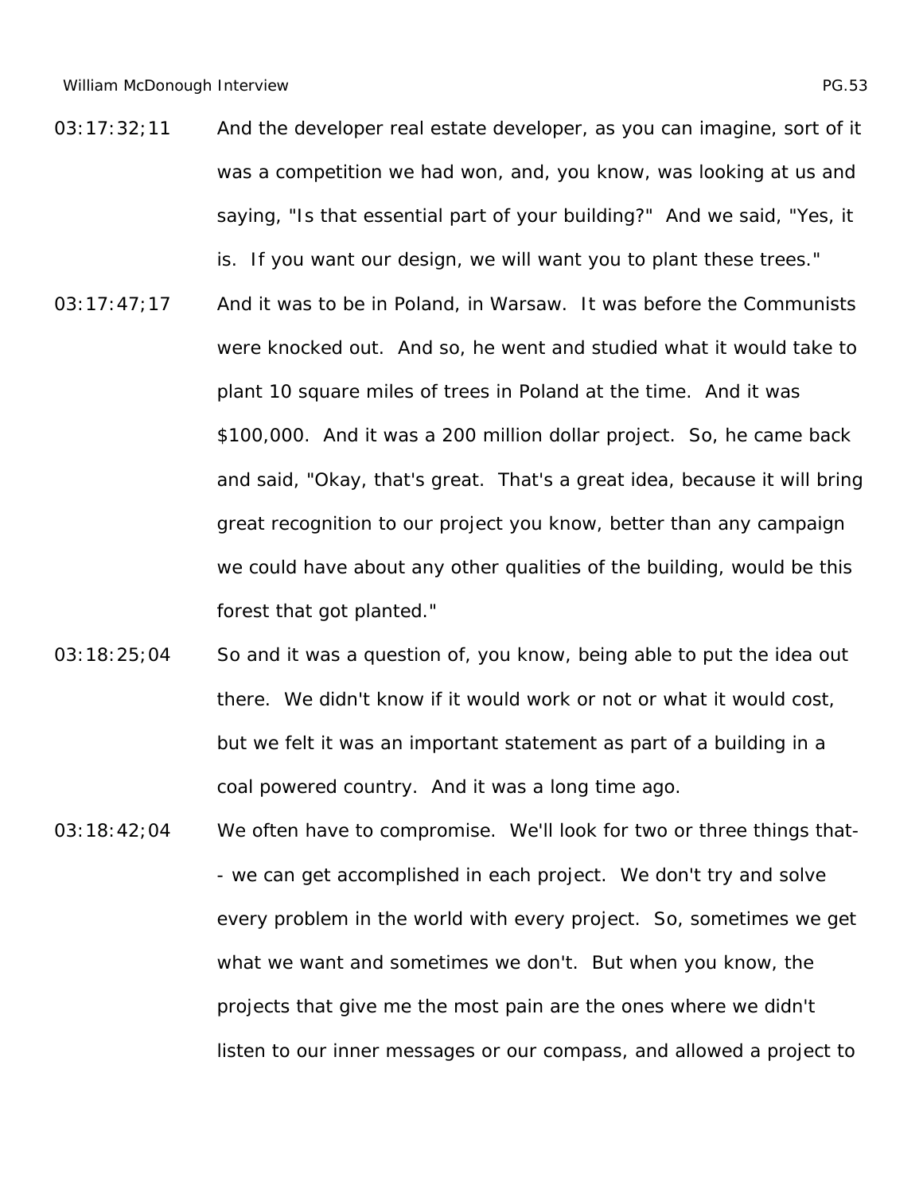03:17:32;11 And the developer real estate developer, as you can imagine, sort of it was a competition we had won, and, you know, was looking at us and saying, "Is that essential part of your building?" And we said, "Yes, it is. If you want our design, we will want you to plant these trees."

03:17:47;17 And it was to be in Poland, in Warsaw. It was before the Communists were knocked out. And so, he went and studied what it would take to plant 10 square miles of trees in Poland at the time. And it was $100,000. And it was a 200 million dollar project. So, he came back and said, "Okay, that's great. That's a great idea, because it will bring great recognition to our project you know, better than any campaign we could have about any other qualities of the building, would be this forest that got planted."

03:18:25;04 So and it was a question of, you know, being able to put the idea out there. We didn't know if it would work or not or what it would cost, but we felt it was an important statement as part of a building in a coal powered country. And it was a long time ago.

03:18:42;04 We often have to compromise. We'll look for two or three things that-- we can get accomplished in each project. We don't try and solve every problem in the world with every project. So, sometimes we get what we want and sometimes we don't. But when you know, the projects that give me the most pain are the ones where we didn't listen to our inner messages or our compass, and allowed a project to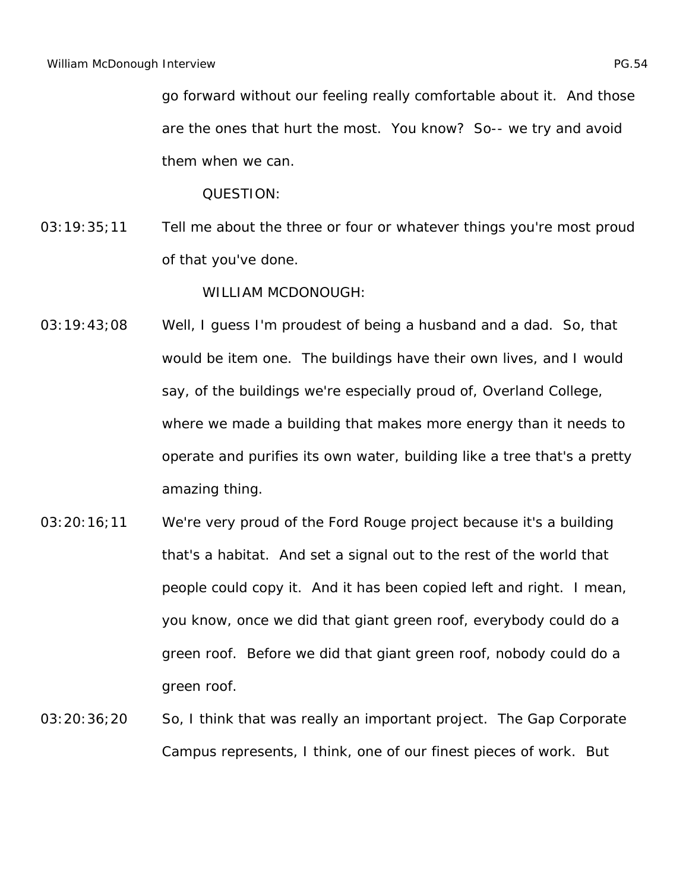go forward without our feeling really comfortable about it. And those are the ones that hurt the most. You know? So-- we try and avoid them when we can.

QUESTION:

03:19:35;11 Tell me about the three or four or whatever things you're most proud of that you've done.

WILLIAM MCDONOUGH:

03:19:43;08 Well, I guess I'm proudest of being a husband and a dad. So, that would be item one. The buildings have their own lives, and I would say, of the buildings we're especially proud of, Overland College, where we made a building that makes more energy than it needs to operate and purifies its own water, building like a tree that's a pretty amazing thing.

03:20:16;11 We're very proud of the Ford Rouge project because it's a building that's a habitat. And set a signal out to the rest of the world that people could copy it. And it has been copied left and right. I mean, you know, once we did that giant green roof, everybody could do a green roof. Before we did that giant green roof, nobody could do a green roof.

03:20:36;20 So, I think that was really an important project. The Gap Corporate Campus represents, I think, one of our finest pieces of work. But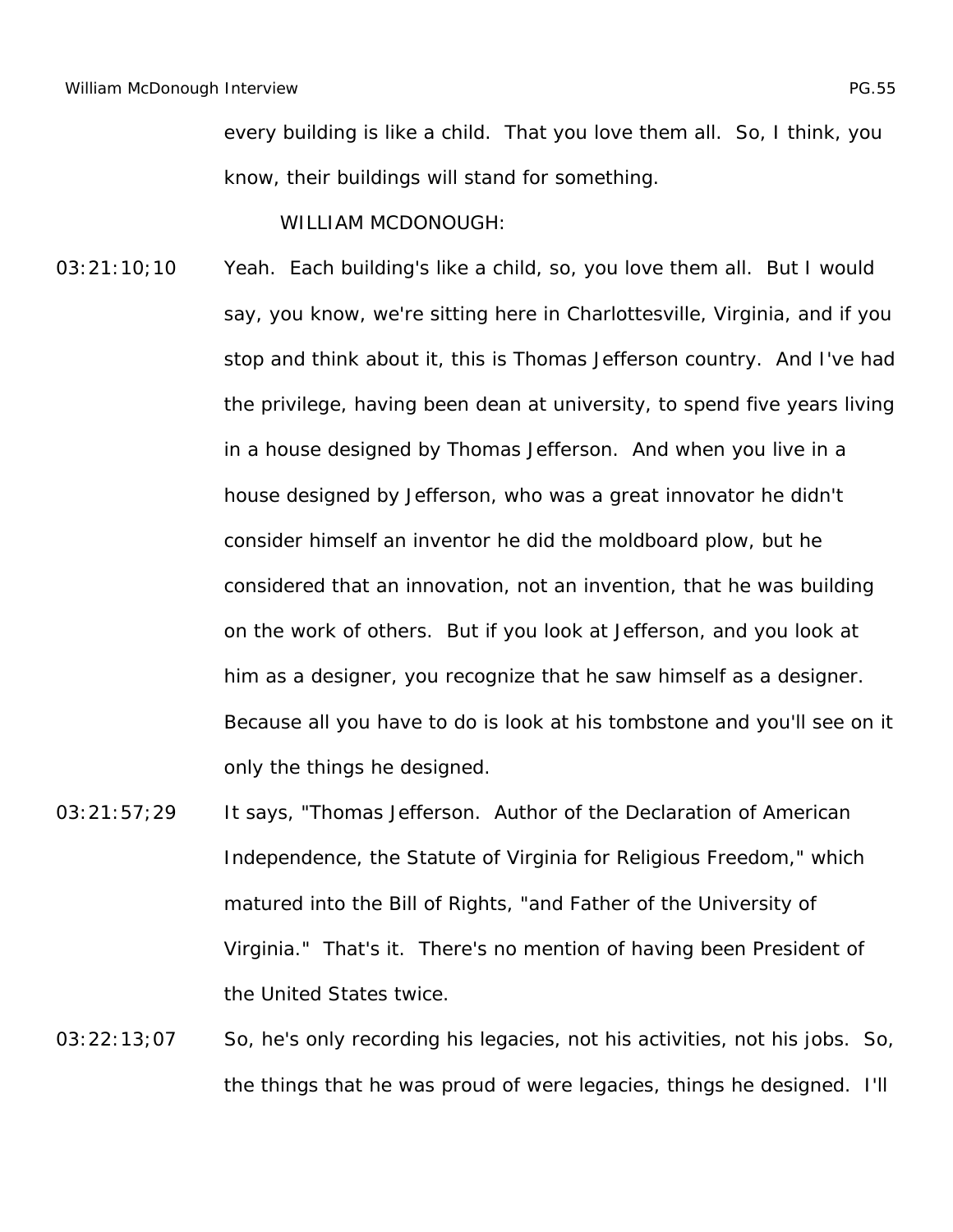every building is like a child. That you love them all. So, I think, you know, their buildings will stand for something.

WILLIAM MCDONOUGH:

03:21:10;10 Yeah. Each building's like a child, so, you love them all. But I would say, you know, we're sitting here in Charlottesville, Virginia, and if you stop and think about it, this is Thomas Jefferson country. And I've had the privilege, having been dean at university, to spend five years living in a house designed by Thomas Jefferson. And when you live in a house designed by Jefferson, who was a great innovator he didn't consider himself an inventor he did the moldboard plow, but he considered that an innovation, not an invention, that he was building on the work of others. But if you look at Jefferson, and you look at him as a designer, you recognize that he saw himself as a designer. Because all you have to do is look at his tombstone and you'll see on it only the things he designed.

03:21:57;29 It says, "Thomas Jefferson. Author of the Declaration of American Independence, the Statute of Virginia for Religious Freedom," which matured into the Bill of Rights, "and Father of the University of Virginia." That's it. There's no mention of having been President of the United States twice.

03:22:13;07 So, he's only recording his legacies, not his activities, not his jobs. So, the things that he was proud of were legacies, things he designed. I'll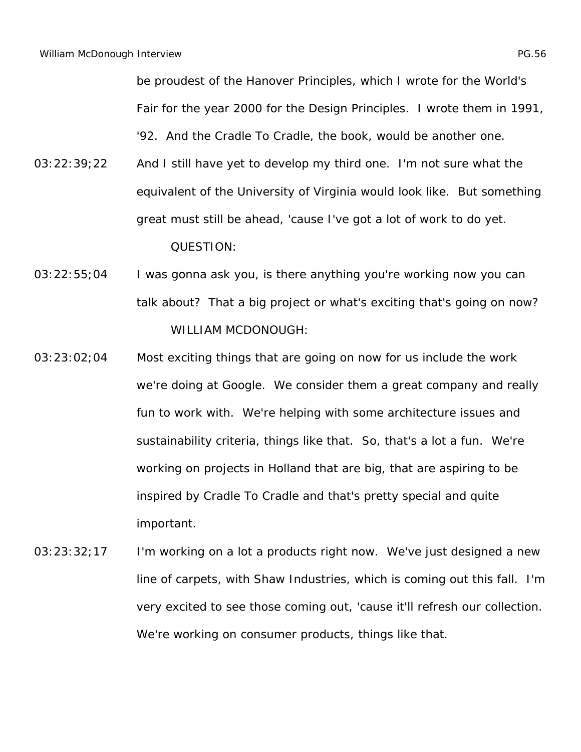be proudest of the Hanover Principles, which I wrote for the World's Fair for the year 2000 for the Design Principles. I wrote them in 1991, '92. And the Cradle To Cradle, the book, would be another one.

03:22:39;22 And I still have yet to develop my third one. I'm not sure what the equivalent of the University of Virginia would look like. But something great must still be ahead, 'cause I've got a lot of work to do yet.

QUESTION:

03:22:55;04 I was gonna ask you, is there anything you're working now you can talk about? That a big project or what's exciting that's going on now?

WILLIAM MCDONOUGH:

03:23:02;04 Most exciting things that are going on now for us include the work we're doing at Google. We consider them a great company and really fun to work with. We're helping with some architecture issues and sustainability criteria, things like that. So, that's a lot a fun. We're working on projects in Holland that are big, that are aspiring to be inspired by Cradle To Cradle and that's pretty special and quite important.

03:23:32;17 I'm working on a lot a products right now. We've just designed a new line of carpets, with Shaw Industries, which is coming out this fall. I'm very excited to see those coming out, 'cause it'll refresh our collection. We're working on consumer products, things like that.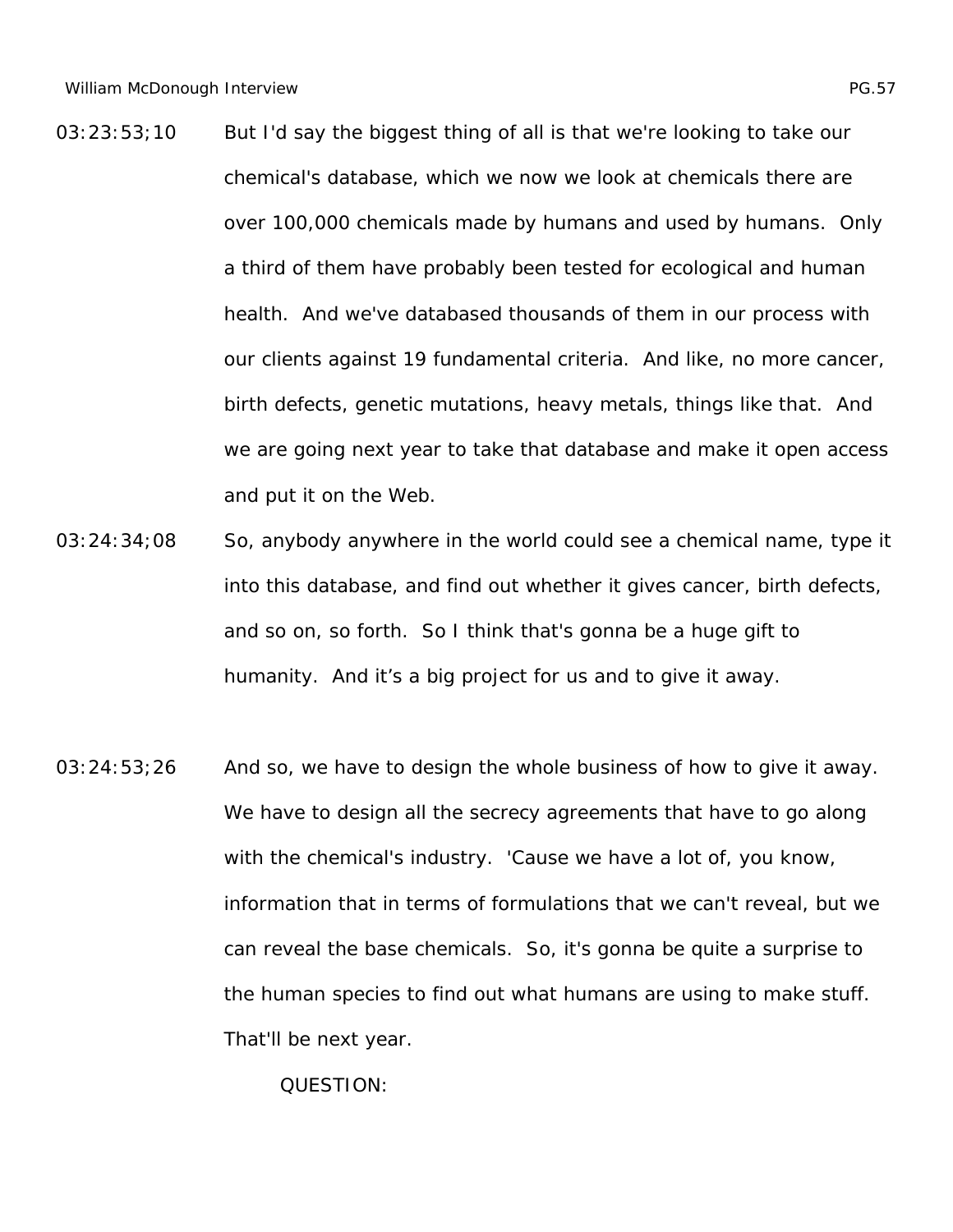03:23:53;10 But I'd say the biggest thing of all is that we're looking to take our chemical's database, which we now we look at chemicals there are over 100,000 chemicals made by humans and used by humans. Only a third of them have probably been tested for ecological and human health. And we've databased thousands of them in our process with our clients against 19 fundamental criteria. And like, no more cancer, birth defects, genetic mutations, heavy metals, things like that. And we are going next year to take that database and make it open access and put it on the Web.

03:24:34;08 So, anybody anywhere in the world could see a chemical name, type it into this database, and find out whether it gives cancer, birth defects, and so on, so forth. So I think that's gonna be a huge gift to humanity. And it's a big project for us and to give it away.

03:24:53;26 And so, we have to design the whole business of how to give it away. We have to design all the secrecy agreements that have to go along with the chemical's industry. 'Cause we have a lot of, you know, information that in terms of formulations that we can't reveal, but we can reveal the base chemicals. So, it's gonna be quite a surprise to the human species to find out what humans are using to make stuff. That'll be next year.

QUESTION: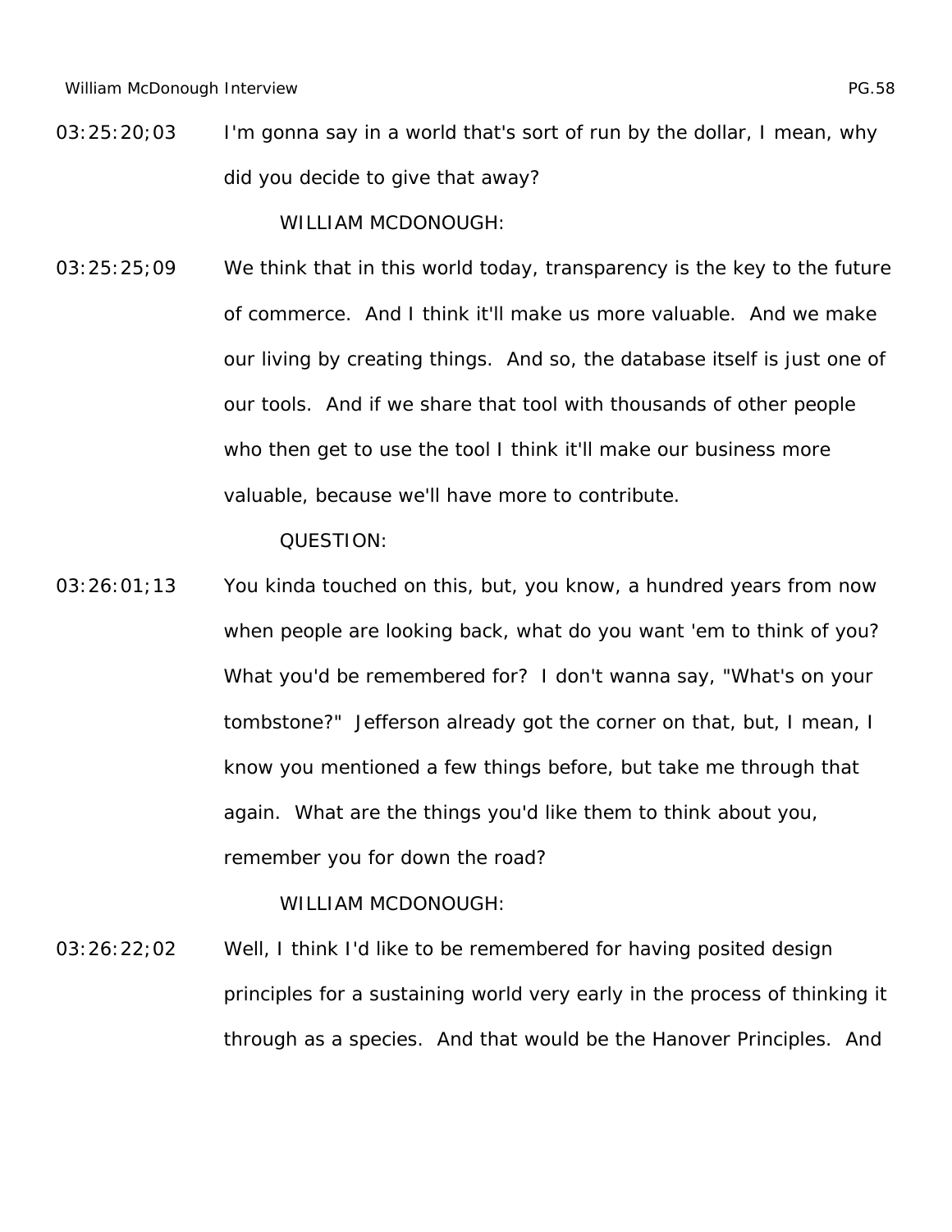03:25:20;03 I'm gonna say in a world that's sort of run by the dollar, I mean, why did you decide to give that away?

WILLIAM MCDONOUGH:

03:25:25;09 We think that in this world today, transparency is the key to the future of commerce. And I think it'll make us more valuable. And we make our living by creating things. And so, the database itself is just one of our tools. And if we share that tool with thousands of other people who then get to use the tool I think it'll make our business more valuable, because we'll have more to contribute.

QUESTION:

03:26:01;13 You kinda touched on this, but, you know, a hundred years from now when people are looking back, what do you want 'em to think of you? What you'd be remembered for? I don't wanna say, "What's on your tombstone?" Jefferson already got the corner on that, but, I mean, I know you mentioned a few things before, but take me through that again. What are the things you'd like them to think about you, remember you for down the road?

WILLIAM MCDONOUGH:

03:26:22;02 Well, I think I'd like to be remembered for having posited design principles for a sustaining world very early in the process of thinking it through as a species. And that would be the Hanover Principles. And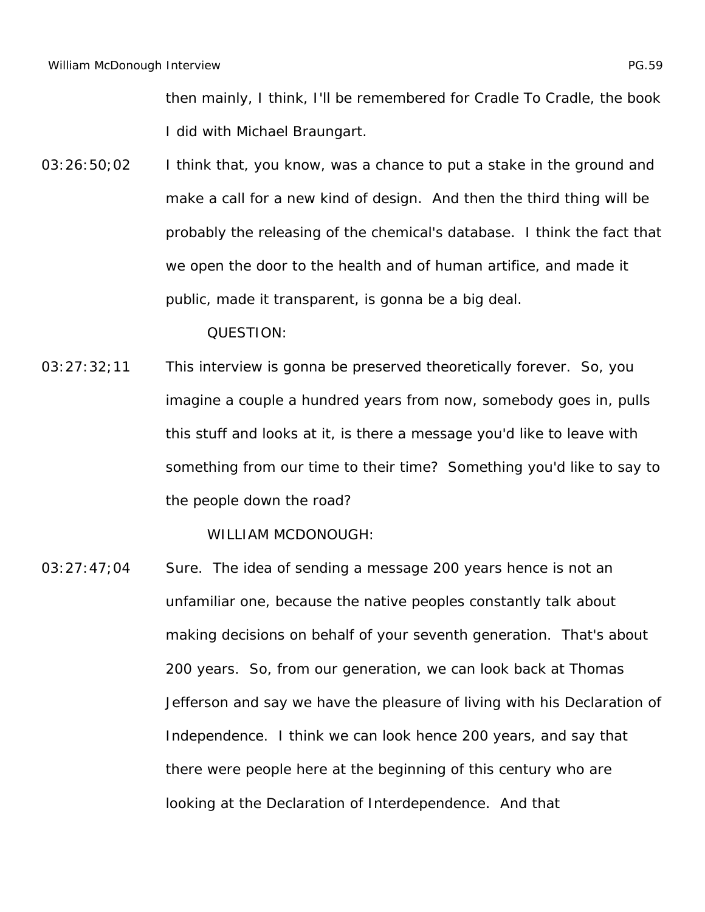then mainly, I think, I'll be remembered for Cradle To Cradle, the book I did with Michael Braungart.

03:26:50;02 I think that, you know, was a chance to put a stake in the ground and make a call for a new kind of design. And then the third thing will be probably the releasing of the chemical's database. I think the fact that we open the door to the health and of human artifice, and made it public, made it transparent, is gonna be a big deal.

QUESTION:

03:27:32;11 This interview is gonna be preserved theoretically forever. So, you imagine a couple a hundred years from now, somebody goes in, pulls this stuff and looks at it, is there a message you'd like to leave with something from our time to their time? Something you'd like to say to the people down the road?

WILLIAM MCDONOUGH:

03:27:47;04 Sure. The idea of sending a message 200 years hence is not an unfamiliar one, because the native peoples constantly talk about making decisions on behalf of your seventh generation. That's about 200 years. So, from our generation, we can look back at Thomas Jefferson and say we have the pleasure of living with his Declaration of Independence. I think we can look hence 200 years, and say that there were people here at the beginning of this century who are looking at the Declaration of Interdependence. And that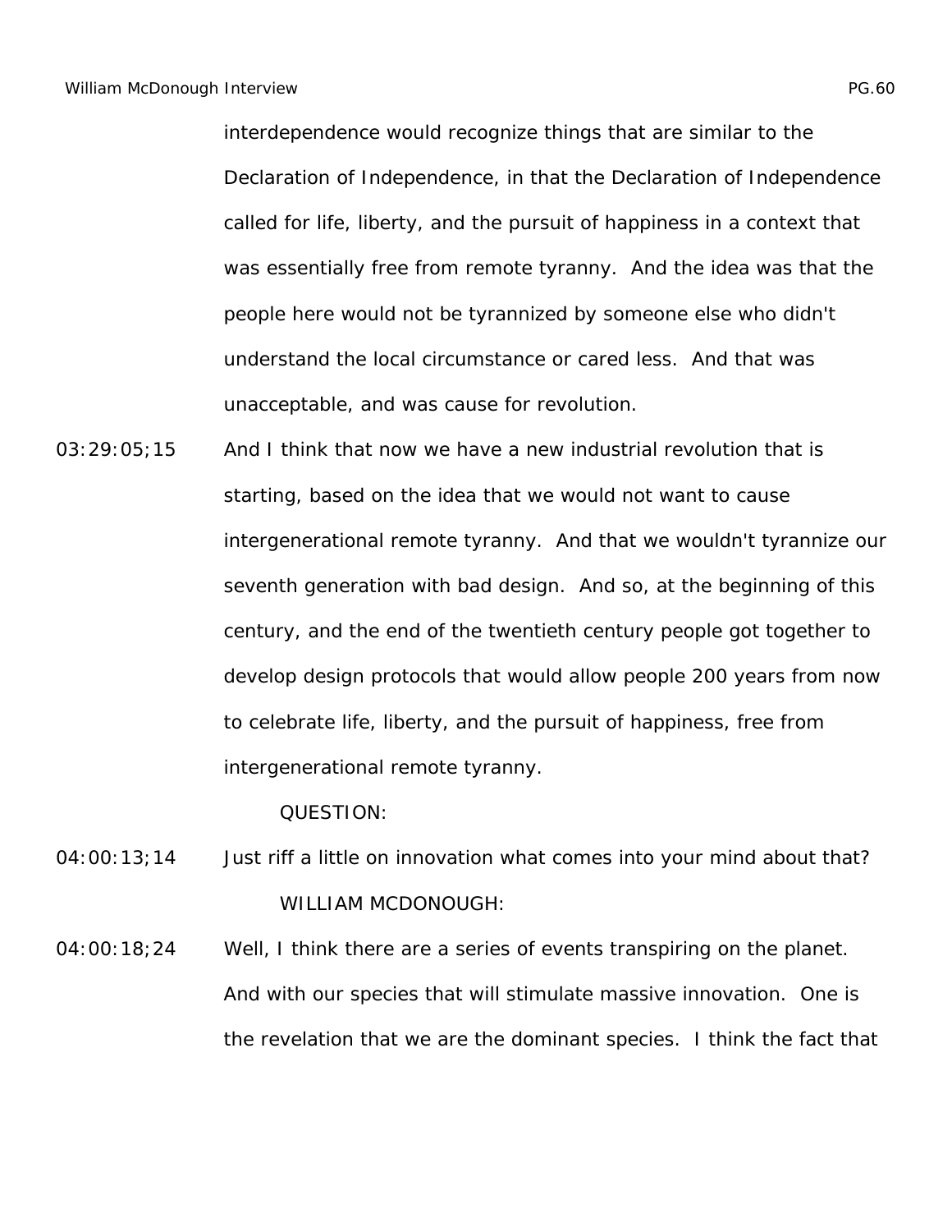interdependence would recognize things that are similar to the Declaration of Independence, in that the Declaration of Independence called for life, liberty, and the pursuit of happiness in a context that was essentially free from remote tyranny. And the idea was that the people here would not be tyrannized by someone else who didn't understand the local circumstance or cared less. And that was unacceptable, and was cause for revolution.

03:29:05;15 And I think that now we have a new industrial revolution that is starting, based on the idea that we would not want to cause intergenerational remote tyranny. And that we wouldn't tyrannize our seventh generation with bad design. And so, at the beginning of this century, and the end of the twentieth century people got together to develop design protocols that would allow people 200 years from now to celebrate life, liberty, and the pursuit of happiness, free from intergenerational remote tyranny.

QUESTION:

04:00:13;14 Just riff a little on innovation what comes into your mind about that?

WILLIAM MCDONOUGH:

04:00:18;24 Well, I think there are a series of events transpiring on the planet. And with our species that will stimulate massive innovation. One is the revelation that we are the dominant species. I think the fact that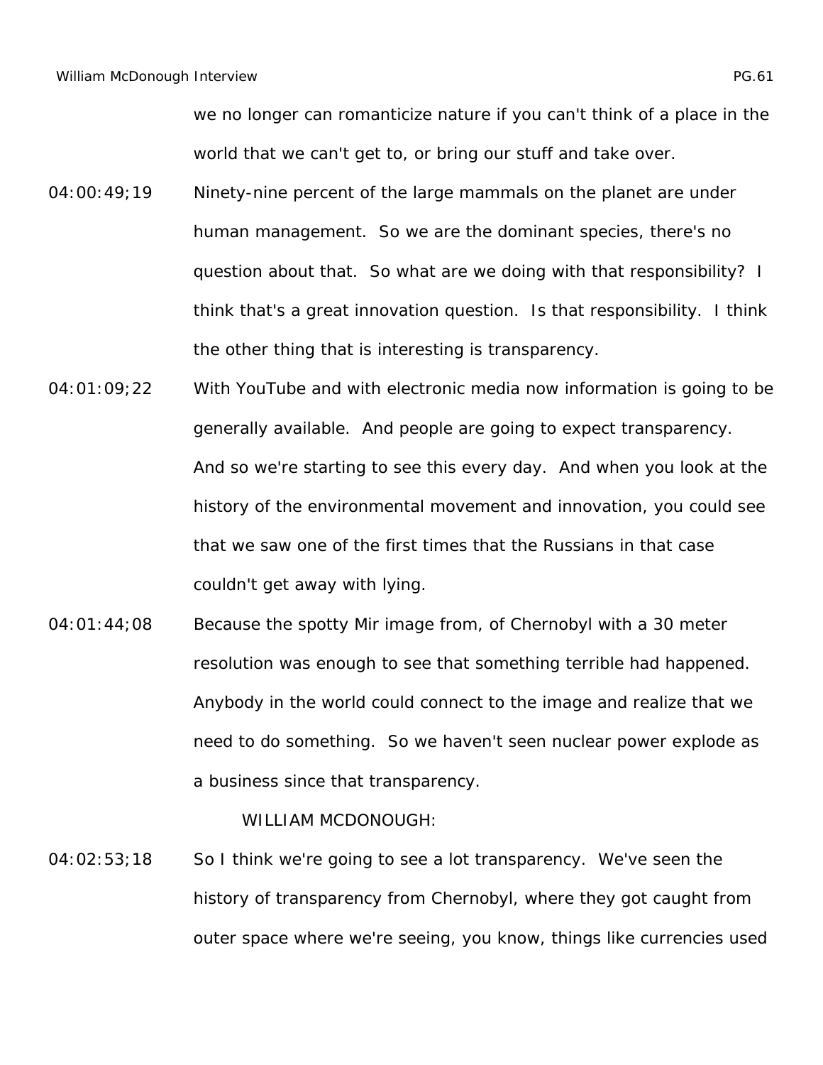we no longer can romanticize nature if you can't think of a place in the world that we can't get to, or bring our stuff and take over.

04:00:49;19 Ninety-nine percent of the large mammals on the planet are under human management. So we are the dominant species, there's no question about that. So what are we doing with that responsibility? I think that's a great innovation question. Is that responsibility. I think the other thing that is interesting is transparency.

04:01:09;22 With YouTube and with electronic media now information is going to be generally available. And people are going to expect transparency. And so we're starting to see this every day. And when you look at the history of the environmental movement and innovation, you could see that we saw one of the first times that the Russians in that case couldn't get away with lying.

04:01:44;08 Because the spotty Mir image from, of Chernobyl with a 30 meter resolution was enough to see that something terrible had happened. Anybody in the world could connect to the image and realize that we need to do something. So we haven't seen nuclear power explode as a business since that transparency.

WILLIAM MCDONOUGH:

04:02:53;18 So I think we're going to see a lot transparency. We've seen the history of transparency from Chernobyl, where they got caught from outer space where we're seeing, you know, things like currencies used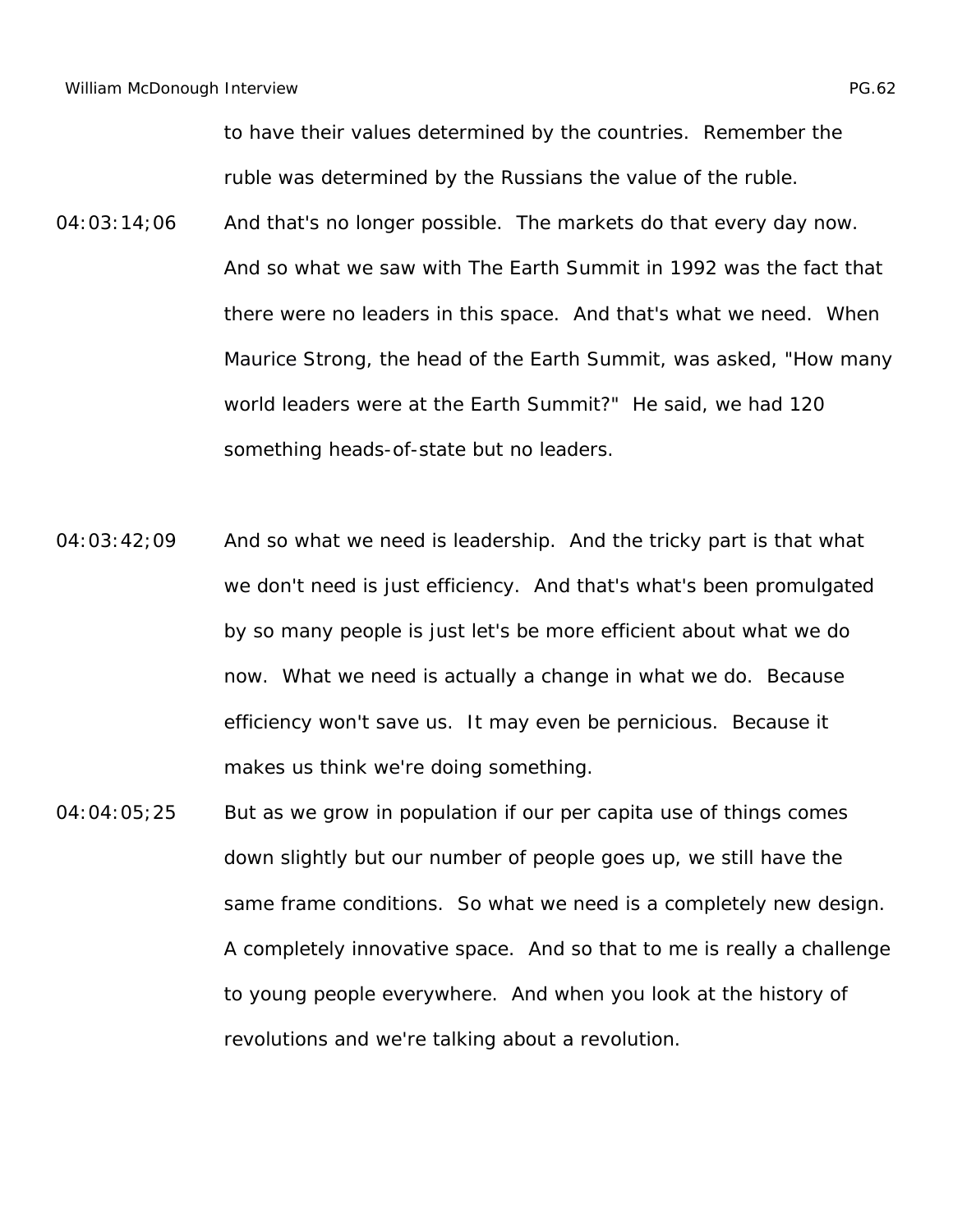to have their values determined by the countries. Remember the ruble was determined by the Russians the value of the ruble.

04:03:14;06 And that's no longer possible. The markets do that every day now. And so what we saw with The Earth Summit in 1992 was the fact that there were no leaders in this space. And that's what we need. When Maurice Strong, the head of the Earth Summit, was asked, "How many world leaders were at the Earth Summit?" He said, we had 120 something heads-of-state but no leaders.

04:03:42;09 And so what we need is leadership. And the tricky part is that what we don't need is just efficiency. And that's what's been promulgated by so many people is just let's be more efficient about what we do now. What we need is actually a change in what we do. Because efficiency won't save us. It may even be pernicious. Because it makes us think we're doing something.

04:04:05;25 But as we grow in population if our per capita use of things comes down slightly but our number of people goes up, we still have the same frame conditions. So what we need is a completely new design. A completely innovative space. And so that to me is really a challenge to young people everywhere. And when you look at the history of revolutions and we're talking about a revolution.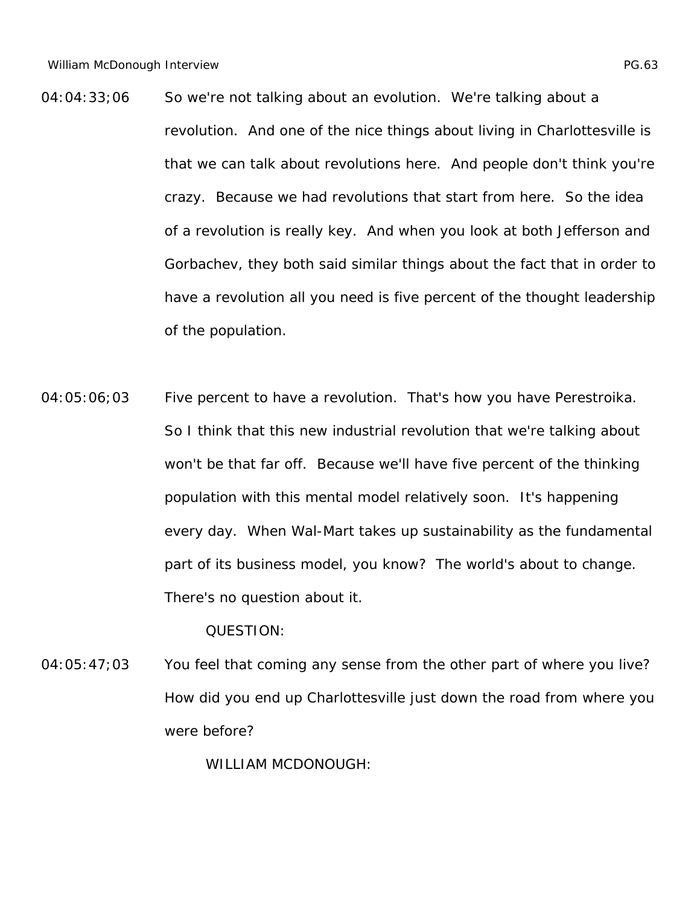04:04:33;06 So we're not talking about an evolution. We're talking about a revolution. And one of the nice things about living in Charlottesville is that we can talk about revolutions here. And people don't think you're crazy. Because we had revolutions that start from here. So the idea of a revolution is really key. And when you look at both Jefferson and Gorbachev, they both said similar things about the fact that in order to have a revolution all you need is five percent of the thought leadership of the population.

04:05:06;03 Five percent to have a revolution. That's how you have Perestroika. So I think that this new industrial revolution that we're talking about won't be that far off. Because we'll have five percent of the thinking population with this mental model relatively soon. It's happening every day. When Wal-Mart takes up sustainability as the fundamental part of its business model, you know? The world's about to change. There's no question about it.

QUESTION:

04:05:47;03 You feel that coming any sense from the other part of where you live? How did you end up Charlottesville just down the road from where you were before?

WILLIAM MCDONOUGH: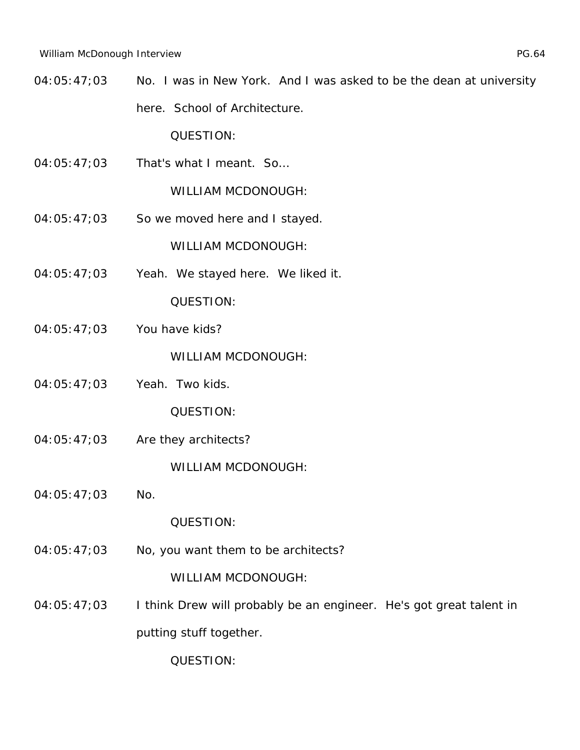04:05:47;03 No. I was in New York. And I was asked to be the dean at university here. School of Architecture.

QUESTION:

04:05:47;03 That's what I meant. So...

WILLIAM MCDONOUGH:

04:05:47;03 So we moved here and I stayed.

WILLIAM MCDONOUGH:

04:05:47;03 Yeah. We stayed here. We liked it.

QUESTION:

04:05:47;03 You have kids?

WILLIAM MCDONOUGH:

04:05:47;03 Yeah. Two kids.

QUESTION:

04:05:47;03 Are they architects?

WILLIAM MCDONOUGH:

04:05:47;03 No.

QUESTION:

04:05:47;03 No, you want them to be architects?

WILLIAM MCDONOUGH:

04:05:47;03 I think Drew will probably be an engineer. He's got great talent in putting stuff together.

QUESTION: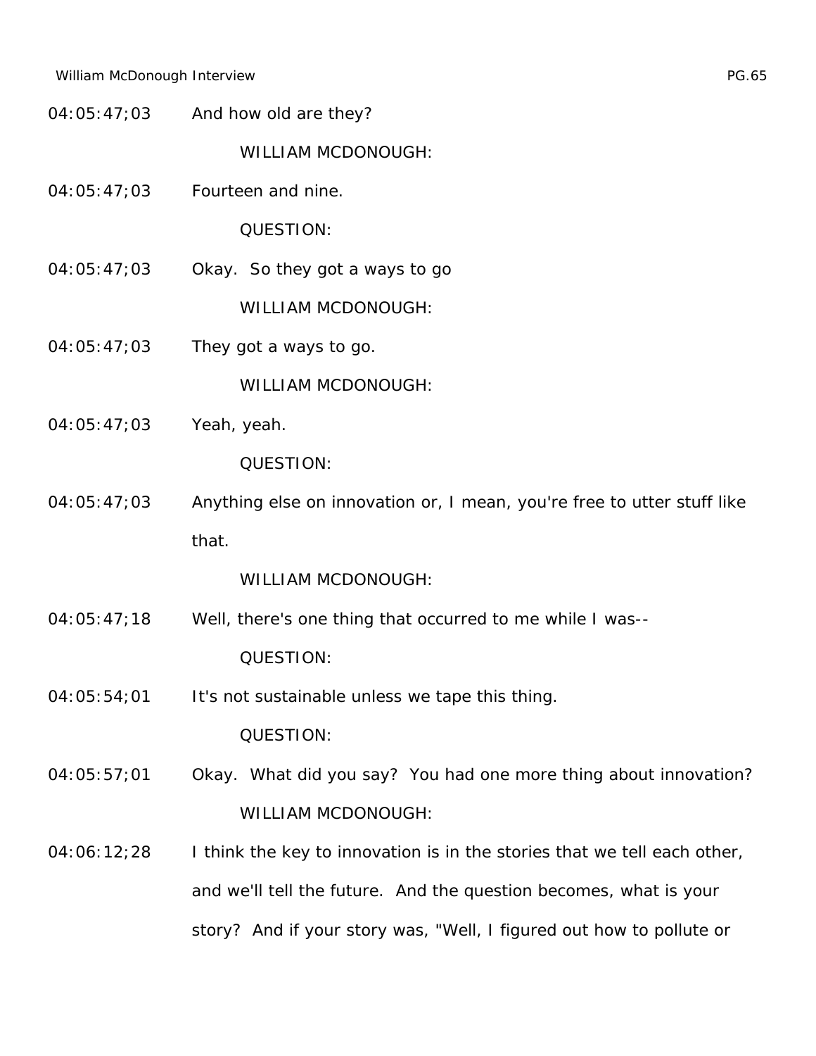04:05:47;03 And how old are they?

WILLIAM MCDONOUGH:

04:05:47;03 Fourteen and nine.

QUESTION:

04:05:47;03 Okay. So they got a ways to go

WILLIAM MCDONOUGH:

04:05:47;03 They got a ways to go.

WILLIAM MCDONOUGH:

04:05:47;03 Yeah, yeah.

QUESTION:

04:05:47;03 Anything else on innovation or, I mean, you're free to utter stuff like that.

WILLIAM MCDONOUGH:

04:05:47;18 Well, there's one thing that occurred to me while I was--

QUESTION:

04:05:54;01 It's not sustainable unless we tape this thing.

QUESTION:

04:05:57;01 Okay. What did you say? You had one more thing about innovation?

WILLIAM MCDONOUGH:

04:06:12;28 I think the key to innovation is in the stories that we tell each other, and we'll tell the future. And the question becomes, what is your story? And if your story was, "Well, I figured out how to pollute or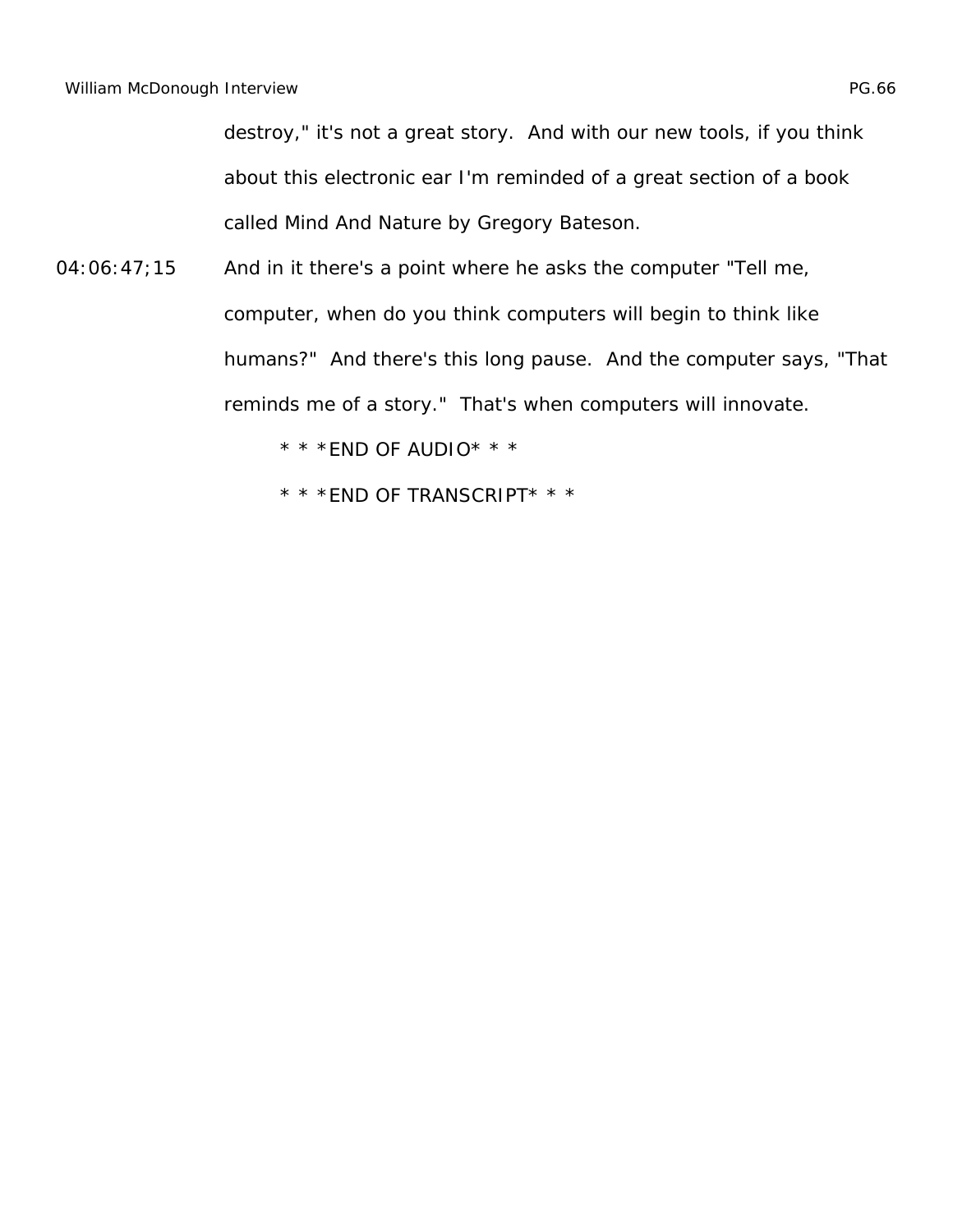destroy," it's not a great story.  And with our new tools, if you think about this electronic ear I'm reminded of a great section of a book called Mind And Nature by Gregory Bateson.

04:06:47;15 And in it there's a point where he asks the computer "Tell me, computer, when do you think computers will begin to think like humans?"  And there's this long pause.  And the computer says, "That reminds me of a story."  That's when computers will innovate.

* * *END OF AUDIO* * *

* * *END OF TRANSCRIPT* * *